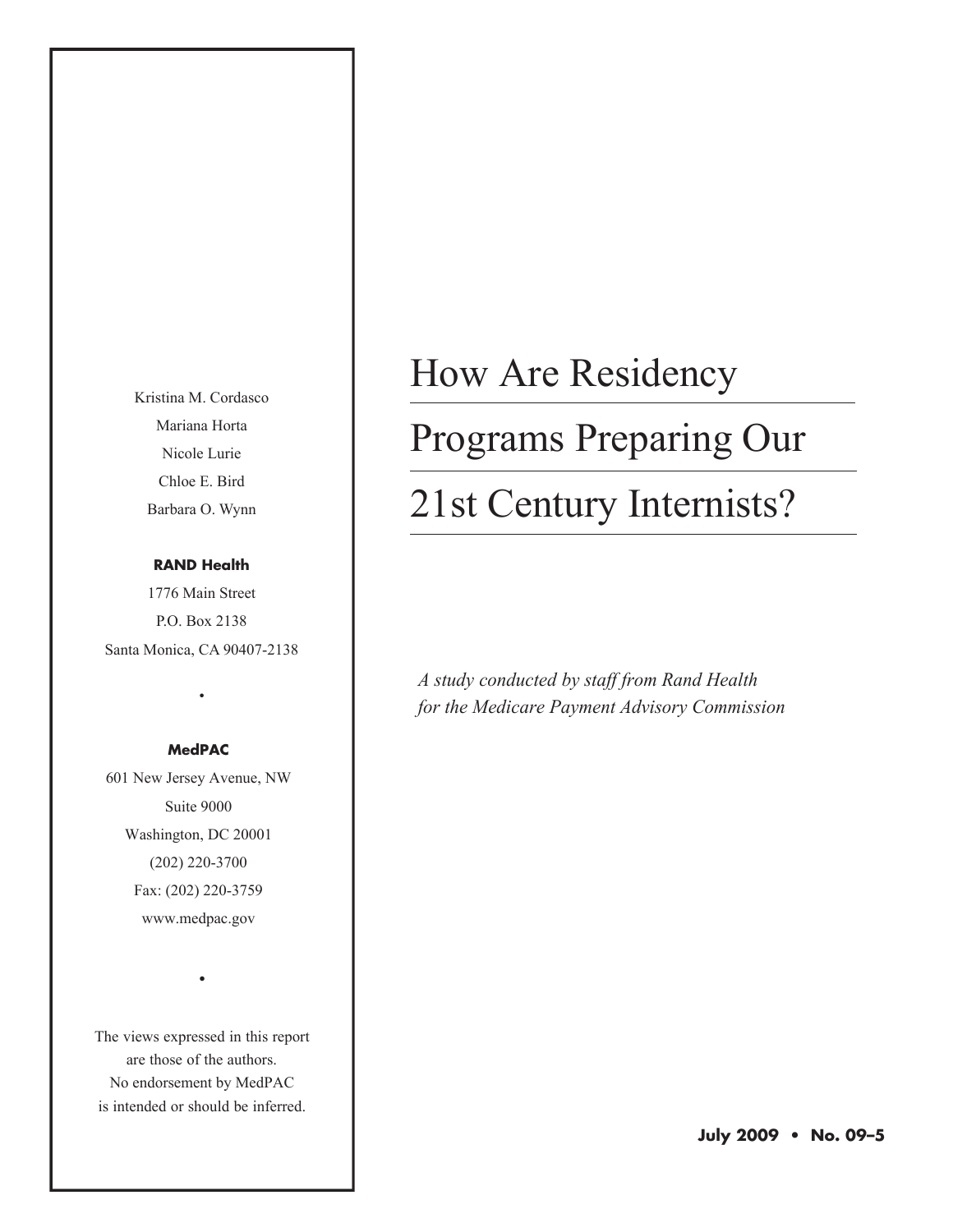# How Are Residency Programs Preparing Our 21st Century Internists?

*A study conducted by staff from Rand Health for the Medicare Payment Advisory Commission*

Kristina M. Cordasco
Mariana Horta
Nicole Lurie
Chloe E. Bird
Barbara O. Wynn

**RAND Health**
1776 Main Street
P.O. Box 2138
Santa Monica, CA 90407-2138

•

**MedPAC**
601 New Jersey Avenue, NW
Suite 9000
Washington, DC 20001
(202) 220-3700
Fax: (202) 220-3759
www.medpac.gov

•

The views expressed in this report are those of the authors. No endorsement by MedPAC is intended or should be inferred.

**July 2009 • No. 09–5**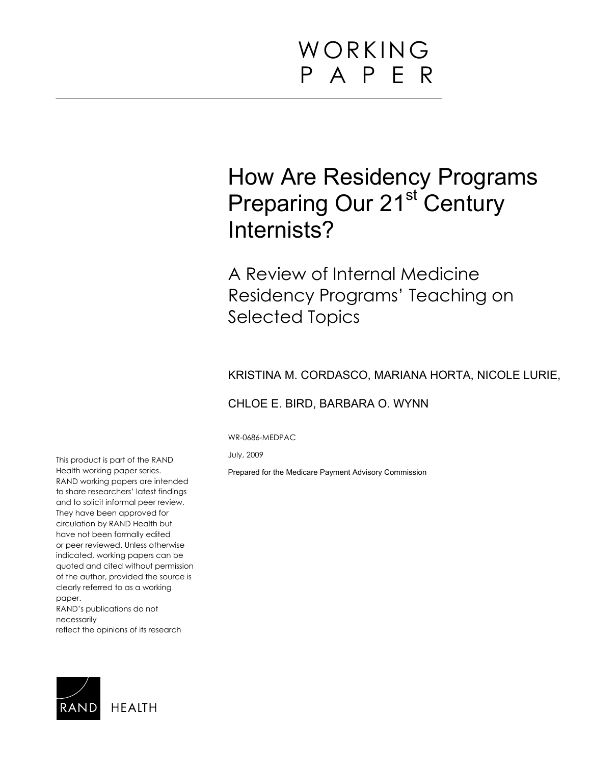# WORKING PAPER

# How Are Residency Programs Preparing Our 21st Century Internists?

## A Review of Internal Medicine Residency Programs' Teaching on Selected Topics

KRISTINA M. CORDASCO, MARIANA HORTA, NICOLE LURIE,

CHLOE E. BIRD, BARBARA O. WYNN

WR-0686-MEDPAC

July, 2009

Prepared for the Medicare Payment Advisory Commission

This product is part of the RAND Health working paper series. RAND working papers are intended to share researchers' latest findings and to solicit informal peer review. They have been approved for circulation by RAND Health but have not been formally edited or peer reviewed. Unless otherwise indicated, working papers can be quoted and cited without permission of the author, provided the source is clearly referred to as a working paper.
RAND's publications do not necessarily
reflect the opinions of its research

RAND HEALTH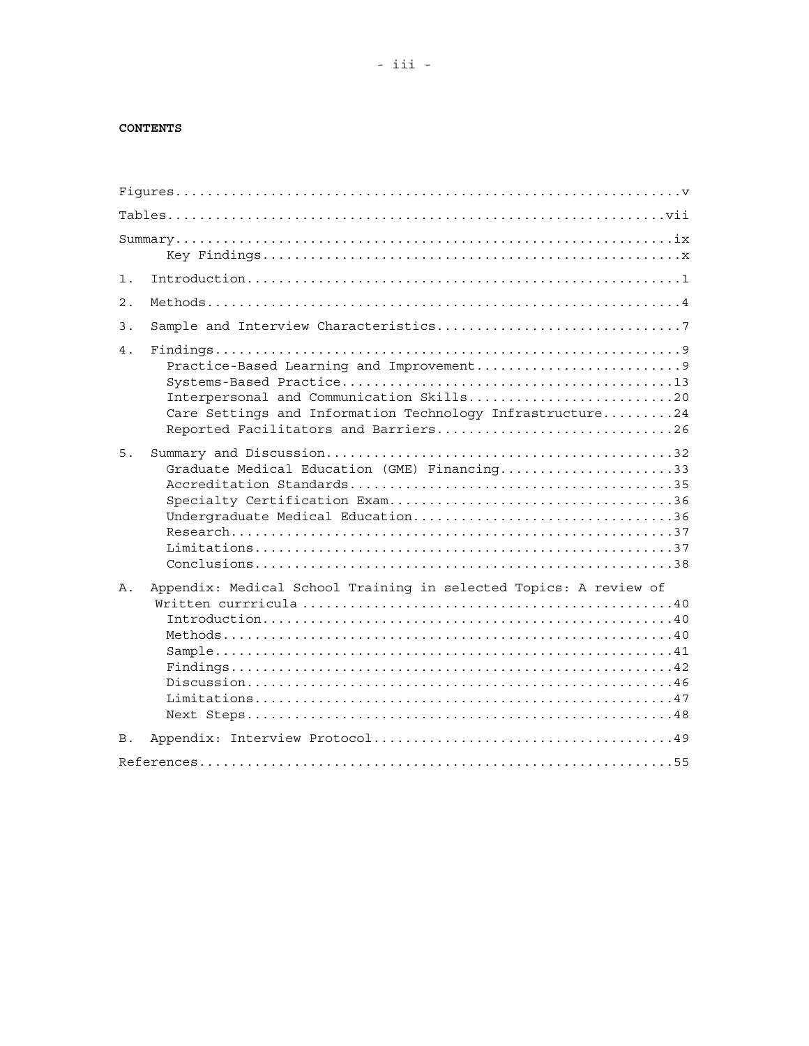# CONTENTS

Figures.............................................................v

Tables............................................................vii

Summary............................................................ix
- Key Findings.....................................................x

1. Introduction.....................................................1
2. Methods..........................................................4
3. Sample and Interview Characteristics.............................7
4. Findings.........................................................9
   - Practice-Based Learning and Improvement.........................9
   - Systems-Based Practice.........................................13
   - Interpersonal and Communication Skills.........................20
   - Care Settings and Information Technology Infrastructure.........24
   - Reported Facilitators and Barriers.............................26
5. Summary and Discussion..........................................32
   - Graduate Medical Education (GME) Financing.....................33
   - Accreditation Standards........................................35
   - Specialty Certification Exam...................................36
   - Undergraduate Medical Education................................36
   - Research.......................................................37
   - Limitations....................................................37
   - Conclusions....................................................38

A. Appendix: Medical School Training in selected Topics: A review of Written currricula ...............................................40
   - Introduction...................................................40
   - Methods........................................................40
   - Sample.........................................................41
   - Findings.......................................................42
   - Discussion.....................................................46
   - Limitations....................................................47
   - Next Steps.....................................................48

B. Appendix: Interview Protocol.....................................49

References.........................................................55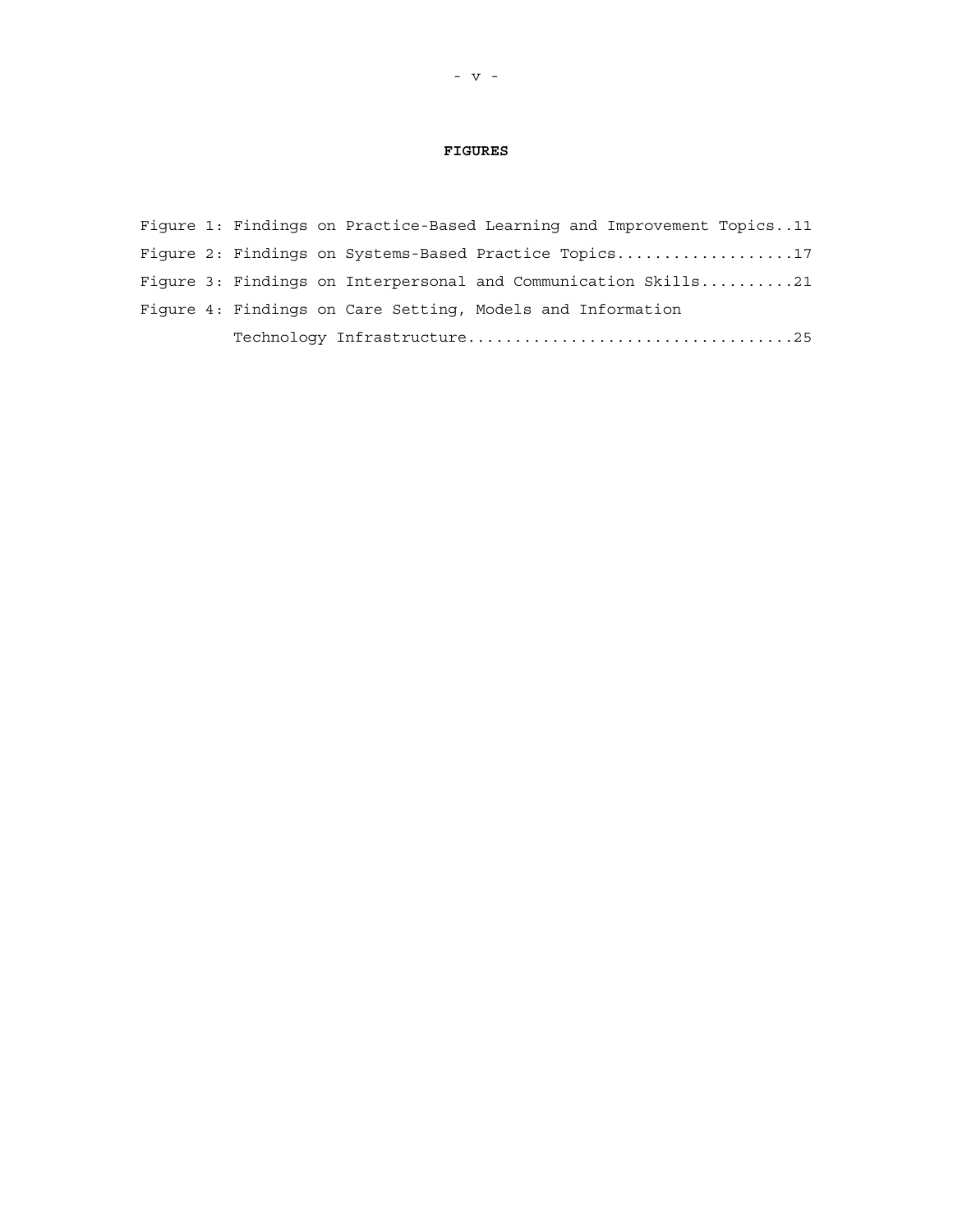## FIGURES

Figure 1: Findings on Practice-Based Learning and Improvement Topics..11

Figure 2: Findings on Systems-Based Practice Topics...................17

Figure 3: Findings on Interpersonal and Communication Skills..........21

Figure 4: Findings on Care Setting, Models and Information Technology Infrastructure...................................25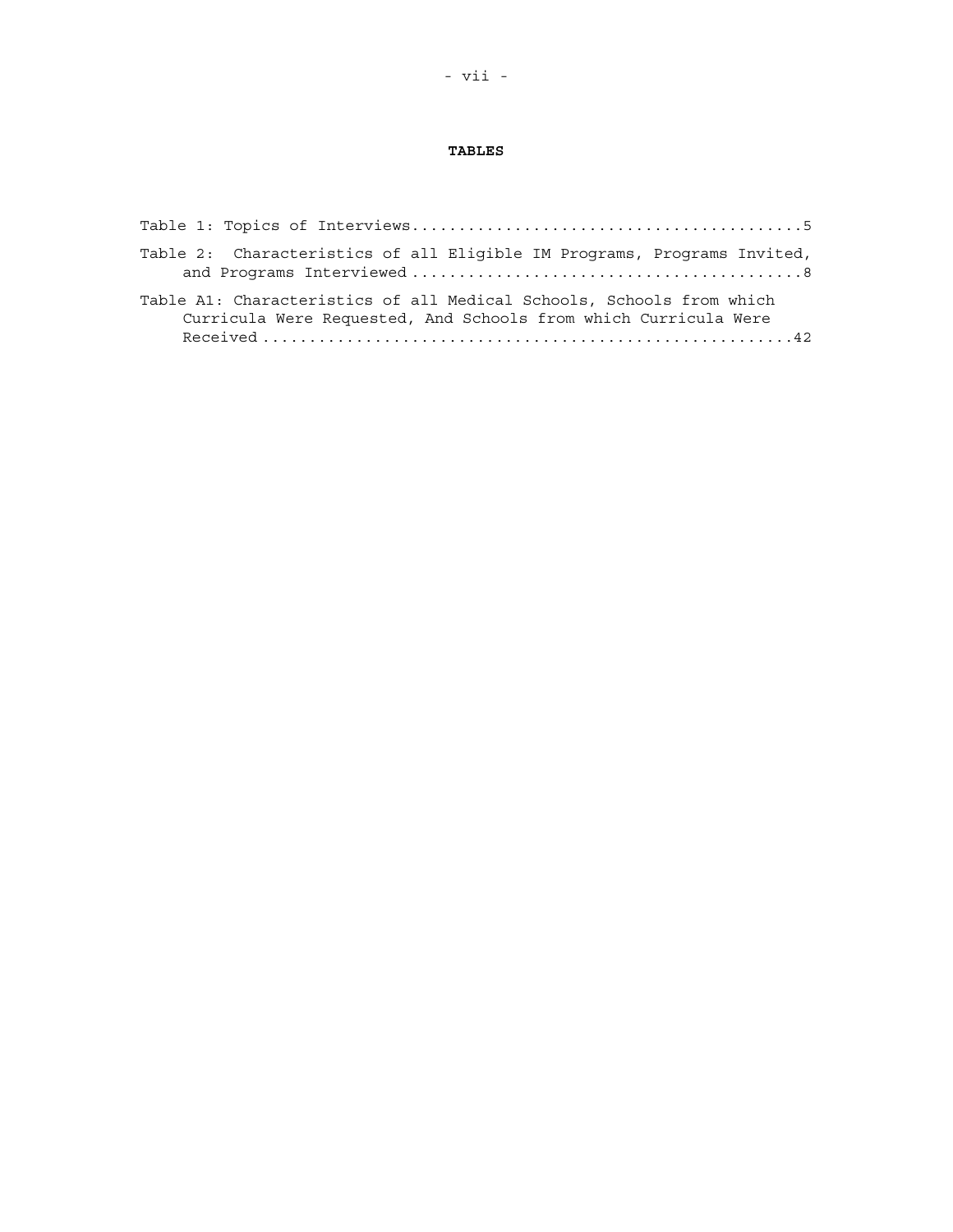**TABLES**

Table 1: Topics of Interviews..........................................5

Table 2: Characteristics of all Eligible IM Programs, Programs Invited, and Programs Interviewed..........................................8

Table A1: Characteristics of all Medical Schools, Schools from which Curricula Were Requested, And Schools from which Curricula Were Received..........................................42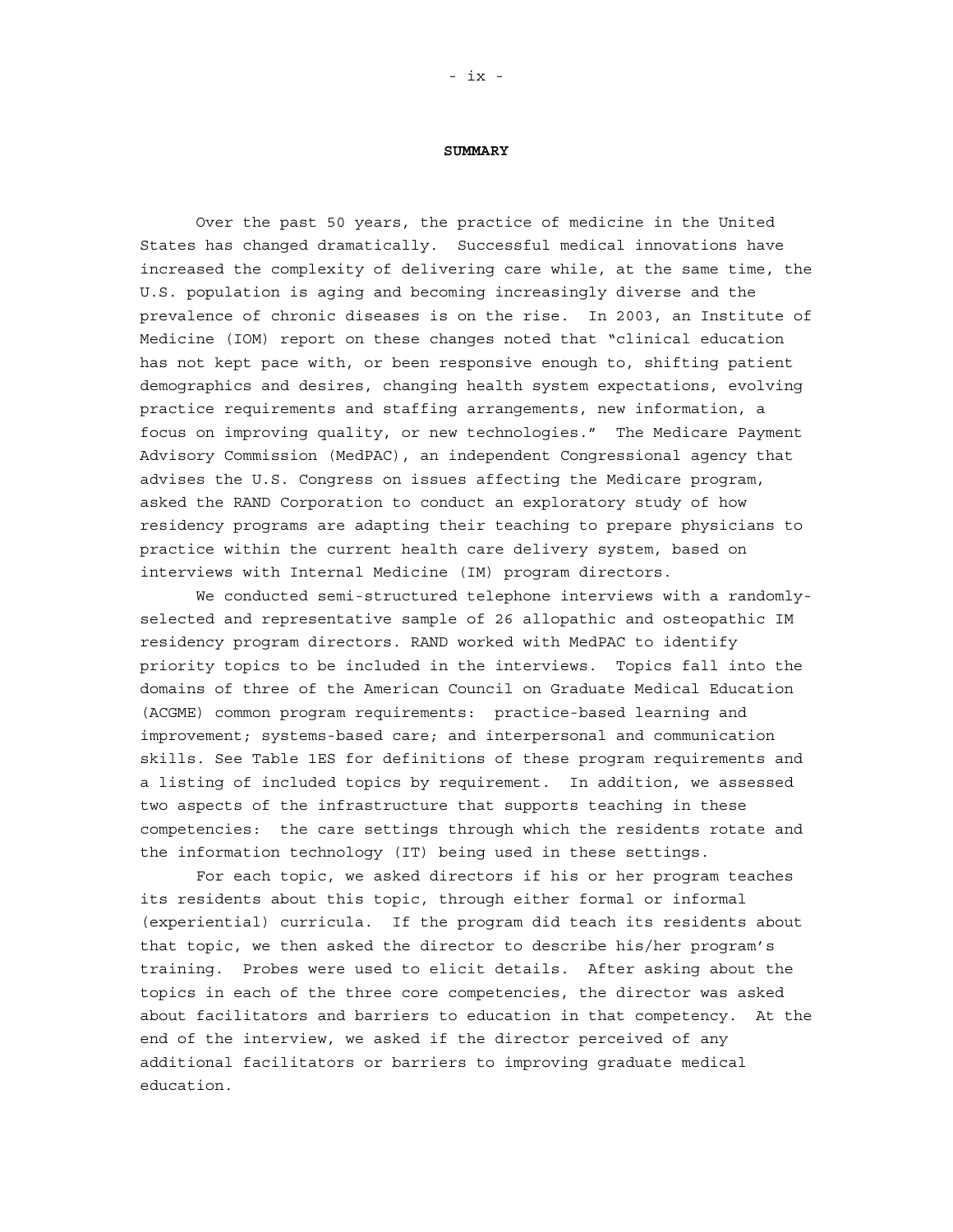## SUMMARY

Over the past 50 years, the practice of medicine in the United States has changed dramatically. Successful medical innovations have increased the complexity of delivering care while, at the same time, the U.S. population is aging and becoming increasingly diverse and the prevalence of chronic diseases is on the rise. In 2003, an Institute of Medicine (IOM) report on these changes noted that "clinical education has not kept pace with, or been responsive enough to, shifting patient demographics and desires, changing health system expectations, evolving practice requirements and staffing arrangements, new information, a focus on improving quality, or new technologies." The Medicare Payment Advisory Commission (MedPAC), an independent Congressional agency that advises the U.S. Congress on issues affecting the Medicare program, asked the RAND Corporation to conduct an exploratory study of how residency programs are adapting their teaching to prepare physicians to practice within the current health care delivery system, based on interviews with Internal Medicine (IM) program directors.

We conducted semi-structured telephone interviews with a randomly-selected and representative sample of 26 allopathic and osteopathic IM residency program directors. RAND worked with MedPAC to identify priority topics to be included in the interviews. Topics fall into the domains of three of the American Council on Graduate Medical Education (ACGME) common program requirements: practice-based learning and improvement; systems-based care; and interpersonal and communication skills. See Table 1ES for definitions of these program requirements and a listing of included topics by requirement. In addition, we assessed two aspects of the infrastructure that supports teaching in these competencies: the care settings through which the residents rotate and the information technology (IT) being used in these settings.

For each topic, we asked directors if his or her program teaches its residents about this topic, through either formal or informal (experiential) curricula. If the program did teach its residents about that topic, we then asked the director to describe his/her program's training. Probes were used to elicit details. After asking about the topics in each of the three core competencies, the director was asked about facilitators and barriers to education in that competency. At the end of the interview, we asked if the director perceived of any additional facilitators or barriers to improving graduate medical education.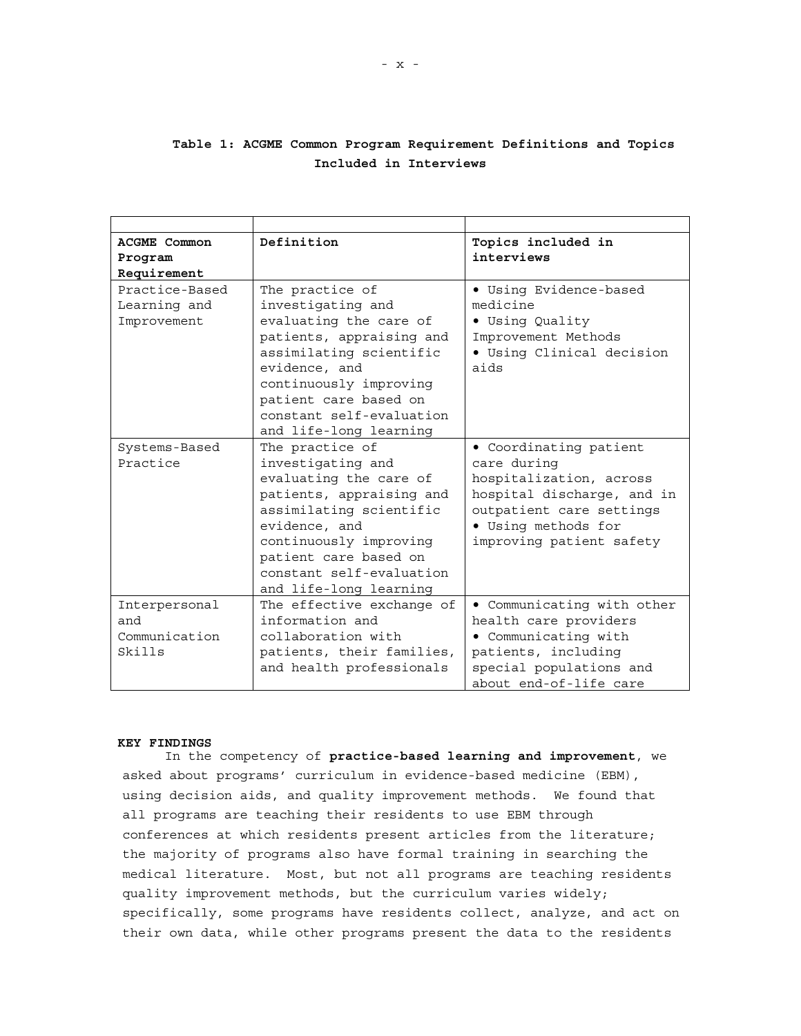**Table 1: ACGME Common Program Requirement Definitions and Topics Included in Interviews**

| ACGME Common Program Requirement | Definition | Topics included in interviews |
|---|---|---|
| Practice-Based Learning and Improvement | The practice of investigating and evaluating the care of patients, appraising and assimilating scientific evidence, and continuously improving patient care based on constant self-evaluation and life-long learning | • Using Evidence-based medicine<br>• Using Quality Improvement Methods<br>• Using Clinical decision aids |
| Systems-Based Practice | The practice of investigating and evaluating the care of patients, appraising and assimilating scientific evidence, and continuously improving patient care based on constant self-evaluation and life-long learning | • Coordinating patient care during hospitalization, across hospital discharge, and in outpatient care settings<br>• Using methods for improving patient safety |
| Interpersonal and Communication Skills | The effective exchange of information and collaboration with patients, their families, and health professionals | • Communicating with other health care providers<br>• Communicating with patients, including special populations and about end-of-life care |

**KEY FINDINGS**

In the competency of **practice-based learning and improvement**, we asked about programs' curriculum in evidence-based medicine (EBM), using decision aids, and quality improvement methods. We found that all programs are teaching their residents to use EBM through conferences at which residents present articles from the literature; the majority of programs also have formal training in searching the medical literature. Most, but not all programs are teaching residents quality improvement methods, but the curriculum varies widely; specifically, some programs have residents collect, analyze, and act on their own data, while other programs present the data to the residents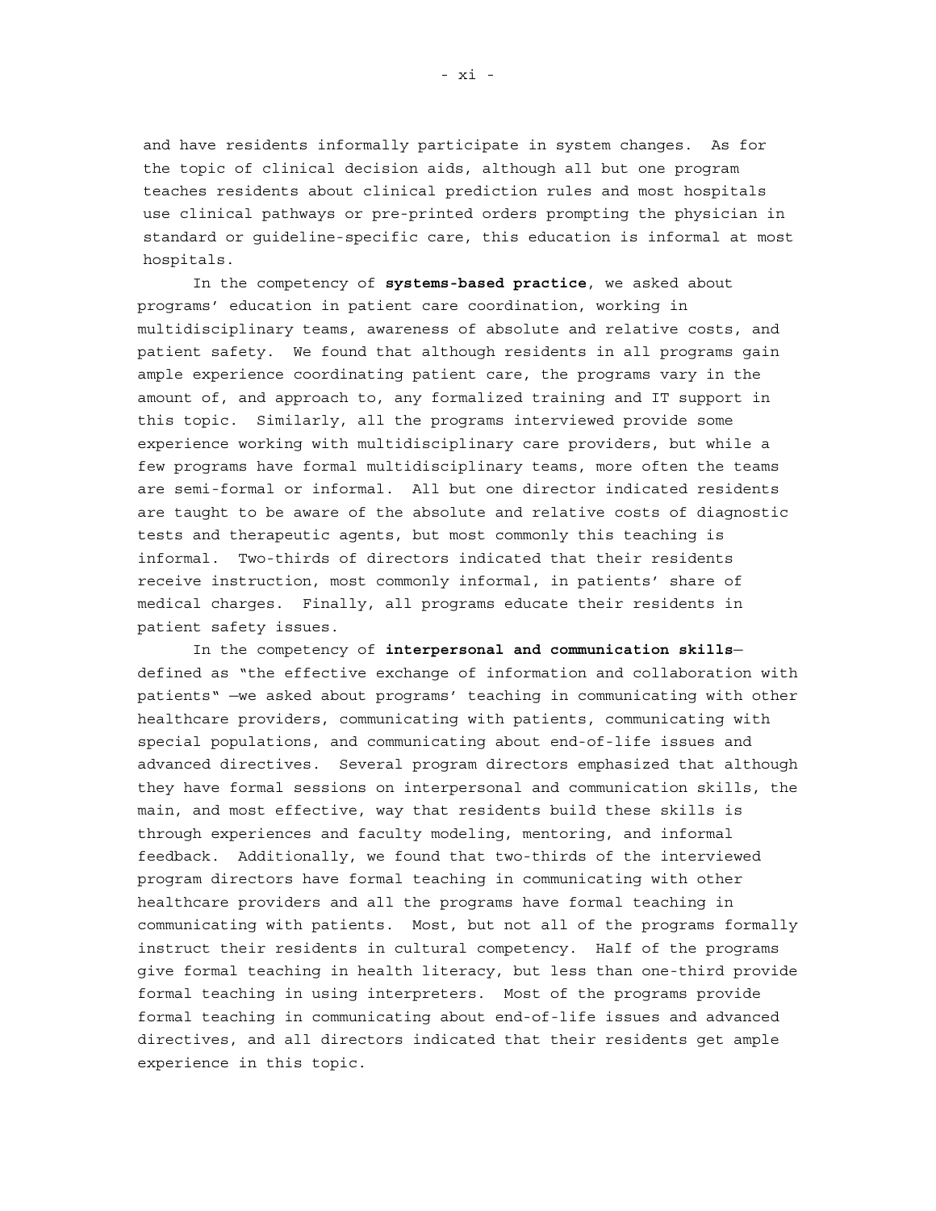and have residents informally participate in system changes. As for the topic of clinical decision aids, although all but one program teaches residents about clinical prediction rules and most hospitals use clinical pathways or pre-printed orders prompting the physician in standard or guideline-specific care, this education is informal at most hospitals.

In the competency of **systems-based practice**, we asked about programs' education in patient care coordination, working in multidisciplinary teams, awareness of absolute and relative costs, and patient safety. We found that although residents in all programs gain ample experience coordinating patient care, the programs vary in the amount of, and approach to, any formalized training and IT support in this topic. Similarly, all the programs interviewed provide some experience working with multidisciplinary care providers, but while a few programs have formal multidisciplinary teams, more often the teams are semi-formal or informal. All but one director indicated residents are taught to be aware of the absolute and relative costs of diagnostic tests and therapeutic agents, but most commonly this teaching is informal. Two-thirds of directors indicated that their residents receive instruction, most commonly informal, in patients' share of medical charges. Finally, all programs educate their residents in patient safety issues.

In the competency of **interpersonal and communication skills**—defined as "the effective exchange of information and collaboration with patients" —we asked about programs' teaching in communicating with other healthcare providers, communicating with patients, communicating with special populations, and communicating about end-of-life issues and advanced directives. Several program directors emphasized that although they have formal sessions on interpersonal and communication skills, the main, and most effective, way that residents build these skills is through experiences and faculty modeling, mentoring, and informal feedback. Additionally, we found that two-thirds of the interviewed program directors have formal teaching in communicating with other healthcare providers and all the programs have formal teaching in communicating with patients. Most, but not all of the programs formally instruct their residents in cultural competency. Half of the programs give formal teaching in health literacy, but less than one-third provide formal teaching in using interpreters. Most of the programs provide formal teaching in communicating about end-of-life issues and advanced directives, and all directors indicated that their residents get ample experience in this topic.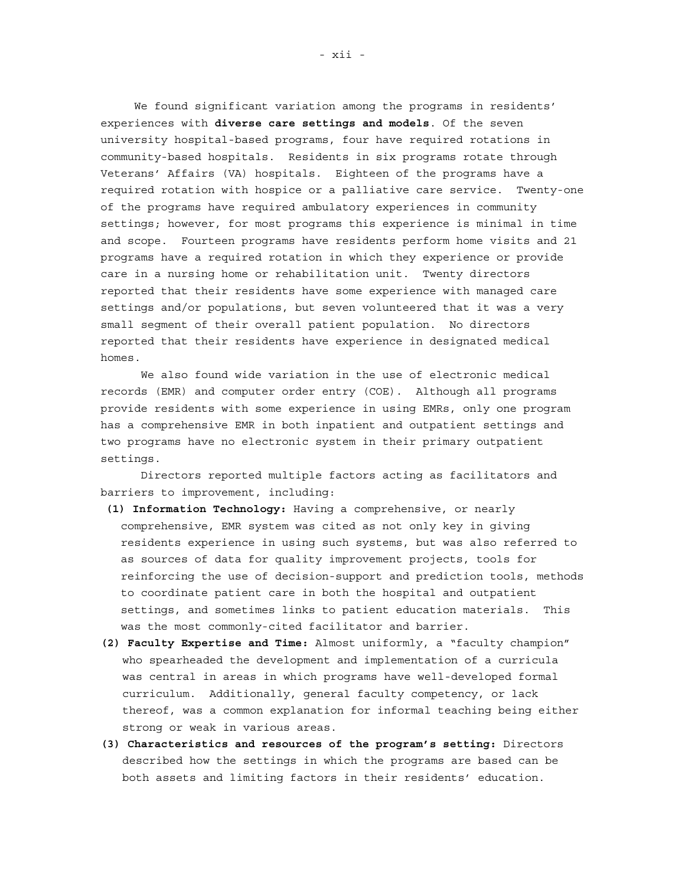We found significant variation among the programs in residents' experiences with **diverse care settings and models**. Of the seven university hospital-based programs, four have required rotations in community-based hospitals. Residents in six programs rotate through Veterans' Affairs (VA) hospitals. Eighteen of the programs have a required rotation with hospice or a palliative care service. Twenty-one of the programs have required ambulatory experiences in community settings; however, for most programs this experience is minimal in time and scope. Fourteen programs have residents perform home visits and 21 programs have a required rotation in which they experience or provide care in a nursing home or rehabilitation unit. Twenty directors reported that their residents have some experience with managed care settings and/or populations, but seven volunteered that it was a very small segment of their overall patient population. No directors reported that their residents have experience in designated medical homes.

We also found wide variation in the use of electronic medical records (EMR) and computer order entry (COE). Although all programs provide residents with some experience in using EMRs, only one program has a comprehensive EMR in both inpatient and outpatient settings and two programs have no electronic system in their primary outpatient settings.

Directors reported multiple factors acting as facilitators and barriers to improvement, including:

**(1) Information Technology:** Having a comprehensive, or nearly comprehensive, EMR system was cited as not only key in giving residents experience in using such systems, but was also referred to as sources of data for quality improvement projects, tools for reinforcing the use of decision-support and prediction tools, methods to coordinate patient care in both the hospital and outpatient settings, and sometimes links to patient education materials. This was the most commonly-cited facilitator and barrier.

**(2) Faculty Expertise and Time:** Almost uniformly, a "faculty champion" who spearheaded the development and implementation of a curricula was central in areas in which programs have well-developed formal curriculum. Additionally, general faculty competency, or lack thereof, was a common explanation for informal teaching being either strong or weak in various areas.

**(3) Characteristics and resources of the program's setting:** Directors described how the settings in which the programs are based can be both assets and limiting factors in their residents' education.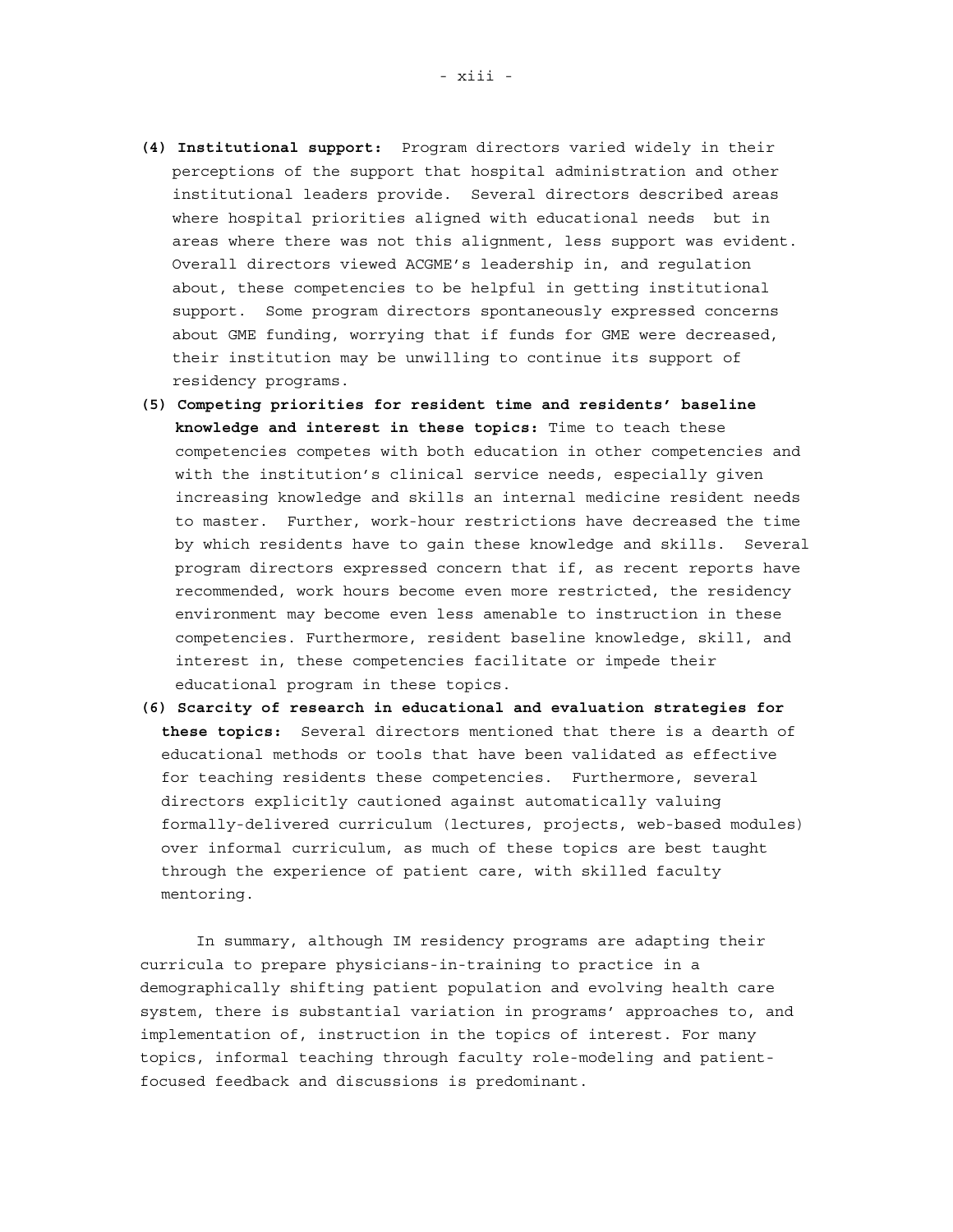**(4) Institutional support:** Program directors varied widely in their perceptions of the support that hospital administration and other institutional leaders provide. Several directors described areas where hospital priorities aligned with educational needs but in areas where there was not this alignment, less support was evident. Overall directors viewed ACGME's leadership in, and regulation about, these competencies to be helpful in getting institutional support. Some program directors spontaneously expressed concerns about GME funding, worrying that if funds for GME were decreased, their institution may be unwilling to continue its support of residency programs.

**(5) Competing priorities for resident time and residents' baseline knowledge and interest in these topics:** Time to teach these competencies competes with both education in other competencies and with the institution's clinical service needs, especially given increasing knowledge and skills an internal medicine resident needs to master. Further, work-hour restrictions have decreased the time by which residents have to gain these knowledge and skills. Several program directors expressed concern that if, as recent reports have recommended, work hours become even more restricted, the residency environment may become even less amenable to instruction in these competencies. Furthermore, resident baseline knowledge, skill, and interest in, these competencies facilitate or impede their educational program in these topics.

**(6) Scarcity of research in educational and evaluation strategies for these topics:** Several directors mentioned that there is a dearth of educational methods or tools that have been validated as effective for teaching residents these competencies. Furthermore, several directors explicitly cautioned against automatically valuing formally-delivered curriculum (lectures, projects, web-based modules) over informal curriculum, as much of these topics are best taught through the experience of patient care, with skilled faculty mentoring.

In summary, although IM residency programs are adapting their curricula to prepare physicians-in-training to practice in a demographically shifting patient population and evolving health care system, there is substantial variation in programs' approaches to, and implementation of, instruction in the topics of interest. For many topics, informal teaching through faculty role-modeling and patient-focused feedback and discussions is predominant.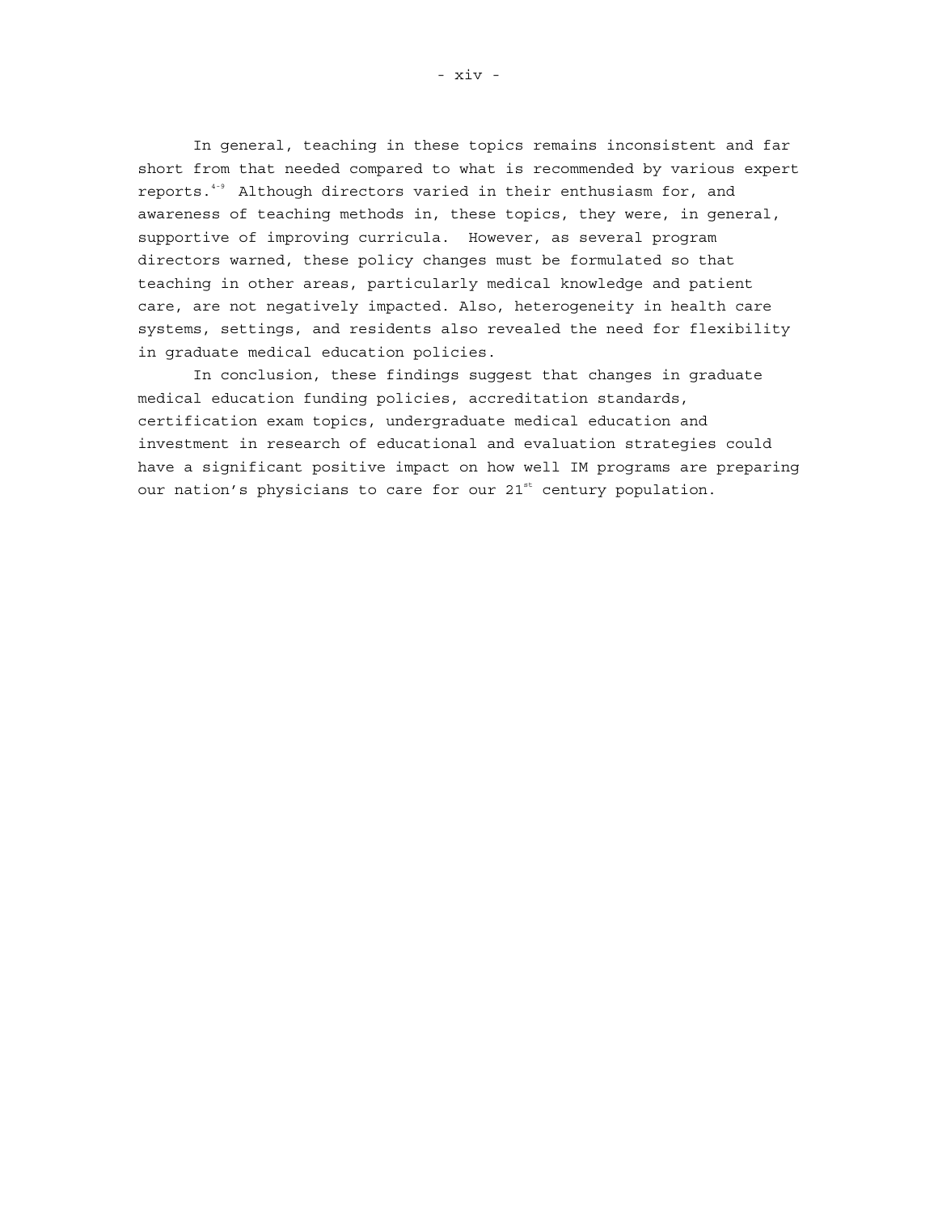In general, teaching in these topics remains inconsistent and far short from that needed compared to what is recommended by various expert reports.[4-9] Although directors varied in their enthusiasm for, and awareness of teaching methods in, these topics, they were, in general, supportive of improving curricula. However, as several program directors warned, these policy changes must be formulated so that teaching in other areas, particularly medical knowledge and patient care, are not negatively impacted. Also, heterogeneity in health care systems, settings, and residents also revealed the need for flexibility in graduate medical education policies.

In conclusion, these findings suggest that changes in graduate medical education funding policies, accreditation standards, certification exam topics, undergraduate medical education and investment in research of educational and evaluation strategies could have a significant positive impact on how well IM programs are preparing our nation's physicians to care for our 21st century population.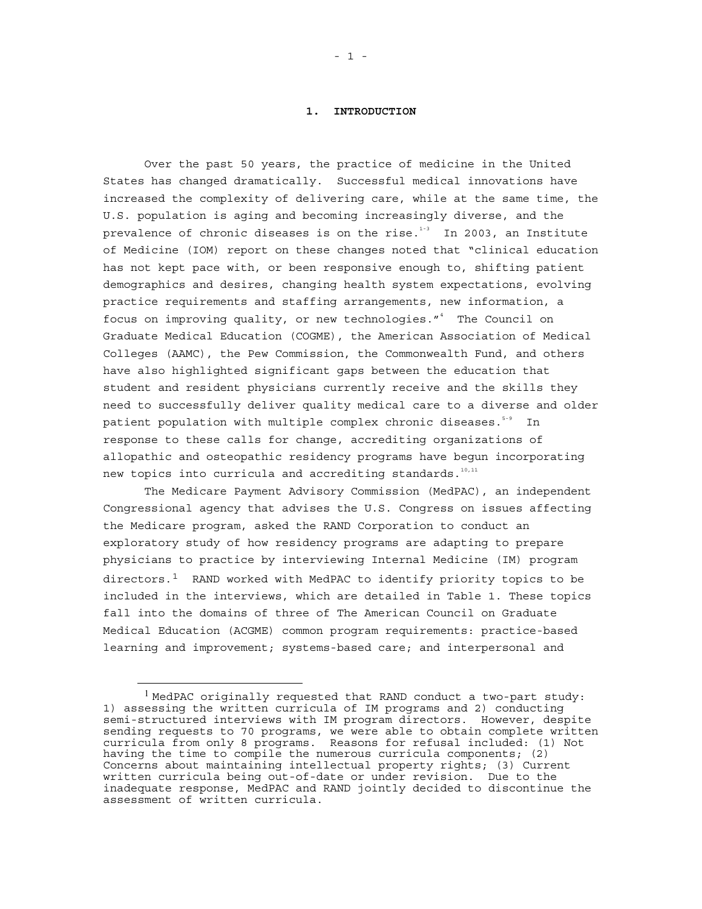# 1. INTRODUCTION

Over the past 50 years, the practice of medicine in the United States has changed dramatically. Successful medical innovations have increased the complexity of delivering care, while at the same time, the U.S. population is aging and becoming increasingly diverse, and the prevalence of chronic diseases is on the rise.[1-3] In 2003, an Institute of Medicine (IOM) report on these changes noted that "clinical education has not kept pace with, or been responsive enough to, shifting patient demographics and desires, changing health system expectations, evolving practice requirements and staffing arrangements, new information, a focus on improving quality, or new technologies."[4] The Council on Graduate Medical Education (COGME), the American Association of Medical Colleges (AAMC), the Pew Commission, the Commonwealth Fund, and others have also highlighted significant gaps between the education that student and resident physicians currently receive and the skills they need to successfully deliver quality medical care to a diverse and older patient population with multiple complex chronic diseases.[5-9] In response to these calls for change, accrediting organizations of allopathic and osteopathic residency programs have begun incorporating new topics into curricula and accrediting standards.[10,11]

The Medicare Payment Advisory Commission (MedPAC), an independent Congressional agency that advises the U.S. Congress on issues affecting the Medicare program, asked the RAND Corporation to conduct an exploratory study of how residency programs are adapting to prepare physicians to practice by interviewing Internal Medicine (IM) program directors.[1] RAND worked with MedPAC to identify priority topics to be included in the interviews, which are detailed in Table 1. These topics fall into the domains of three of The American Council on Graduate Medical Education (ACGME) common program requirements: practice-based learning and improvement; systems-based care; and interpersonal and

[1] MedPAC originally requested that RAND conduct a two-part study: 1) assessing the written curricula of IM programs and 2) conducting semi-structured interviews with IM program directors. However, despite sending requests to 70 programs, we were able to obtain complete written curricula from only 8 programs. Reasons for refusal included: (1) Not having the time to compile the numerous curricula components; (2) Concerns about maintaining intellectual property rights; (3) Current written curricula being out-of-date or under revision. Due to the inadequate response, MedPAC and RAND jointly decided to discontinue the assessment of written curricula.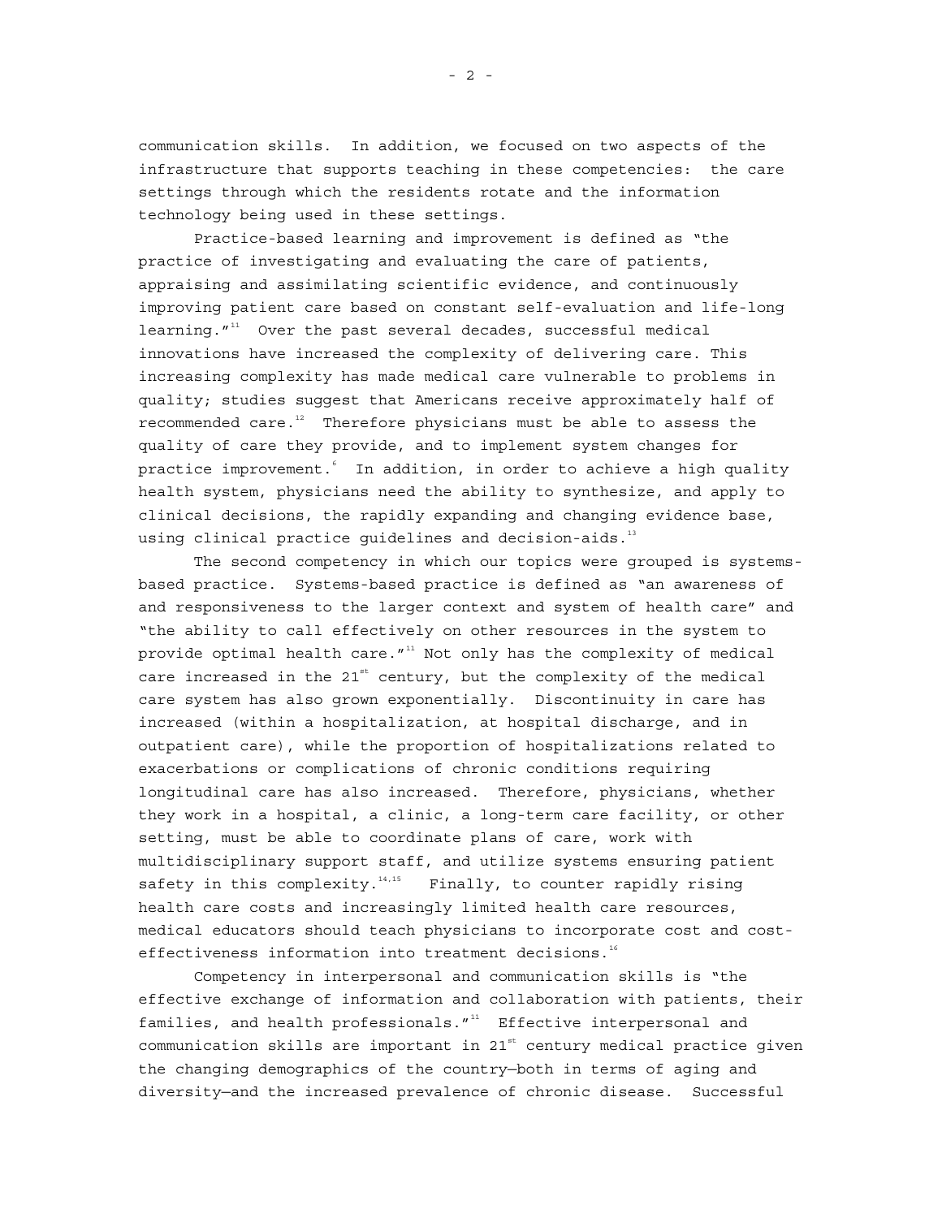communication skills. In addition, we focused on two aspects of the infrastructure that supports teaching in these competencies: the care settings through which the residents rotate and the information technology being used in these settings.

Practice-based learning and improvement is defined as "the practice of investigating and evaluating the care of patients, appraising and assimilating scientific evidence, and continuously improving patient care based on constant self-evaluation and life-long learning."[11] Over the past several decades, successful medical innovations have increased the complexity of delivering care. This increasing complexity has made medical care vulnerable to problems in quality; studies suggest that Americans receive approximately half of recommended care.[12] Therefore physicians must be able to assess the quality of care they provide, and to implement system changes for practice improvement.[6] In addition, in order to achieve a high quality health system, physicians need the ability to synthesize, and apply to clinical decisions, the rapidly expanding and changing evidence base, using clinical practice guidelines and decision-aids.[13]

The second competency in which our topics were grouped is systems-based practice. Systems-based practice is defined as "an awareness of and responsiveness to the larger context and system of health care" and "the ability to call effectively on other resources in the system to provide optimal health care."[11] Not only has the complexity of medical care increased in the 21st century, but the complexity of the medical care system has also grown exponentially. Discontinuity in care has increased (within a hospitalization, at hospital discharge, and in outpatient care), while the proportion of hospitalizations related to exacerbations or complications of chronic conditions requiring longitudinal care has also increased. Therefore, physicians, whether they work in a hospital, a clinic, a long-term care facility, or other setting, must be able to coordinate plans of care, work with multidisciplinary support staff, and utilize systems ensuring patient safety in this complexity.[14,15] Finally, to counter rapidly rising health care costs and increasingly limited health care resources, medical educators should teach physicians to incorporate cost and cost-effectiveness information into treatment decisions.[16]

Competency in interpersonal and communication skills is "the effective exchange of information and collaboration with patients, their families, and health professionals."[11] Effective interpersonal and communication skills are important in 21st century medical practice given the changing demographics of the country—both in terms of aging and diversity—and the increased prevalence of chronic disease. Successful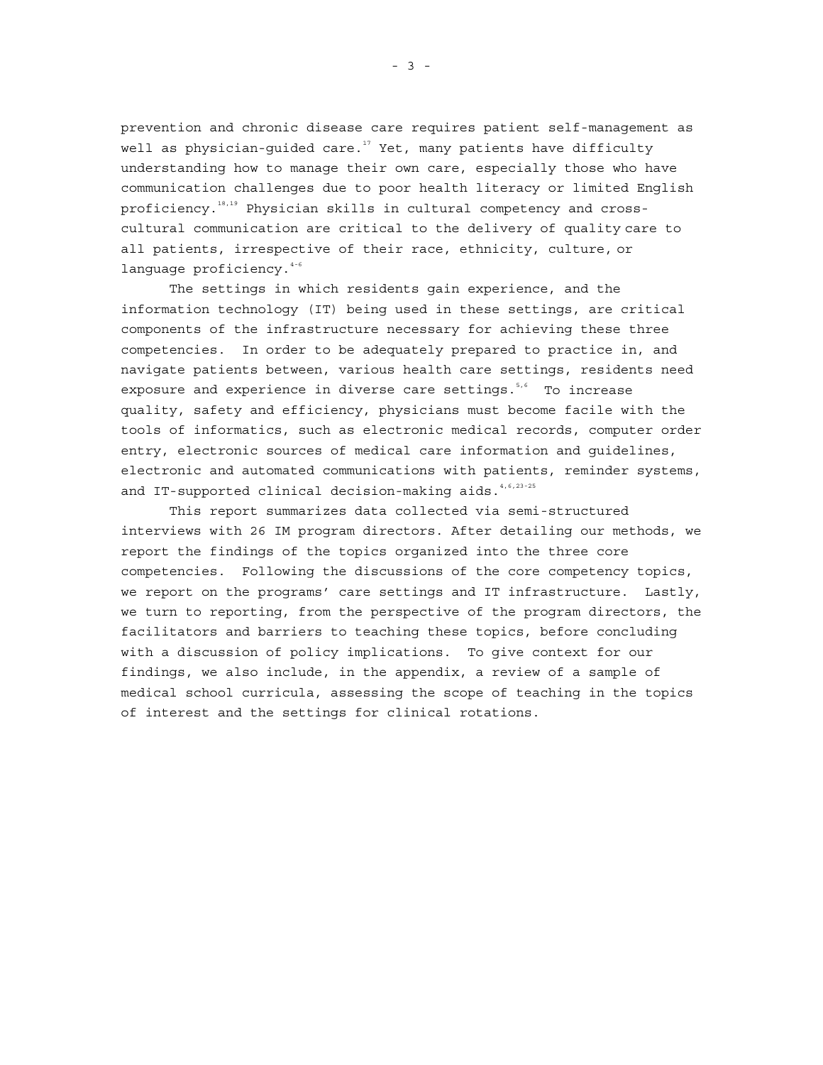prevention and chronic disease care requires patient self-management as well as physician-guided care.[17] Yet, many patients have difficulty understanding how to manage their own care, especially those who have communication challenges due to poor health literacy or limited English proficiency.[18,19] Physician skills in cultural competency and cross-cultural communication are critical to the delivery of quality care to all patients, irrespective of their race, ethnicity, culture, or language proficiency.[4-6]

The settings in which residents gain experience, and the information technology (IT) being used in these settings, are critical components of the infrastructure necessary for achieving these three competencies. In order to be adequately prepared to practice in, and navigate patients between, various health care settings, residents need exposure and experience in diverse care settings.[5,6] To increase quality, safety and efficiency, physicians must become facile with the tools of informatics, such as electronic medical records, computer order entry, electronic sources of medical care information and guidelines, electronic and automated communications with patients, reminder systems, and IT-supported clinical decision-making aids.[4,6,23-25]

This report summarizes data collected via semi-structured interviews with 26 IM program directors. After detailing our methods, we report the findings of the topics organized into the three core competencies. Following the discussions of the core competency topics, we report on the programs' care settings and IT infrastructure. Lastly, we turn to reporting, from the perspective of the program directors, the facilitators and barriers to teaching these topics, before concluding with a discussion of policy implications. To give context for our findings, we also include, in the appendix, a review of a sample of medical school curricula, assessing the scope of teaching in the topics of interest and the settings for clinical rotations.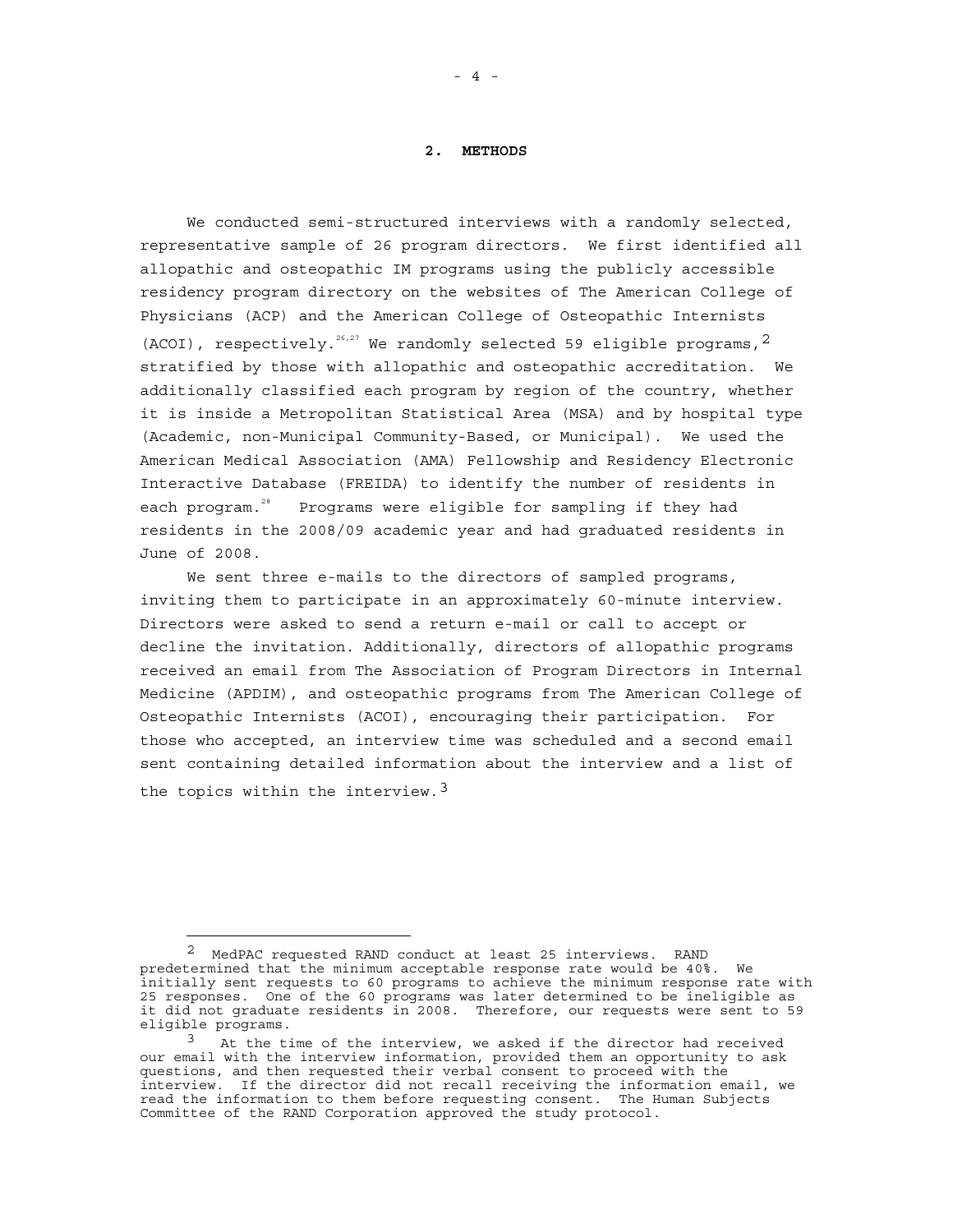## 2. METHODS

We conducted semi-structured interviews with a randomly selected, representative sample of 26 program directors. We first identified all allopathic and osteopathic IM programs using the publicly accessible residency program directory on the websites of The American College of Physicians (ACP) and the American College of Osteopathic Internists (ACOI), respectively.[26,27] We randomly selected 59 eligible programs,[2] stratified by those with allopathic and osteopathic accreditation. We additionally classified each program by region of the country, whether it is inside a Metropolitan Statistical Area (MSA) and by hospital type (Academic, non-Municipal Community-Based, or Municipal). We used the American Medical Association (AMA) Fellowship and Residency Electronic Interactive Database (FREIDA) to identify the number of residents in each program.[28] Programs were eligible for sampling if they had residents in the 2008/09 academic year and had graduated residents in June of 2008.

We sent three e-mails to the directors of sampled programs, inviting them to participate in an approximately 60-minute interview. Directors were asked to send a return e-mail or call to accept or decline the invitation. Additionally, directors of allopathic programs received an email from The Association of Program Directors in Internal Medicine (APDIM), and osteopathic programs from The American College of Osteopathic Internists (ACOI), encouraging their participation. For those who accepted, an interview time was scheduled and a second email sent containing detailed information about the interview and a list of the topics within the interview.[3]

---

[2] MedPAC requested RAND conduct at least 25 interviews. RAND predetermined that the minimum acceptable response rate would be 40%. We initially sent requests to 60 programs to achieve the minimum response rate with 25 responses. One of the 60 programs was later determined to be ineligible as it did not graduate residents in 2008. Therefore, our requests were sent to 59 eligible programs.

[3] At the time of the interview, we asked if the director had received our email with the interview information, provided them an opportunity to ask questions, and then requested their verbal consent to proceed with the interview. If the director did not recall receiving the information email, we read the information to them before requesting consent. The Human Subjects Committee of the RAND Corporation approved the study protocol.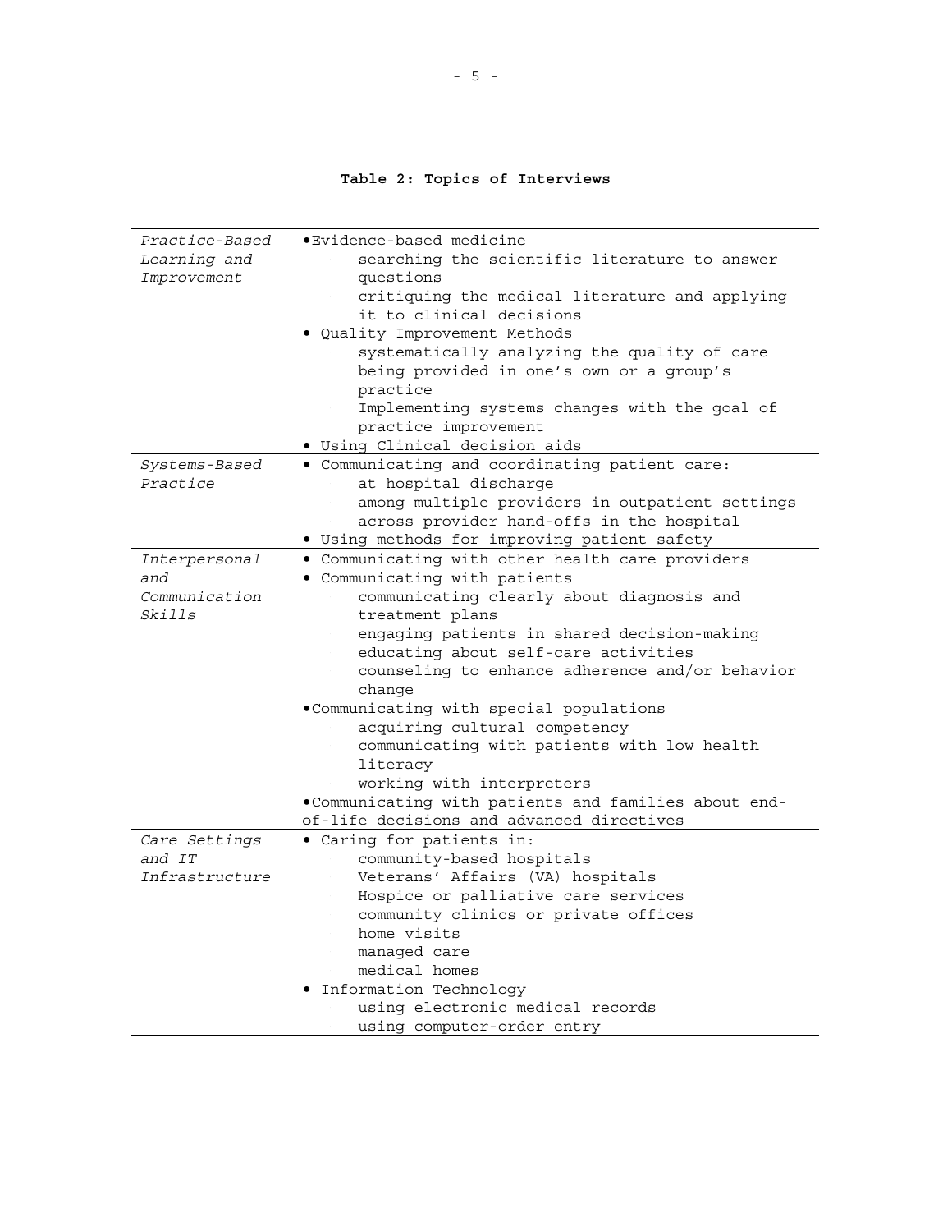**Table 2: Topics of Interviews**

| | |
|---|---|
| *Practice-Based Learning and Improvement* | • Evidence-based medicine<br>searching the scientific literature to answer questions<br>critiquing the medical literature and applying it to clinical decisions<br>• Quality Improvement Methods<br>systematically analyzing the quality of care being provided in one's own or a group's practice<br>Implementing systems changes with the goal of practice improvement<br>• Using Clinical decision aids |
| *Systems-Based Practice* | • Communicating and coordinating patient care:<br>at hospital discharge<br>among multiple providers in outpatient settings<br>across provider hand-offs in the hospital<br>• Using methods for improving patient safety |
| *Interpersonal and Communication Skills* | • Communicating with other health care providers<br>• Communicating with patients<br>communicating clearly about diagnosis and treatment plans<br>engaging patients in shared decision-making<br>educating about self-care activities<br>counseling to enhance adherence and/or behavior change<br>• Communicating with special populations<br>acquiring cultural competency<br>communicating with patients with low health literacy<br>working with interpreters<br>• Communicating with patients and families about end-of-life decisions and advanced directives |
| *Care Settings and IT Infrastructure* | • Caring for patients in:<br>community-based hospitals<br>Veterans' Affairs (VA) hospitals<br>Hospice or palliative care services<br>community clinics or private offices<br>home visits<br>managed care<br>medical homes<br>• Information Technology<br>using electronic medical records<br>using computer-order entry |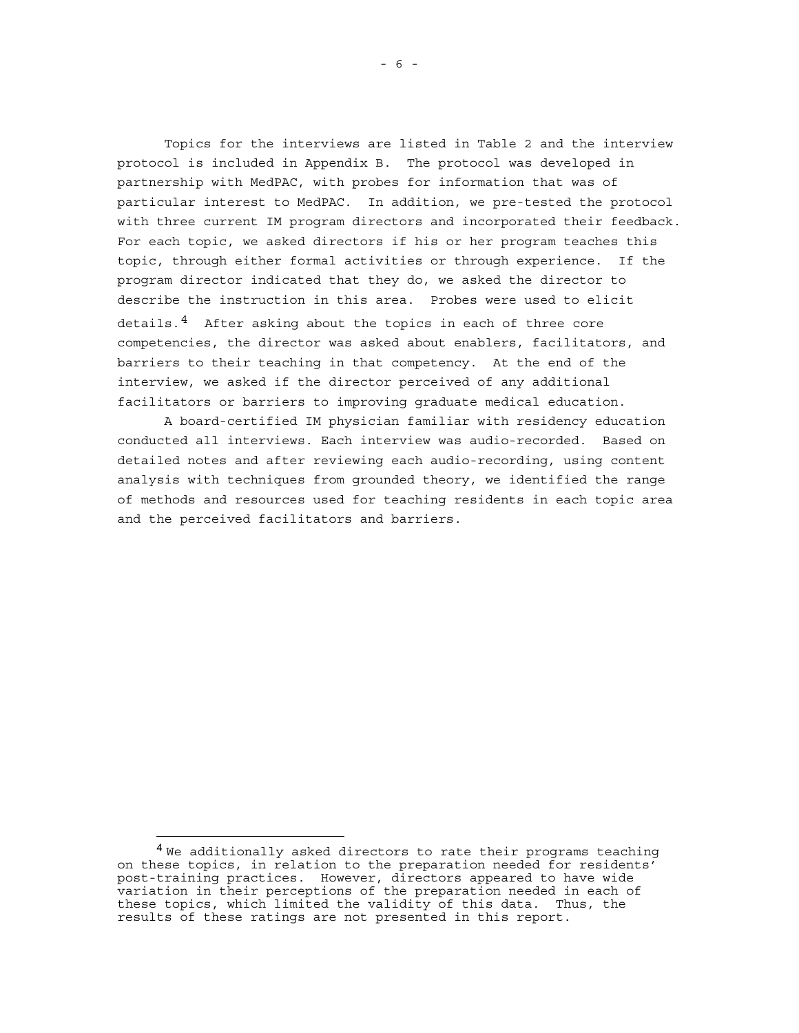Topics for the interviews are listed in Table 2 and the interview protocol is included in Appendix B. The protocol was developed in partnership with MedPAC, with probes for information that was of particular interest to MedPAC. In addition, we pre-tested the protocol with three current IM program directors and incorporated their feedback. For each topic, we asked directors if his or her program teaches this topic, through either formal activities or through experience. If the program director indicated that they do, we asked the director to describe the instruction in this area. Probes were used to elicit details.[4] After asking about the topics in each of three core competencies, the director was asked about enablers, facilitators, and barriers to their teaching in that competency. At the end of the interview, we asked if the director perceived of any additional facilitators or barriers to improving graduate medical education.

A board-certified IM physician familiar with residency education conducted all interviews. Each interview was audio-recorded. Based on detailed notes and after reviewing each audio-recording, using content analysis with techniques from grounded theory, we identified the range of methods and resources used for teaching residents in each topic area and the perceived facilitators and barriers.

---

[4] We additionally asked directors to rate their programs teaching on these topics, in relation to the preparation needed for residents' post-training practices. However, directors appeared to have wide variation in their perceptions of the preparation needed in each of these topics, which limited the validity of this data. Thus, the results of these ratings are not presented in this report.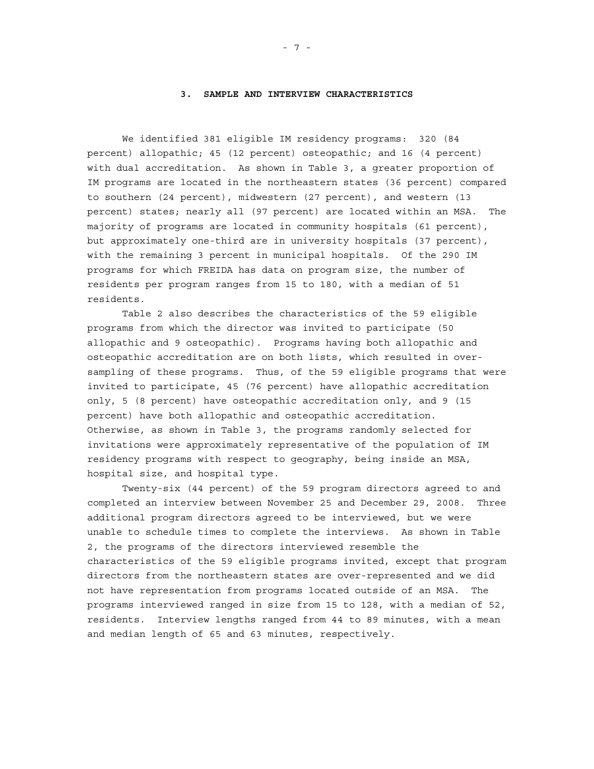## 3. SAMPLE AND INTERVIEW CHARACTERISTICS

We identified 381 eligible IM residency programs: 320 (84 percent) allopathic; 45 (12 percent) osteopathic; and 16 (4 percent) with dual accreditation. As shown in Table 3, a greater proportion of IM programs are located in the northeastern states (36 percent) compared to southern (24 percent), midwestern (27 percent), and western (13 percent) states; nearly all (97 percent) are located within an MSA. The majority of programs are located in community hospitals (61 percent), but approximately one-third are in university hospitals (37 percent), with the remaining 3 percent in municipal hospitals. Of the 290 IM programs for which FREIDA has data on program size, the number of residents per program ranges from 15 to 180, with a median of 51 residents.

Table 2 also describes the characteristics of the 59 eligible programs from which the director was invited to participate (50 allopathic and 9 osteopathic). Programs having both allopathic and osteopathic accreditation are on both lists, which resulted in over-sampling of these programs. Thus, of the 59 eligible programs that were invited to participate, 45 (76 percent) have allopathic accreditation only, 5 (8 percent) have osteopathic accreditation only, and 9 (15 percent) have both allopathic and osteopathic accreditation. Otherwise, as shown in Table 3, the programs randomly selected for invitations were approximately representative of the population of IM residency programs with respect to geography, being inside an MSA, hospital size, and hospital type.

Twenty-six (44 percent) of the 59 program directors agreed to and completed an interview between November 25 and December 29, 2008. Three additional program directors agreed to be interviewed, but we were unable to schedule times to complete the interviews. As shown in Table 2, the programs of the directors interviewed resemble the characteristics of the 59 eligible programs invited, except that program directors from the northeastern states are over-represented and we did not have representation from programs located outside of an MSA. The programs interviewed ranged in size from 15 to 128, with a median of 52, residents. Interview lengths ranged from 44 to 89 minutes, with a mean and median length of 65 and 63 minutes, respectively.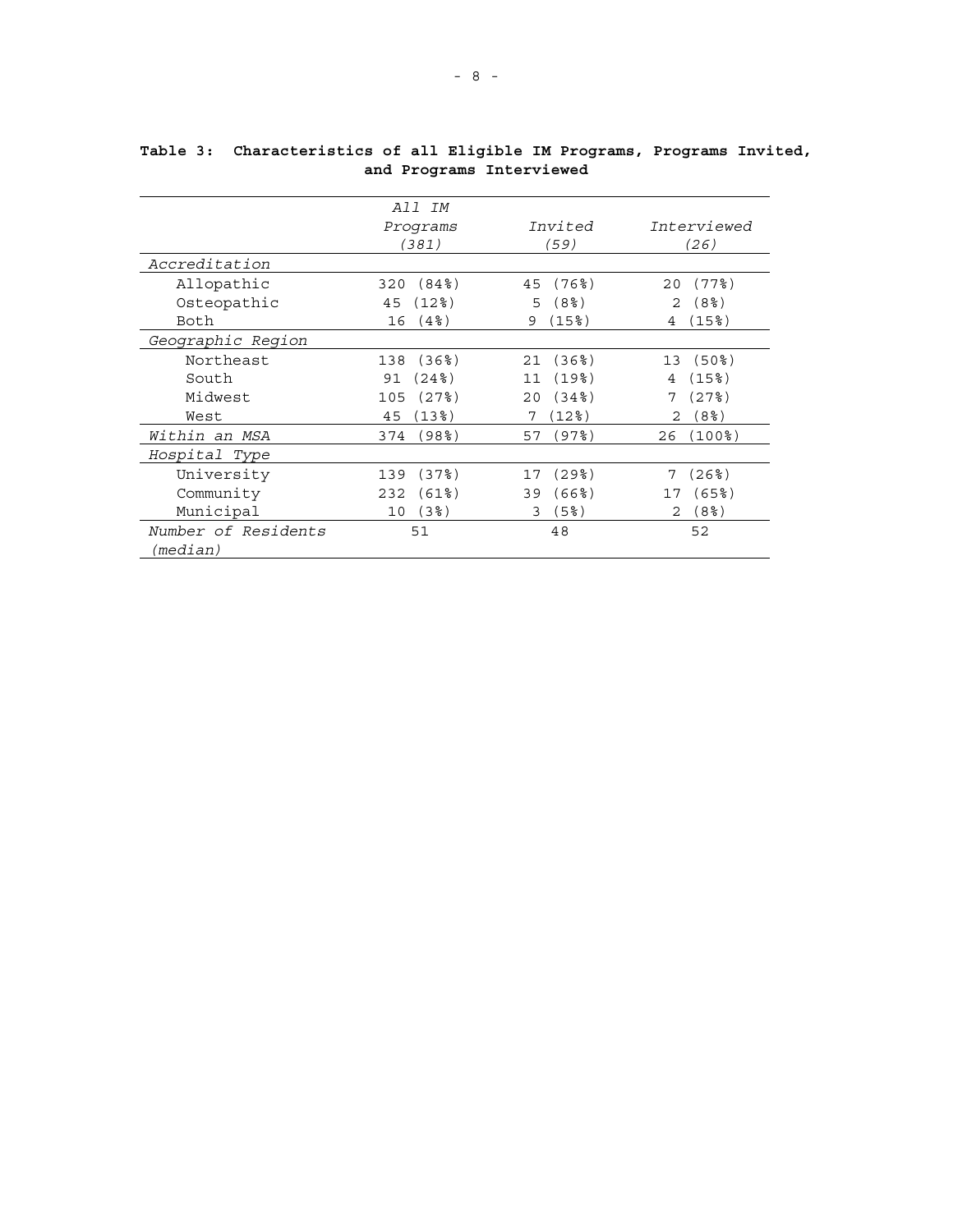**Table 3: Characteristics of all Eligible IM Programs, Programs Invited, and Programs Interviewed**

| | *All IM Programs (381)* | *Invited (59)* | *Interviewed (26)* |
|---|---|---|---|
| *Accreditation* | | | |
| Allopathic | 320 (84%) | 45 (76%) | 20 (77%) |
| Osteopathic | 45 (12%) | 5 (8%) | 2 (8%) |
| Both | 16 (4%) | 9 (15%) | 4 (15%) |
| *Geographic Region* | | | |
| Northeast | 138 (36%) | 21 (36%) | 13 (50%) |
| South | 91 (24%) | 11 (19%) | 4 (15%) |
| Midwest | 105 (27%) | 20 (34%) | 7 (27%) |
| West | 45 (13%) | 7 (12%) | 2 (8%) |
| *Within an MSA* | 374 (98%) | 57 (97%) | 26 (100%) |
| *Hospital Type* | | | |
| University | 139 (37%) | 17 (29%) | 7 (26%) |
| Community | 232 (61%) | 39 (66%) | 17 (65%) |
| Municipal | 10 (3%) | 3 (5%) | 2 (8%) |
| *Number of Residents (median)* | 51 | 48 | 52 |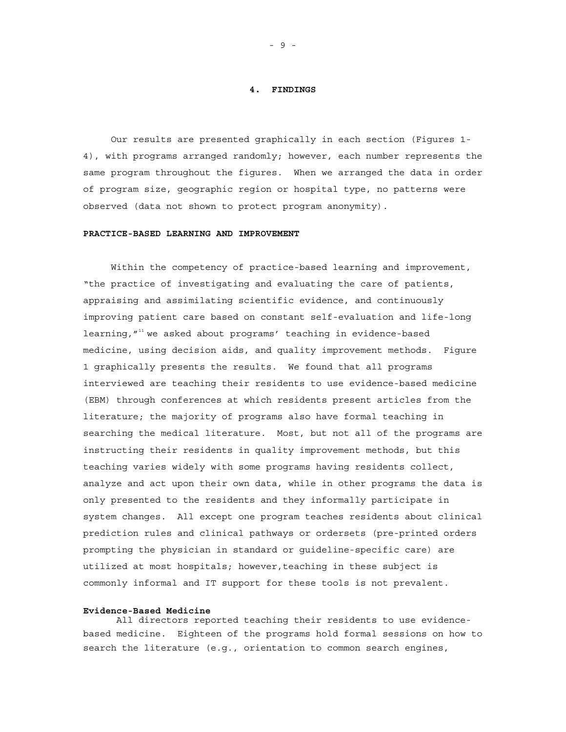## 4. FINDINGS

Our results are presented graphically in each section (Figures 1-4), with programs arranged randomly; however, each number represents the same program throughout the figures. When we arranged the data in order of program size, geographic region or hospital type, no patterns were observed (data not shown to protect program anonymity).

### PRACTICE-BASED LEARNING AND IMPROVEMENT

Within the competency of practice-based learning and improvement, "the practice of investigating and evaluating the care of patients, appraising and assimilating scientific evidence, and continuously improving patient care based on constant self-evaluation and life-long learning,"[11] we asked about programs' teaching in evidence-based medicine, using decision aids, and quality improvement methods. Figure 1 graphically presents the results. We found that all programs interviewed are teaching their residents to use evidence-based medicine (EBM) through conferences at which residents present articles from the literature; the majority of programs also have formal teaching in searching the medical literature. Most, but not all of the programs are instructing their residents in quality improvement methods, but this teaching varies widely with some programs having residents collect, analyze and act upon their own data, while in other programs the data is only presented to the residents and they informally participate in system changes. All except one program teaches residents about clinical prediction rules and clinical pathways or ordersets (pre-printed orders prompting the physician in standard or guideline-specific care) are utilized at most hospitals; however,teaching in these subject is commonly informal and IT support for these tools is not prevalent.

#### Evidence-Based Medicine

All directors reported teaching their residents to use evidence-based medicine. Eighteen of the programs hold formal sessions on how to search the literature (e.g., orientation to common search engines,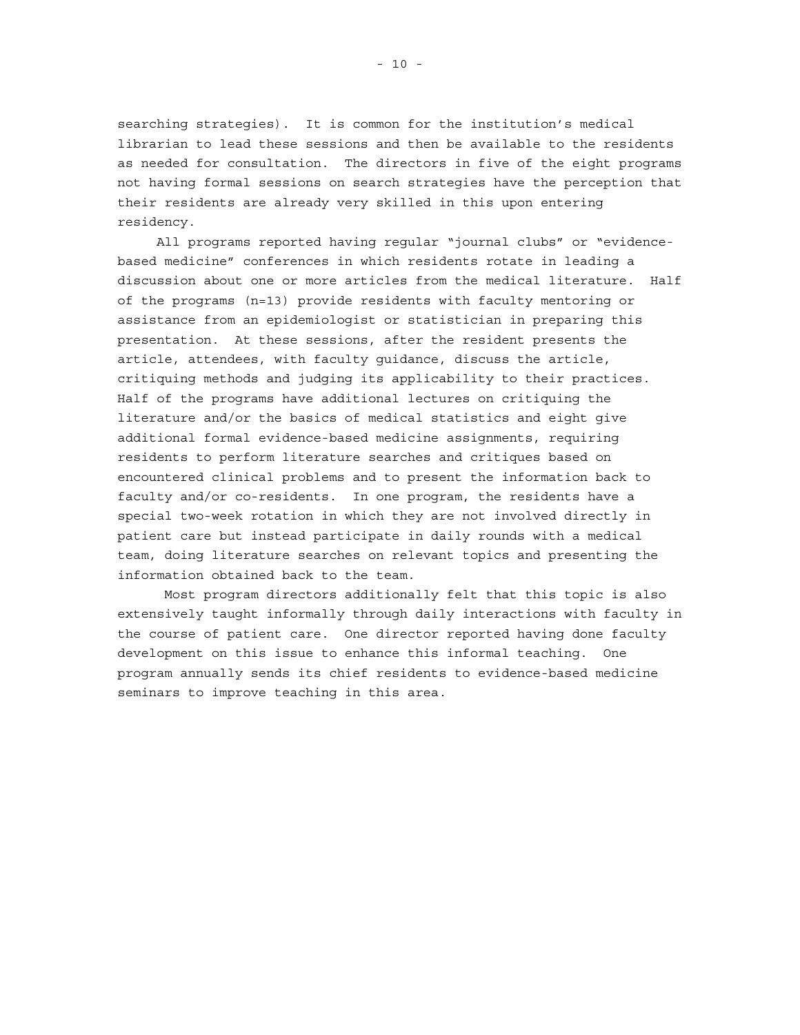searching strategies). It is common for the institution's medical librarian to lead these sessions and then be available to the residents as needed for consultation. The directors in five of the eight programs not having formal sessions on search strategies have the perception that their residents are already very skilled in this upon entering residency.

All programs reported having regular "journal clubs" or "evidence-based medicine" conferences in which residents rotate in leading a discussion about one or more articles from the medical literature. Half of the programs (n=13) provide residents with faculty mentoring or assistance from an epidemiologist or statistician in preparing this presentation. At these sessions, after the resident presents the article, attendees, with faculty guidance, discuss the article, critiquing methods and judging its applicability to their practices. Half of the programs have additional lectures on critiquing the literature and/or the basics of medical statistics and eight give additional formal evidence-based medicine assignments, requiring residents to perform literature searches and critiques based on encountered clinical problems and to present the information back to faculty and/or co-residents. In one program, the residents have a special two-week rotation in which they are not involved directly in patient care but instead participate in daily rounds with a medical team, doing literature searches on relevant topics and presenting the information obtained back to the team.

Most program directors additionally felt that this topic is also extensively taught informally through daily interactions with faculty in the course of patient care. One director reported having done faculty development on this issue to enhance this informal teaching. One program annually sends its chief residents to evidence-based medicine seminars to improve teaching in this area.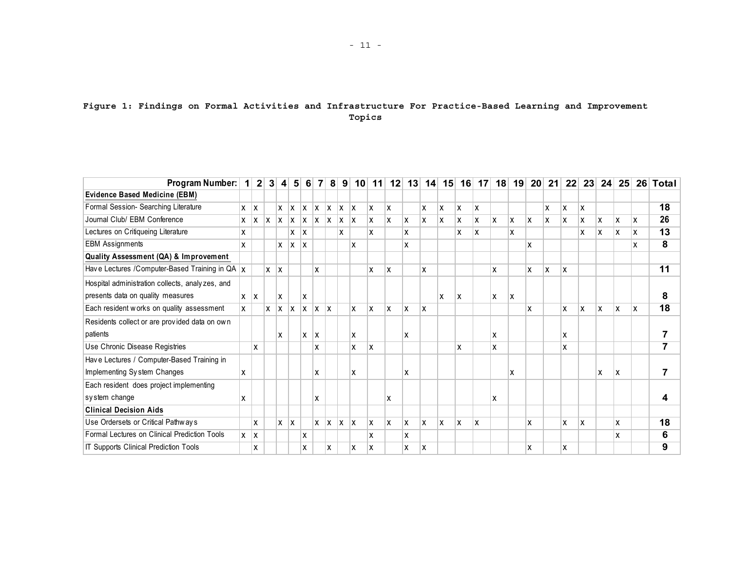**Figure 1: Findings on Formal Activities and Infrastructure For Practice-Based Learning and Improvement Topics**

| Program Number: | 1 | 2 | 3 | 4 | 5 | 6 | 7 | 8 | 9 | 10 | 11 | 12 | 13 | 14 | 15 | 16 | 17 | 18 | 19 | 20 | 21 | 22 | 23 | 24 | 25 | 26 | Total |
|---|---|---|---|---|---|---|---|---|---|---|---|---|---|---|---|---|---|---|---|---|---|---|---|---|---|---|---|
| **Evidence Based Medicine (EBM)** | | | | | | | | | | | | | | | | | | | | | | | | | | | |
| Formal Session- Searching Literature | x | x | | x | x | x | x | x | x | x | x | x | | x | x | x | x | | | | x | x | x | | | | **18** |
| Journal Club/ EBM Conference | x | x | x | x | x | x | x | x | x | x | x | x | x | x | x | x | x | x | x | x | x | x | x | x | x | x | **26** |
| Lectures on Critiqueing Literature | x | | | | x | x | | | x | | x | | x | | | x | x | | x | | | | x | x | x | x | **13** |
| EBM Assignments | x | | | x | x | x | | | | x | | | x | | | | | | | x | | | | | | x | **8** |
| **Quality Assessment (QA) & Improvement** | | | | | | | | | | | | | | | | | | | | | | | | | | | |
| Have Lectures /Computer-Based Training in QA | x | | x | x | | | x | | | | x | x | | x | | | | x | | x | x | x | | | | | **11** |
| Hospital administration collects, analyzes, and presents data on quality measures | x | x | | x | | x | | | | | | | | | x | x | | x | x | | | | | | | | **8** |
| Each resident works on quality assessment | x | | x | x | x | x | x | x | | x | x | x | x | x | | | | | | x | | x | x | x | x | x | **18** |
| Residents collect or are provided data on own patients | | | | x | | x | x | | | x | | | x | | | | | x | | | | x | | | | | **7** |
| Use Chronic Disease Registries | | x | | | | | x | | | x | x | | | | | x | | x | | | | x | | | | | **7** |
| Have Lectures / Computer-Based Training in Implementing System Changes | x | | | | | | x | | | x | | | x | | | | | | x | | | | | x | x | | **7** |
| Each resident does project implementing system change | x | | | | | | x | | | | | x | | | | | | x | | | | | | | | | **4** |
| **Clinical Decision Aids** | | | | | | | | | | | | | | | | | | | | | | | | | | | |
| Use Ordersets or Critical Pathways | | x | | x | x | | x | x | x | x | x | x | x | x | x | x | x | | | x | | x | x | | x | | **18** |
| Formal Lectures on Clinical Prediction Tools | x | x | | | | x | | | | | x | | x | | | | | | | | | | | | x | | **6** |
| IT Supports Clinical Prediction Tools | | x | | | | x | | x | | x | x | | x | x | | | | | | x | | x | | | | | **9** |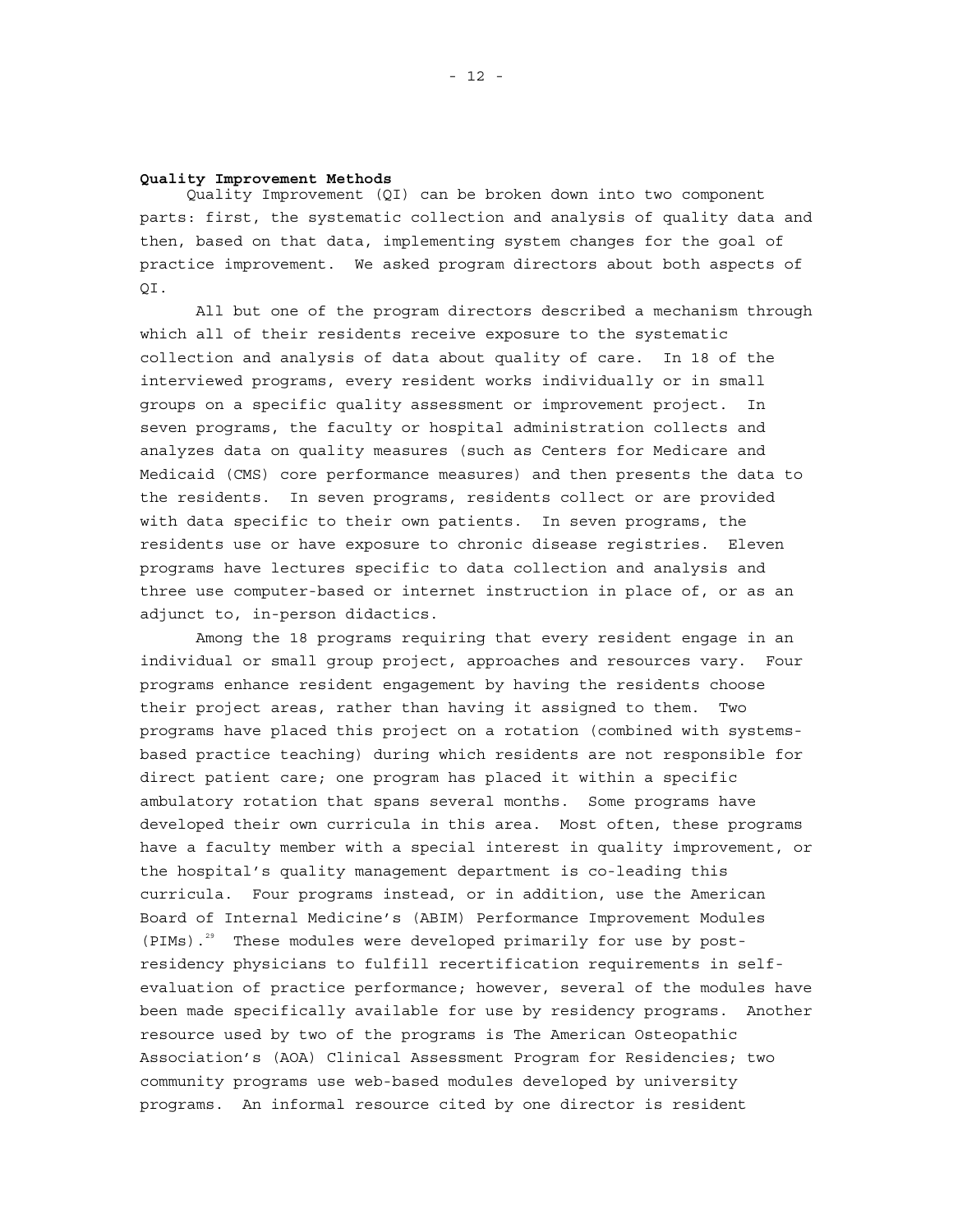**Quality Improvement Methods**

Quality Improvement (QI) can be broken down into two component parts: first, the systematic collection and analysis of quality data and then, based on that data, implementing system changes for the goal of practice improvement. We asked program directors about both aspects of QI.

All but one of the program directors described a mechanism through which all of their residents receive exposure to the systematic collection and analysis of data about quality of care. In 18 of the interviewed programs, every resident works individually or in small groups on a specific quality assessment or improvement project. In seven programs, the faculty or hospital administration collects and analyzes data on quality measures (such as Centers for Medicare and Medicaid (CMS) core performance measures) and then presents the data to the residents. In seven programs, residents collect or are provided with data specific to their own patients. In seven programs, the residents use or have exposure to chronic disease registries. Eleven programs have lectures specific to data collection and analysis and three use computer-based or internet instruction in place of, or as an adjunct to, in-person didactics.

Among the 18 programs requiring that every resident engage in an individual or small group project, approaches and resources vary. Four programs enhance resident engagement by having the residents choose their project areas, rather than having it assigned to them. Two programs have placed this project on a rotation (combined with systems-based practice teaching) during which residents are not responsible for direct patient care; one program has placed it within a specific ambulatory rotation that spans several months. Some programs have developed their own curricula in this area. Most often, these programs have a faculty member with a special interest in quality improvement, or the hospital's quality management department is co-leading this curricula. Four programs instead, or in addition, use the American Board of Internal Medicine's (ABIM) Performance Improvement Modules (PIMs).[29] These modules were developed primarily for use by post-residency physicians to fulfill recertification requirements in self-evaluation of practice performance; however, several of the modules have been made specifically available for use by residency programs. Another resource used by two of the programs is The American Osteopathic Association's (AOA) Clinical Assessment Program for Residencies; two community programs use web-based modules developed by university programs. An informal resource cited by one director is resident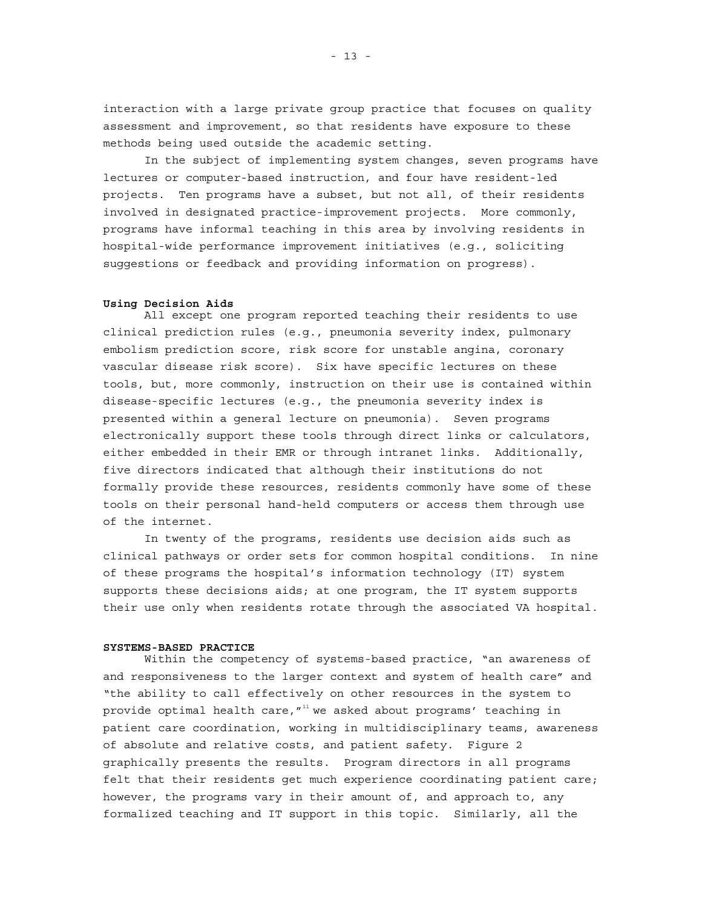interaction with a large private group practice that focuses on quality assessment and improvement, so that residents have exposure to these methods being used outside the academic setting.

In the subject of implementing system changes, seven programs have lectures or computer-based instruction, and four have resident-led projects. Ten programs have a subset, but not all, of their residents involved in designated practice-improvement projects. More commonly, programs have informal teaching in this area by involving residents in hospital-wide performance improvement initiatives (e.g., soliciting suggestions or feedback and providing information on progress).

**Using Decision Aids**

All except one program reported teaching their residents to use clinical prediction rules (e.g., pneumonia severity index, pulmonary embolism prediction score, risk score for unstable angina, coronary vascular disease risk score). Six have specific lectures on these tools, but, more commonly, instruction on their use is contained within disease-specific lectures (e.g., the pneumonia severity index is presented within a general lecture on pneumonia). Seven programs electronically support these tools through direct links or calculators, either embedded in their EMR or through intranet links. Additionally, five directors indicated that although their institutions do not formally provide these resources, residents commonly have some of these tools on their personal hand-held computers or access them through use of the internet.

In twenty of the programs, residents use decision aids such as clinical pathways or order sets for common hospital conditions. In nine of these programs the hospital's information technology (IT) system supports these decisions aids; at one program, the IT system supports their use only when residents rotate through the associated VA hospital.

**SYSTEMS-BASED PRACTICE**

Within the competency of systems-based practice, "an awareness of and responsiveness to the larger context and system of health care" and "the ability to call effectively on other resources in the system to provide optimal health care,"[11] we asked about programs' teaching in patient care coordination, working in multidisciplinary teams, awareness of absolute and relative costs, and patient safety. Figure 2 graphically presents the results. Program directors in all programs felt that their residents get much experience coordinating patient care; however, the programs vary in their amount of, and approach to, any formalized teaching and IT support in this topic. Similarly, all the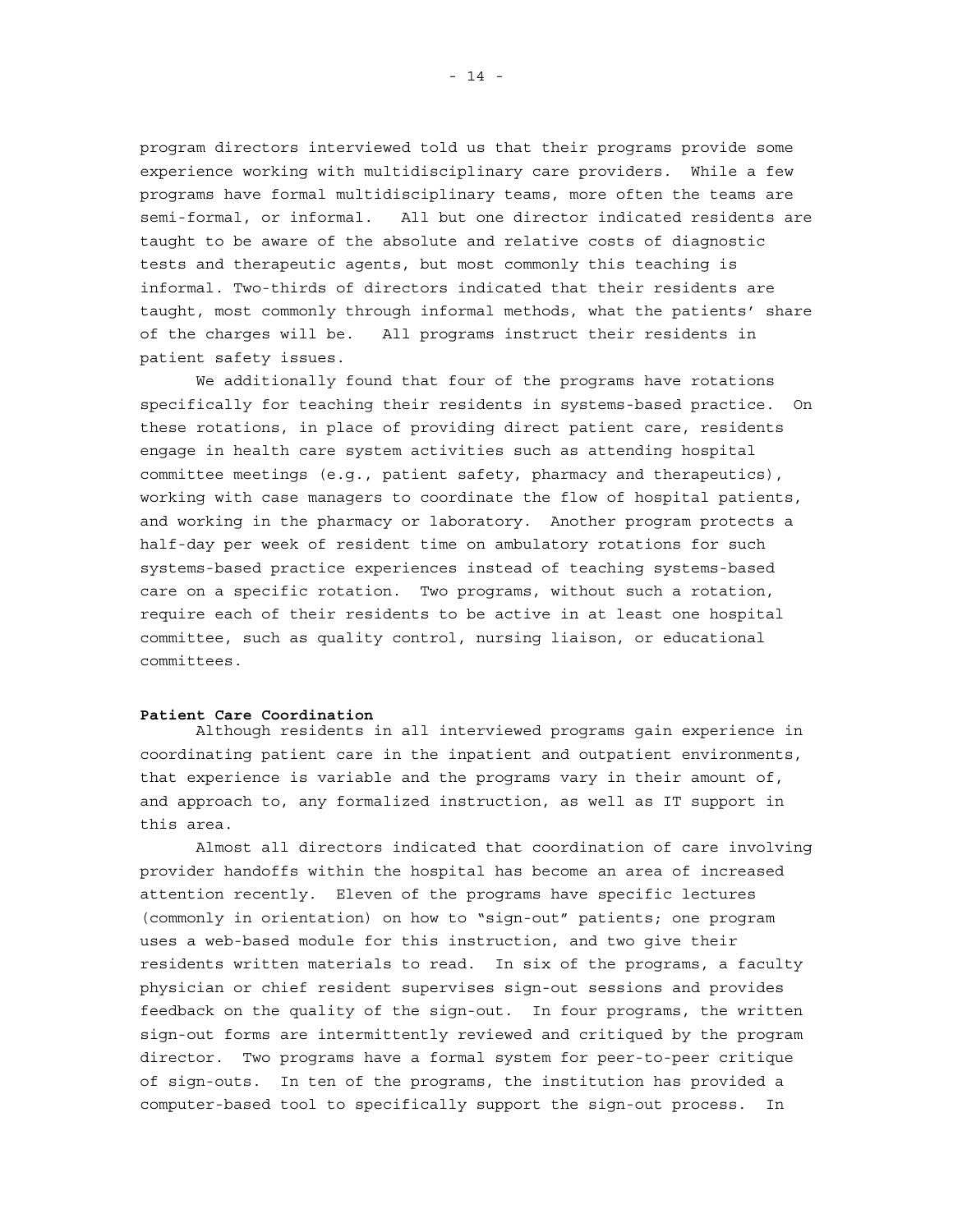program directors interviewed told us that their programs provide some experience working with multidisciplinary care providers. While a few programs have formal multidisciplinary teams, more often the teams are semi-formal, or informal. All but one director indicated residents are taught to be aware of the absolute and relative costs of diagnostic tests and therapeutic agents, but most commonly this teaching is informal. Two-thirds of directors indicated that their residents are taught, most commonly through informal methods, what the patients' share of the charges will be. All programs instruct their residents in patient safety issues.

We additionally found that four of the programs have rotations specifically for teaching their residents in systems-based practice. On these rotations, in place of providing direct patient care, residents engage in health care system activities such as attending hospital committee meetings (e.g., patient safety, pharmacy and therapeutics), working with case managers to coordinate the flow of hospital patients, and working in the pharmacy or laboratory. Another program protects a half-day per week of resident time on ambulatory rotations for such systems-based practice experiences instead of teaching systems-based care on a specific rotation. Two programs, without such a rotation, require each of their residents to be active in at least one hospital committee, such as quality control, nursing liaison, or educational committees.

**Patient Care Coordination**

Although residents in all interviewed programs gain experience in coordinating patient care in the inpatient and outpatient environments, that experience is variable and the programs vary in their amount of, and approach to, any formalized instruction, as well as IT support in this area.

Almost all directors indicated that coordination of care involving provider handoffs within the hospital has become an area of increased attention recently. Eleven of the programs have specific lectures (commonly in orientation) on how to "sign-out" patients; one program uses a web-based module for this instruction, and two give their residents written materials to read. In six of the programs, a faculty physician or chief resident supervises sign-out sessions and provides feedback on the quality of the sign-out. In four programs, the written sign-out forms are intermittently reviewed and critiqued by the program director. Two programs have a formal system for peer-to-peer critique of sign-outs. In ten of the programs, the institution has provided a computer-based tool to specifically support the sign-out process. In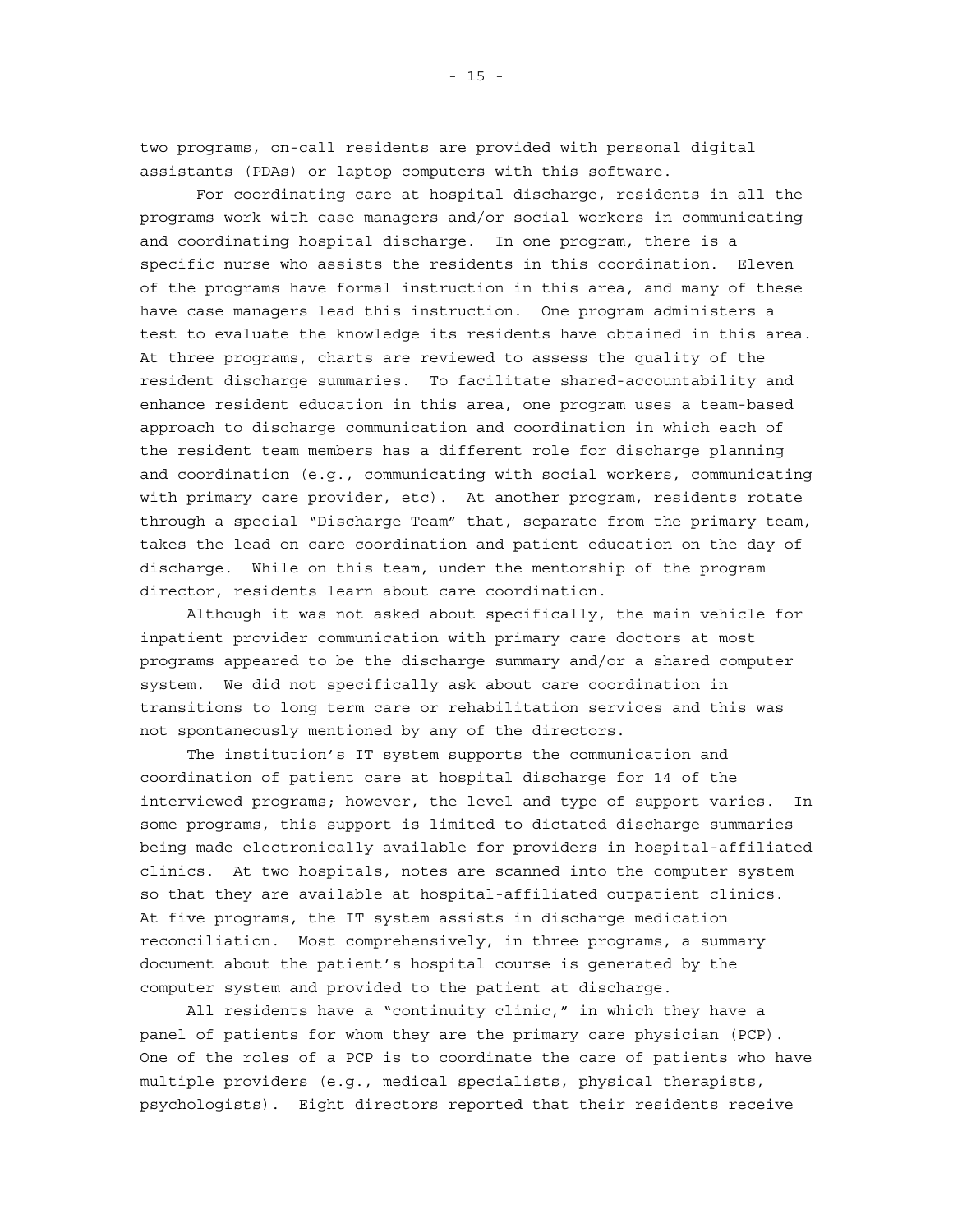two programs, on-call residents are provided with personal digital assistants (PDAs) or laptop computers with this software.

For coordinating care at hospital discharge, residents in all the programs work with case managers and/or social workers in communicating and coordinating hospital discharge. In one program, there is a specific nurse who assists the residents in this coordination. Eleven of the programs have formal instruction in this area, and many of these have case managers lead this instruction. One program administers a test to evaluate the knowledge its residents have obtained in this area. At three programs, charts are reviewed to assess the quality of the resident discharge summaries. To facilitate shared-accountability and enhance resident education in this area, one program uses a team-based approach to discharge communication and coordination in which each of the resident team members has a different role for discharge planning and coordination (e.g., communicating with social workers, communicating with primary care provider, etc). At another program, residents rotate through a special "Discharge Team" that, separate from the primary team, takes the lead on care coordination and patient education on the day of discharge. While on this team, under the mentorship of the program director, residents learn about care coordination.

Although it was not asked about specifically, the main vehicle for inpatient provider communication with primary care doctors at most programs appeared to be the discharge summary and/or a shared computer system. We did not specifically ask about care coordination in transitions to long term care or rehabilitation services and this was not spontaneously mentioned by any of the directors.

The institution's IT system supports the communication and coordination of patient care at hospital discharge for 14 of the interviewed programs; however, the level and type of support varies. In some programs, this support is limited to dictated discharge summaries being made electronically available for providers in hospital-affiliated clinics. At two hospitals, notes are scanned into the computer system so that they are available at hospital-affiliated outpatient clinics. At five programs, the IT system assists in discharge medication reconciliation. Most comprehensively, in three programs, a summary document about the patient's hospital course is generated by the computer system and provided to the patient at discharge.

All residents have a "continuity clinic," in which they have a panel of patients for whom they are the primary care physician (PCP). One of the roles of a PCP is to coordinate the care of patients who have multiple providers (e.g., medical specialists, physical therapists, psychologists). Eight directors reported that their residents receive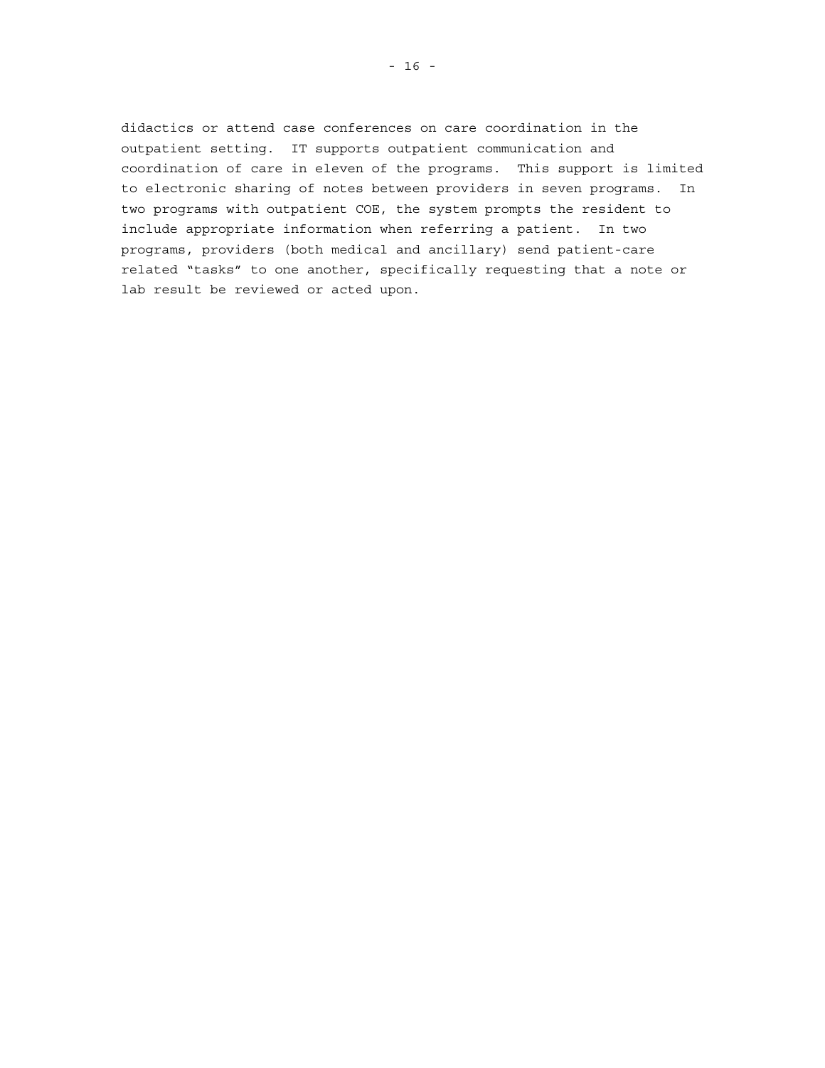didactics or attend case conferences on care coordination in the outpatient setting. IT supports outpatient communication and coordination of care in eleven of the programs. This support is limited to electronic sharing of notes between providers in seven programs. In two programs with outpatient COE, the system prompts the resident to include appropriate information when referring a patient. In two programs, providers (both medical and ancillary) send patient-care related "tasks" to one another, specifically requesting that a note or lab result be reviewed or acted upon.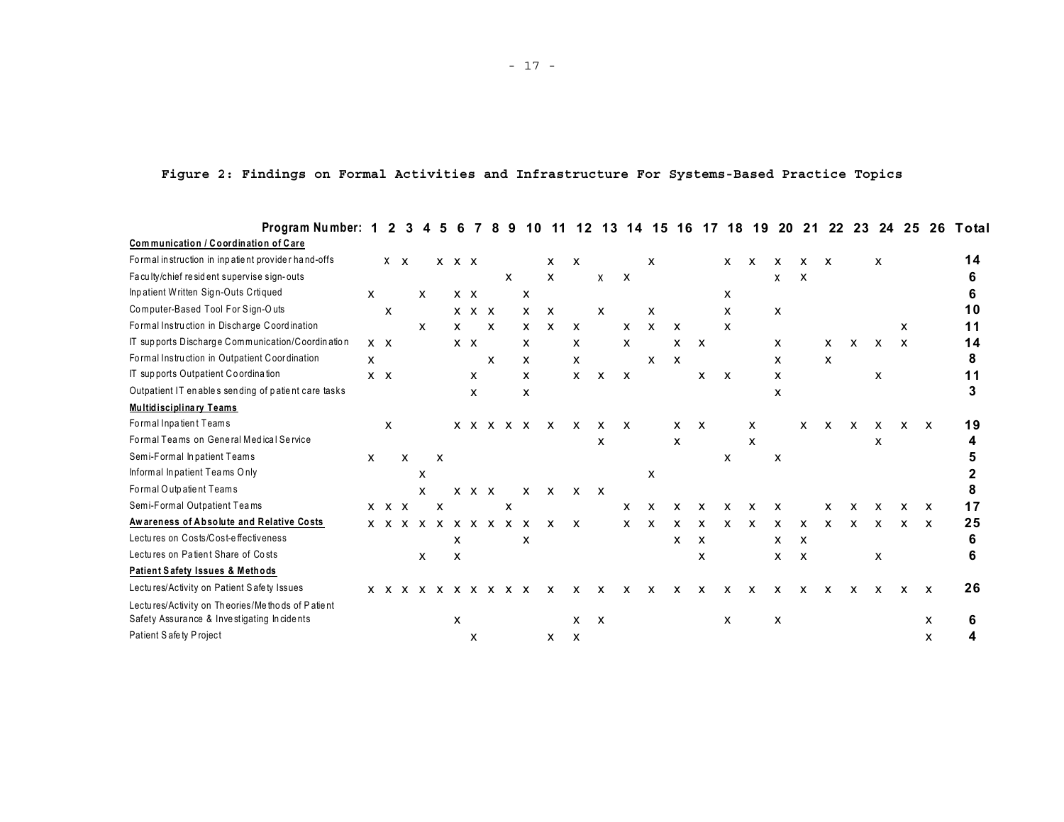**Figure 2: Findings on Formal Activities and Infrastructure For Systems-Based Practice Topics**

| Program Number: | 1 | 2 | 3 | 4 | 5 | 6 | 7 | 8 | 9 | 10 | 11 | 12 | 13 | 14 | 15 | 16 | 17 | 18 | 19 | 20 | 21 | 22 | 23 | 24 | 25 | 26 | Total |
|---|---|---|---|---|---|---|---|---|---|---|---|---|---|---|---|---|---|---|---|---|---|---|---|---|---|---|---|
| **Communication / Coordination of Care** | | | | | | | | | | | | | | | | | | | | | | | | | | | |
| Formal instruction in inpatient provider hand-offs | | x | x | | x | x | x | | | | x | x | | | x | | | x | x | x | x | x | | x | | | 14 |
| Faculty/chief resident supervise sign-outs | | | | | | | | | x | | x | | x | x | | | | | | x | x | | | | | | 6 |
| Inpatient Written Sign-Outs Crtiqued | x | | | x | | x | x | | | x | | | | | | | | x | | | | | | | | | 6 |
| Computer-Based Tool For Sign-Outs | | x | | | | x | x | x | | x | x | | x | | x | | | x | | x | | | | | | | 10 |
| Formal Instruction in Discharge Coordination | | | | x | | x | | x | | x | x | x | | x | x | x | | x | | | | | | | x | | 11 |
| IT supports Discharge Communication/Coordination | x | x | | | | x | x | | | x | | x | | x | | x | x | | | x | | x | x | x | x | | 14 |
| Formal Instruction in Outpatient Coordination | x | | | | | | | x | | x | | x | | | x | x | | | | x | | x | | | | | 8 |
| IT supports Outpatient Coordination | x | x | | | | | x | | | x | | x | x | x | | | x | x | | x | | | | x | | | 11 |
| Outpatient IT enables sending of patient care tasks | | | | | | | x | | | x | | | | | | | | | | x | | | | | | | 3 |
| **Multidisciplinary Teams** | | | | | | | | | | | | | | | | | | | | | | | | | | | |
| Formal Inpatient Teams | | x | | | | x | x | x | x | x | x | x | x | x | | x | x | | x | | x | x | x | x | x | x | 19 |
| Formal Teams on General Medical Service | | | | | | | | | | | | | x | | | x | | | x | | | | | x | | | 4 |
| Semi-Formal Inpatient Teams | x | | x | | x | | | | | | | | | | | | | x | | x | | | | | | | 5 |
| Informal Inpatient Teams Only | | | | x | | | | | | | | | | | x | | | | | | | | | | | | 2 |
| Formal Outpatient Teams | | | | x | | x | x | x | | x | x | x | x | | | | | | | | | | | | | | 8 |
| Semi-Formal Outpatient Teams | x | x | x | | x | | | | x | | | | | x | x | x | x | x | x | x | | x | x | x | x | x | 17 |
| **Awareness of Absolute and Relative Costs** | x | x | x | x | x | x | x | x | x | x | x | x | | x | x | x | x | x | x | x | x | x | x | x | x | x | 25 |
| Lectures on Costs/Cost-effectiveness | | | | | | x | | | | x | | | | | | x | x | | | x | x | | | | | | 6 |
| Lectures on Patient Share of Costs | | | | x | | x | | | | | | | | | | | x | | | x | x | | | x | | | 6 |
| **Patient Safety Issues & Methods** | | | | | | | | | | | | | | | | | | | | | | | | | | | |
| Lectures/Activity on Patient Safety Issues | x | x | x | x | x | x | x | x | x | x | x | x | x | x | x | x | x | x | x | x | x | x | x | x | x | x | 26 |
| Lectures/Activity on Theories/Methods of Patient Safety Assurance & Investigating Incidents | | | | | | x | | | | | | x | x | | | | | x | | x | | | | | | x | 6 |
| Patient Safety Project | | | | | | | x | | | | x | x | | | | | | | | | | | | | | x | 4 |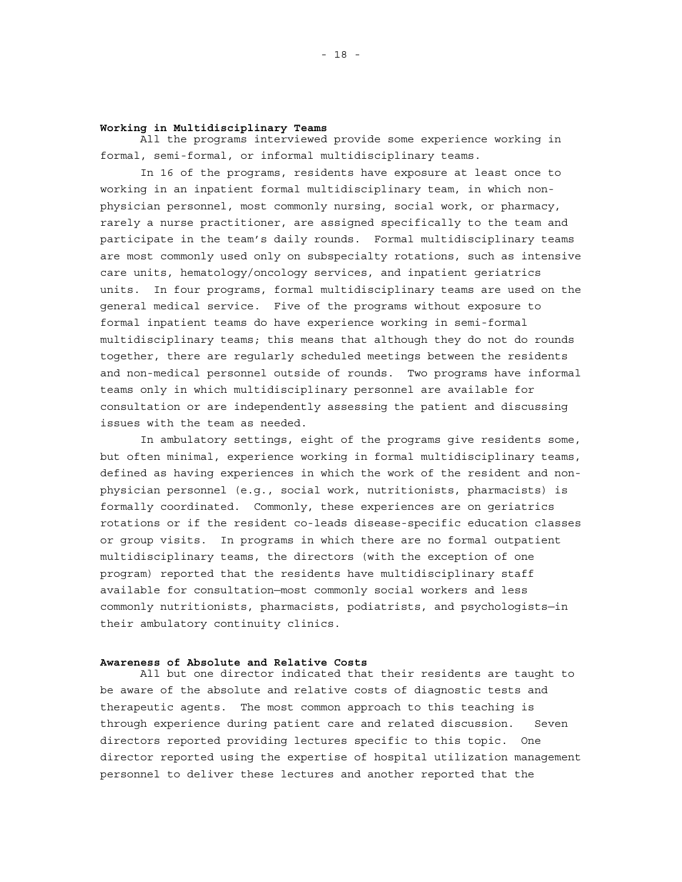**Working in Multidisciplinary Teams**

All the programs interviewed provide some experience working in formal, semi-formal, or informal multidisciplinary teams.

In 16 of the programs, residents have exposure at least once to working in an inpatient formal multidisciplinary team, in which non-physician personnel, most commonly nursing, social work, or pharmacy, rarely a nurse practitioner, are assigned specifically to the team and participate in the team's daily rounds. Formal multidisciplinary teams are most commonly used only on subspecialty rotations, such as intensive care units, hematology/oncology services, and inpatient geriatrics units. In four programs, formal multidisciplinary teams are used on the general medical service. Five of the programs without exposure to formal inpatient teams do have experience working in semi-formal multidisciplinary teams; this means that although they do not do rounds together, there are regularly scheduled meetings between the residents and non-medical personnel outside of rounds. Two programs have informal teams only in which multidisciplinary personnel are available for consultation or are independently assessing the patient and discussing issues with the team as needed.

In ambulatory settings, eight of the programs give residents some, but often minimal, experience working in formal multidisciplinary teams, defined as having experiences in which the work of the resident and non-physician personnel (e.g., social work, nutritionists, pharmacists) is formally coordinated. Commonly, these experiences are on geriatrics rotations or if the resident co-leads disease-specific education classes or group visits. In programs in which there are no formal outpatient multidisciplinary teams, the directors (with the exception of one program) reported that the residents have multidisciplinary staff available for consultation—most commonly social workers and less commonly nutritionists, pharmacists, podiatrists, and psychologists—in their ambulatory continuity clinics.

**Awareness of Absolute and Relative Costs**

All but one director indicated that their residents are taught to be aware of the absolute and relative costs of diagnostic tests and therapeutic agents. The most common approach to this teaching is through experience during patient care and related discussion. Seven directors reported providing lectures specific to this topic. One director reported using the expertise of hospital utilization management personnel to deliver these lectures and another reported that the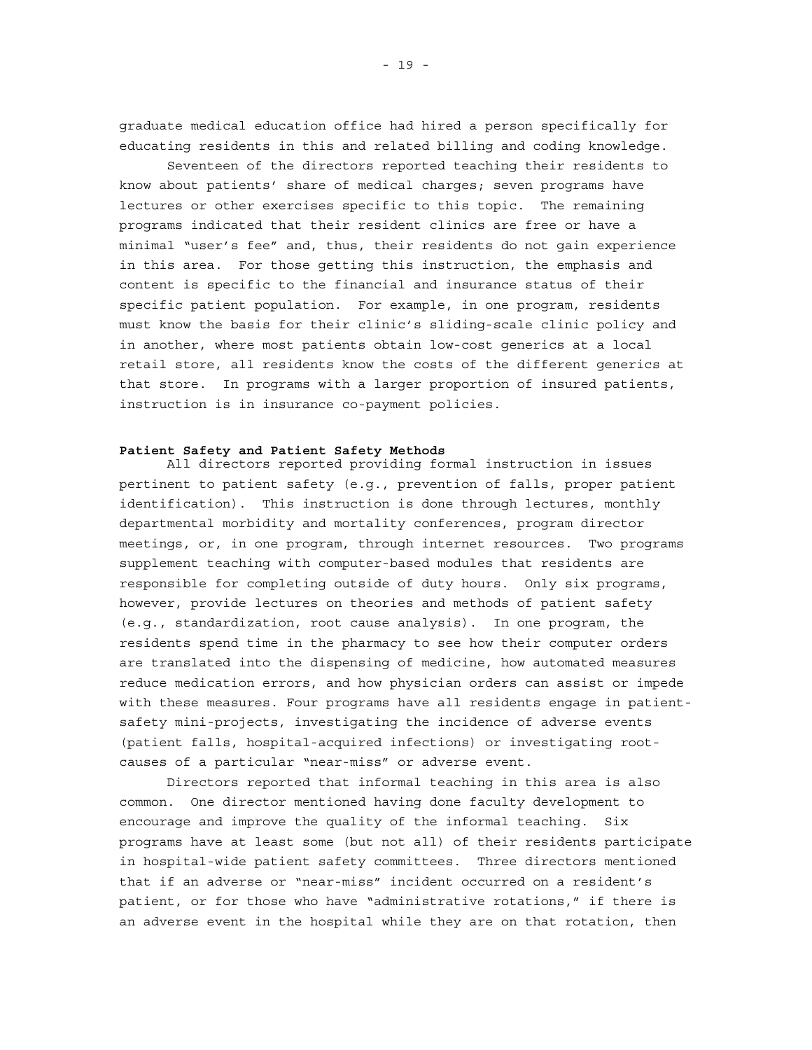graduate medical education office had hired a person specifically for educating residents in this and related billing and coding knowledge.

Seventeen of the directors reported teaching their residents to know about patients' share of medical charges; seven programs have lectures or other exercises specific to this topic. The remaining programs indicated that their resident clinics are free or have a minimal "user's fee" and, thus, their residents do not gain experience in this area. For those getting this instruction, the emphasis and content is specific to the financial and insurance status of their specific patient population. For example, in one program, residents must know the basis for their clinic's sliding-scale clinic policy and in another, where most patients obtain low-cost generics at a local retail store, all residents know the costs of the different generics at that store. In programs with a larger proportion of insured patients, instruction is in insurance co-payment policies.

**Patient Safety and Patient Safety Methods**

All directors reported providing formal instruction in issues pertinent to patient safety (e.g., prevention of falls, proper patient identification). This instruction is done through lectures, monthly departmental morbidity and mortality conferences, program director meetings, or, in one program, through internet resources. Two programs supplement teaching with computer-based modules that residents are responsible for completing outside of duty hours. Only six programs, however, provide lectures on theories and methods of patient safety (e.g., standardization, root cause analysis). In one program, the residents spend time in the pharmacy to see how their computer orders are translated into the dispensing of medicine, how automated measures reduce medication errors, and how physician orders can assist or impede with these measures. Four programs have all residents engage in patient-safety mini-projects, investigating the incidence of adverse events (patient falls, hospital-acquired infections) or investigating root-causes of a particular "near-miss" or adverse event.

Directors reported that informal teaching in this area is also common. One director mentioned having done faculty development to encourage and improve the quality of the informal teaching. Six programs have at least some (but not all) of their residents participate in hospital-wide patient safety committees. Three directors mentioned that if an adverse or "near-miss" incident occurred on a resident's patient, or for those who have "administrative rotations," if there is an adverse event in the hospital while they are on that rotation, then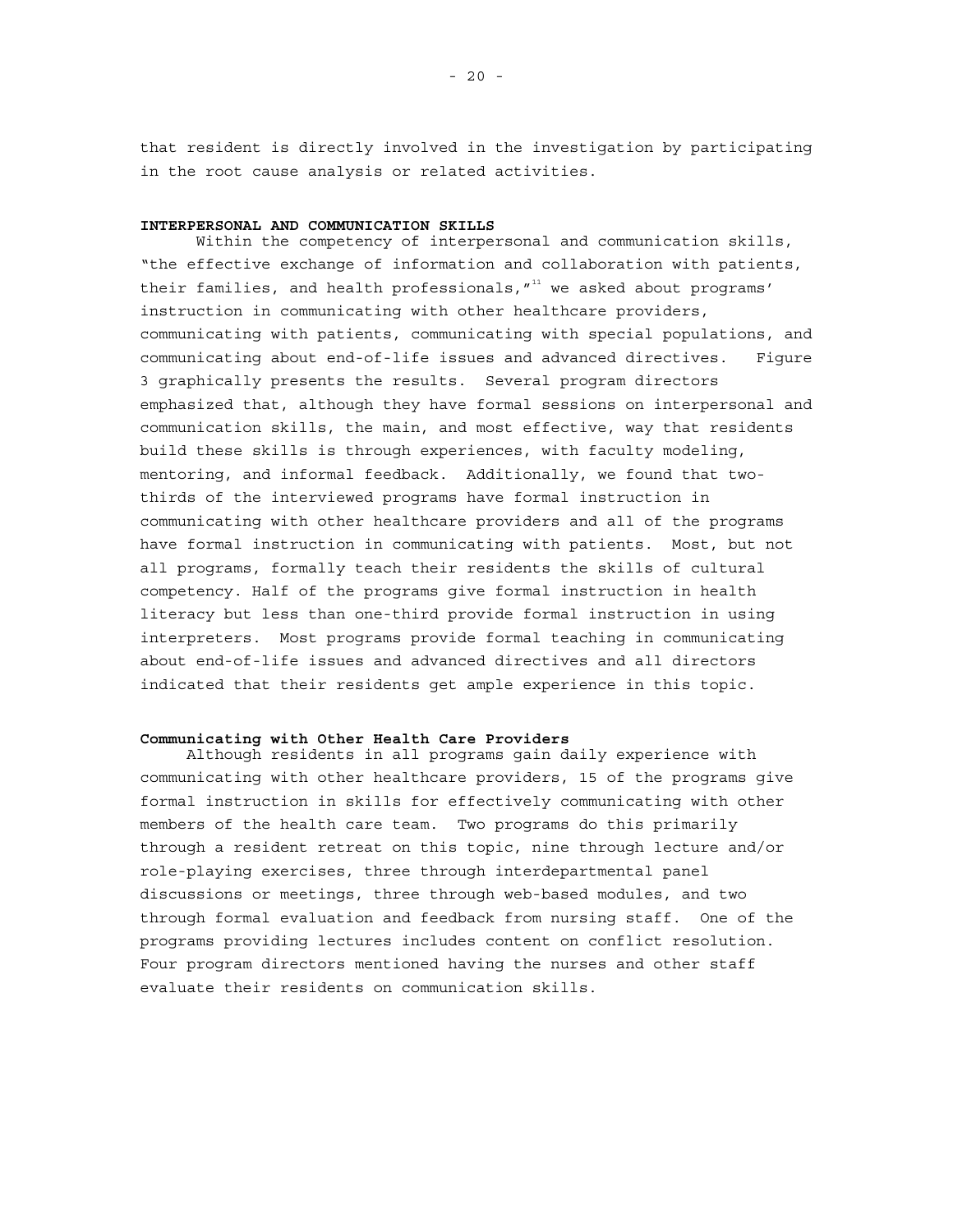that resident is directly involved in the investigation by participating in the root cause analysis or related activities.

**INTERPERSONAL AND COMMUNICATION SKILLS**

Within the competency of interpersonal and communication skills, "the effective exchange of information and collaboration with patients, their families, and health professionals,"[11] we asked about programs' instruction in communicating with other healthcare providers, communicating with patients, communicating with special populations, and communicating about end-of-life issues and advanced directives. Figure 3 graphically presents the results. Several program directors emphasized that, although they have formal sessions on interpersonal and communication skills, the main, and most effective, way that residents build these skills is through experiences, with faculty modeling, mentoring, and informal feedback. Additionally, we found that two-thirds of the interviewed programs have formal instruction in communicating with other healthcare providers and all of the programs have formal instruction in communicating with patients. Most, but not all programs, formally teach their residents the skills of cultural competency. Half of the programs give formal instruction in health literacy but less than one-third provide formal instruction in using interpreters. Most programs provide formal teaching in communicating about end-of-life issues and advanced directives and all directors indicated that their residents get ample experience in this topic.

**Communicating with Other Health Care Providers**

Although residents in all programs gain daily experience with communicating with other healthcare providers, 15 of the programs give formal instruction in skills for effectively communicating with other members of the health care team. Two programs do this primarily through a resident retreat on this topic, nine through lecture and/or role-playing exercises, three through interdepartmental panel discussions or meetings, three through web-based modules, and two through formal evaluation and feedback from nursing staff. One of the programs providing lectures includes content on conflict resolution. Four program directors mentioned having the nurses and other staff evaluate their residents on communication skills.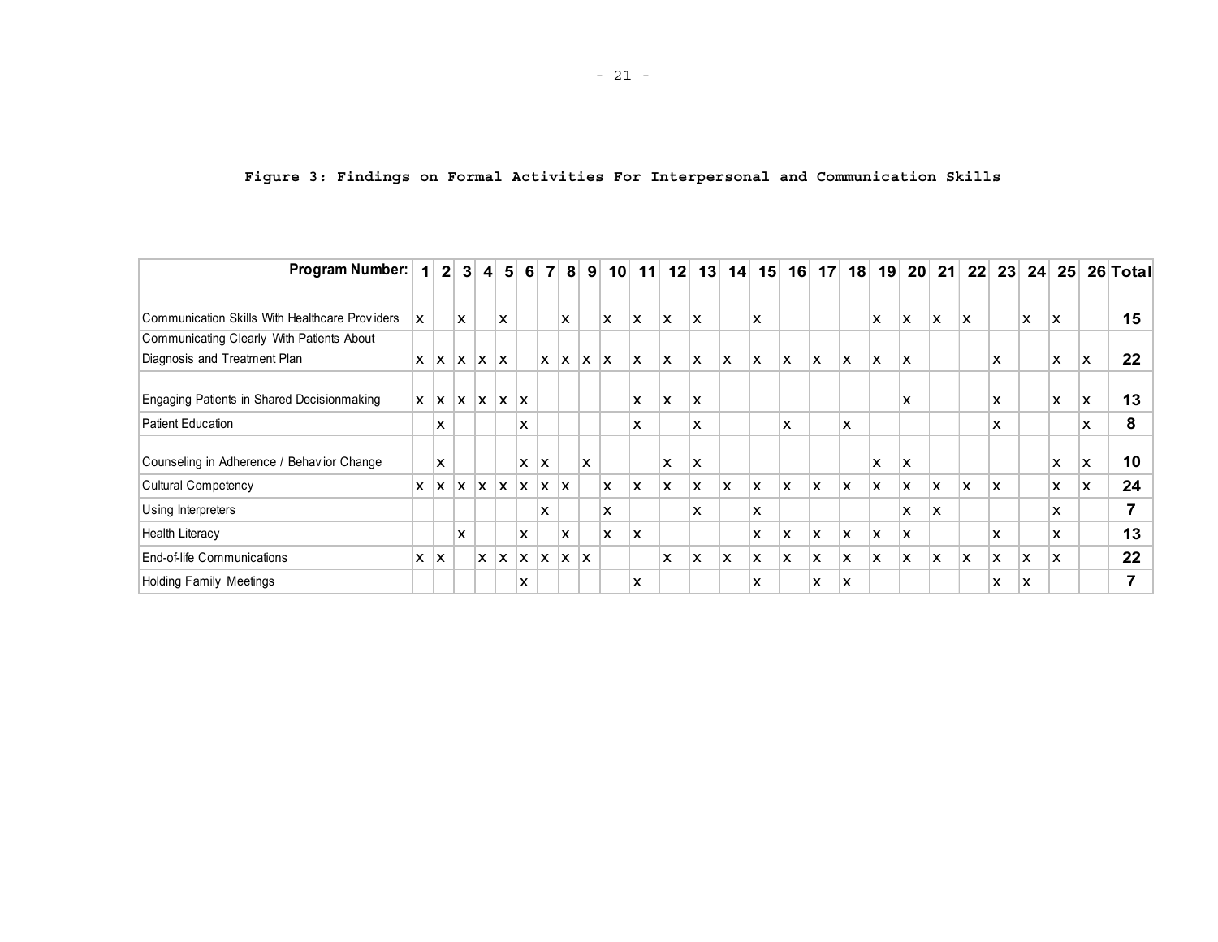**Figure 3: Findings on Formal Activities For Interpersonal and Communication Skills**

| Program Number: | 1 | 2 | 3 | 4 | 5 | 6 | 7 | 8 | 9 | 10 | 11 | 12 | 13 | 14 | 15 | 16 | 17 | 18 | 19 | 20 | 21 | 22 | 23 | 24 | 25 | 26 | Total |
|---|---|---|---|---|---|---|---|---|---|---|---|---|---|---|---|---|---|---|---|---|---|---|---|---|---|---|---|
| Communication Skills With Healthcare Providers | x | | x | | x | | | x | | x | x | x | x | | x | | | | x | x | x | x | | x | x | | **15** |
| Communicating Clearly With Patients About Diagnosis and Treatment Plan | x | x | x | x | x | | x | x | x | x | x | x | x | x | x | x | x | x | x | x | | | x | | x | x | **22** |
| Engaging Patients in Shared Decisionmaking | x | x | x | x | x | x | | | | | x | x | x | | | | | | | x | | | x | | x | x | **13** |
| Patient Education | | x | | | | x | | | | | x | | x | | | x | | x | | | | | x | | | x | **8** |
| Counseling in Adherence / Behavior Change | | x | | | | x | x | | x | | | x | x | | | | | | x | x | | | | | x | x | **10** |
| Cultural Competency | x | x | x | x | x | x | x | x | | x | x | x | x | x | x | x | x | x | x | x | x | x | x | | x | x | **24** |
| Using Interpreters | | | | | | | x | | | x | | | x | | x | | | | | x | x | | | | x | | **7** |
| Health Literacy | | | x | | | x | | x | | x | x | | | | x | x | x | x | x | x | | | x | | x | | **13** |
| End-of-life Communications | x | x | | x | x | x | x | x | x | | | x | x | x | x | x | x | x | x | x | x | x | x | x | x | | **22** |
| Holding Family Meetings | | | | | | x | | | | | x | | | | x | | x | x | | | | | x | x | | | **7** |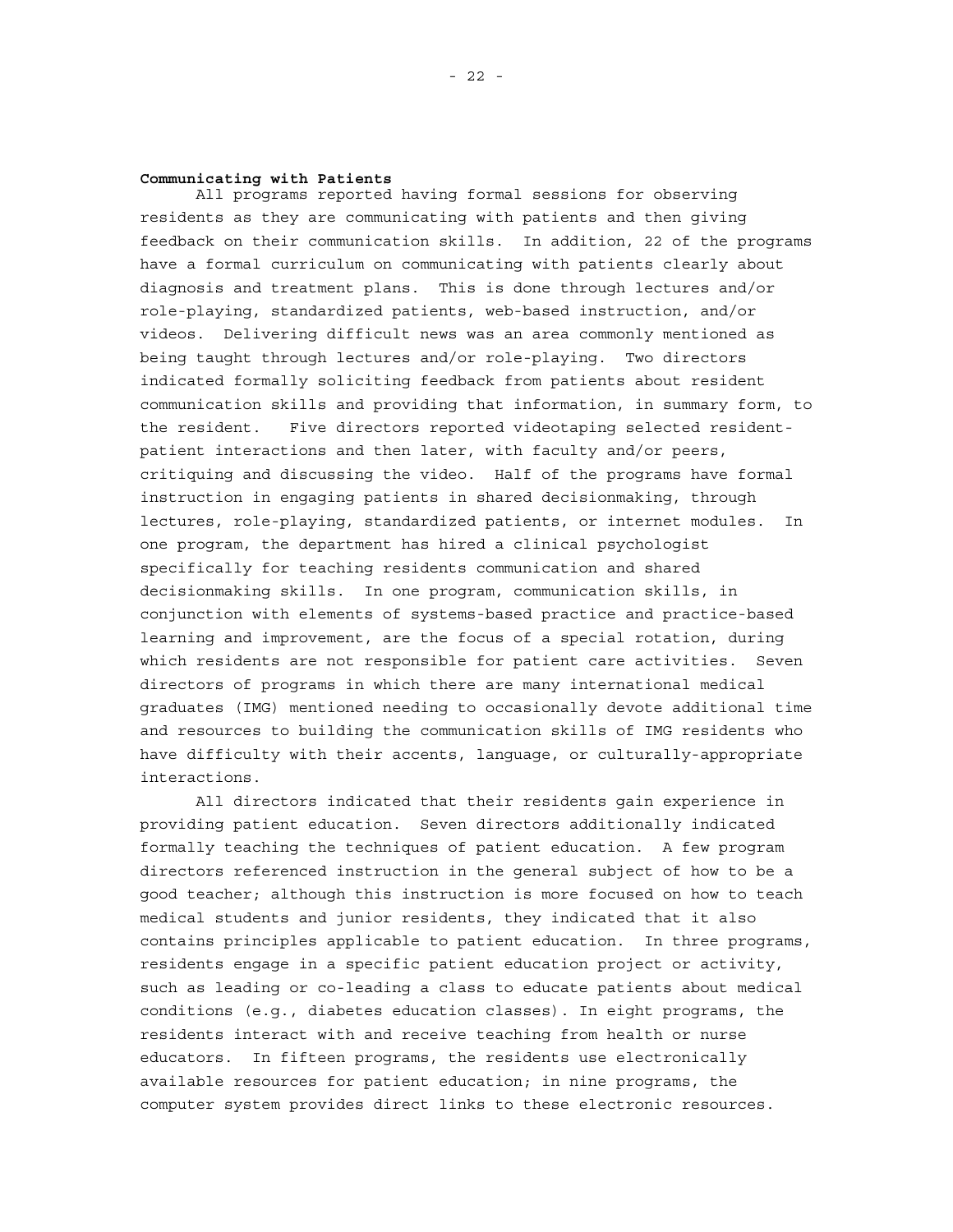**Communicating with Patients**

All programs reported having formal sessions for observing residents as they are communicating with patients and then giving feedback on their communication skills. In addition, 22 of the programs have a formal curriculum on communicating with patients clearly about diagnosis and treatment plans. This is done through lectures and/or role-playing, standardized patients, web-based instruction, and/or videos. Delivering difficult news was an area commonly mentioned as being taught through lectures and/or role-playing. Two directors indicated formally soliciting feedback from patients about resident communication skills and providing that information, in summary form, to the resident. Five directors reported videotaping selected resident-patient interactions and then later, with faculty and/or peers, critiquing and discussing the video. Half of the programs have formal instruction in engaging patients in shared decisionmaking, through lectures, role-playing, standardized patients, or internet modules. In one program, the department has hired a clinical psychologist specifically for teaching residents communication and shared decisionmaking skills. In one program, communication skills, in conjunction with elements of systems-based practice and practice-based learning and improvement, are the focus of a special rotation, during which residents are not responsible for patient care activities. Seven directors of programs in which there are many international medical graduates (IMG) mentioned needing to occasionally devote additional time and resources to building the communication skills of IMG residents who have difficulty with their accents, language, or culturally-appropriate interactions.

All directors indicated that their residents gain experience in providing patient education. Seven directors additionally indicated formally teaching the techniques of patient education. A few program directors referenced instruction in the general subject of how to be a good teacher; although this instruction is more focused on how to teach medical students and junior residents, they indicated that it also contains principles applicable to patient education. In three programs, residents engage in a specific patient education project or activity, such as leading or co-leading a class to educate patients about medical conditions (e.g., diabetes education classes). In eight programs, the residents interact with and receive teaching from health or nurse educators. In fifteen programs, the residents use electronically available resources for patient education; in nine programs, the computer system provides direct links to these electronic resources.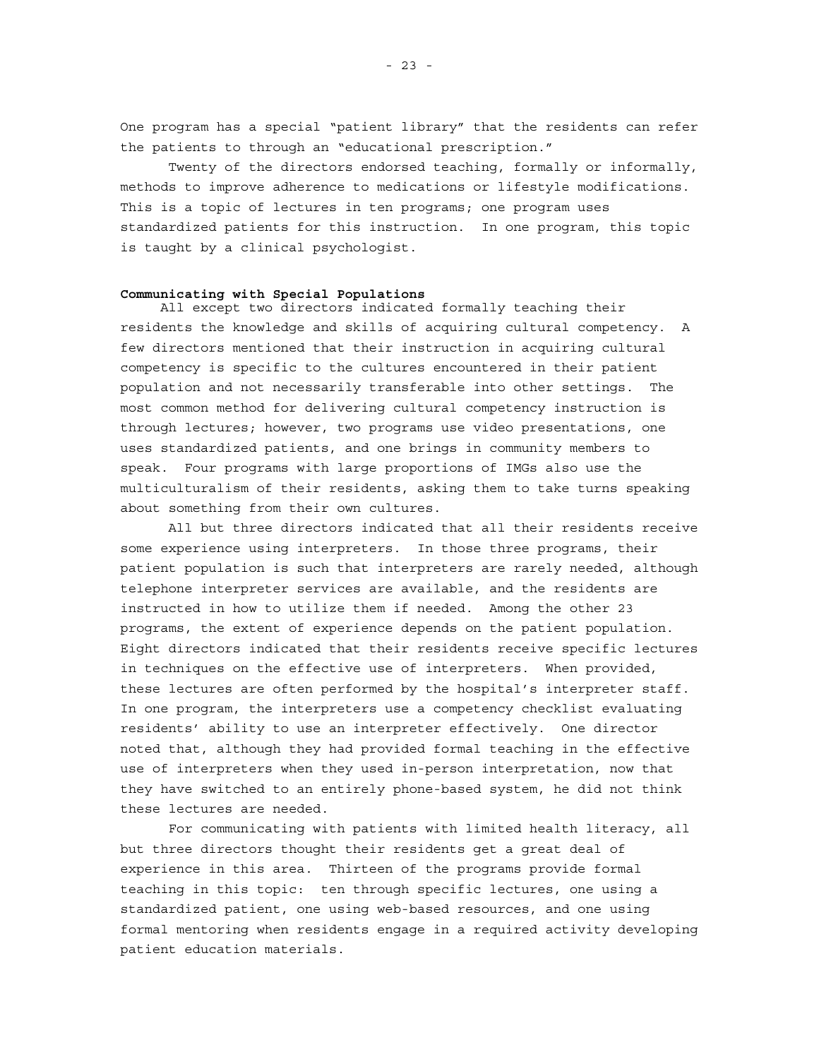One program has a special "patient library" that the residents can refer the patients to through an "educational prescription."

Twenty of the directors endorsed teaching, formally or informally, methods to improve adherence to medications or lifestyle modifications. This is a topic of lectures in ten programs; one program uses standardized patients for this instruction. In one program, this topic is taught by a clinical psychologist.

**Communicating with Special Populations**

All except two directors indicated formally teaching their residents the knowledge and skills of acquiring cultural competency. A few directors mentioned that their instruction in acquiring cultural competency is specific to the cultures encountered in their patient population and not necessarily transferable into other settings. The most common method for delivering cultural competency instruction is through lectures; however, two programs use video presentations, one uses standardized patients, and one brings in community members to speak. Four programs with large proportions of IMGs also use the multiculturalism of their residents, asking them to take turns speaking about something from their own cultures.

All but three directors indicated that all their residents receive some experience using interpreters. In those three programs, their patient population is such that interpreters are rarely needed, although telephone interpreter services are available, and the residents are instructed in how to utilize them if needed. Among the other 23 programs, the extent of experience depends on the patient population. Eight directors indicated that their residents receive specific lectures in techniques on the effective use of interpreters. When provided, these lectures are often performed by the hospital's interpreter staff. In one program, the interpreters use a competency checklist evaluating residents' ability to use an interpreter effectively. One director noted that, although they had provided formal teaching in the effective use of interpreters when they used in-person interpretation, now that they have switched to an entirely phone-based system, he did not think these lectures are needed.

For communicating with patients with limited health literacy, all but three directors thought their residents get a great deal of experience in this area. Thirteen of the programs provide formal teaching in this topic: ten through specific lectures, one using a standardized patient, one using web-based resources, and one using formal mentoring when residents engage in a required activity developing patient education materials.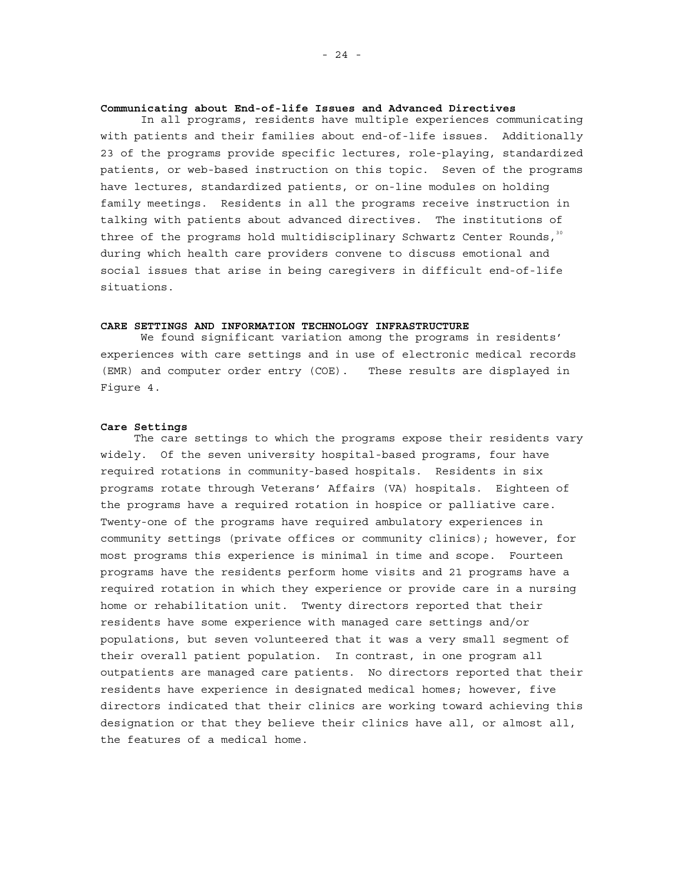### Communicating about End-of-life Issues and Advanced Directives

In all programs, residents have multiple experiences communicating with patients and their families about end-of-life issues. Additionally 23 of the programs provide specific lectures, role-playing, standardized patients, or web-based instruction on this topic. Seven of the programs have lectures, standardized patients, or on-line modules on holding family meetings. Residents in all the programs receive instruction in talking with patients about advanced directives. The institutions of three of the programs hold multidisciplinary Schwartz Center Rounds,[30] during which health care providers convene to discuss emotional and social issues that arise in being caregivers in difficult end-of-life situations.

## CARE SETTINGS AND INFORMATION TECHNOLOGY INFRASTRUCTURE

We found significant variation among the programs in residents' experiences with care settings and in use of electronic medical records (EMR) and computer order entry (COE). These results are displayed in Figure 4.

### Care Settings

The care settings to which the programs expose their residents vary widely. Of the seven university hospital-based programs, four have required rotations in community-based hospitals. Residents in six programs rotate through Veterans' Affairs (VA) hospitals. Eighteen of the programs have a required rotation in hospice or palliative care. Twenty-one of the programs have required ambulatory experiences in community settings (private offices or community clinics); however, for most programs this experience is minimal in time and scope. Fourteen programs have the residents perform home visits and 21 programs have a required rotation in which they experience or provide care in a nursing home or rehabilitation unit. Twenty directors reported that their residents have some experience with managed care settings and/or populations, but seven volunteered that it was a very small segment of their overall patient population. In contrast, in one program all outpatients are managed care patients. No directors reported that their residents have experience in designated medical homes; however, five directors indicated that their clinics are working toward achieving this designation or that they believe their clinics have all, or almost all, the features of a medical home.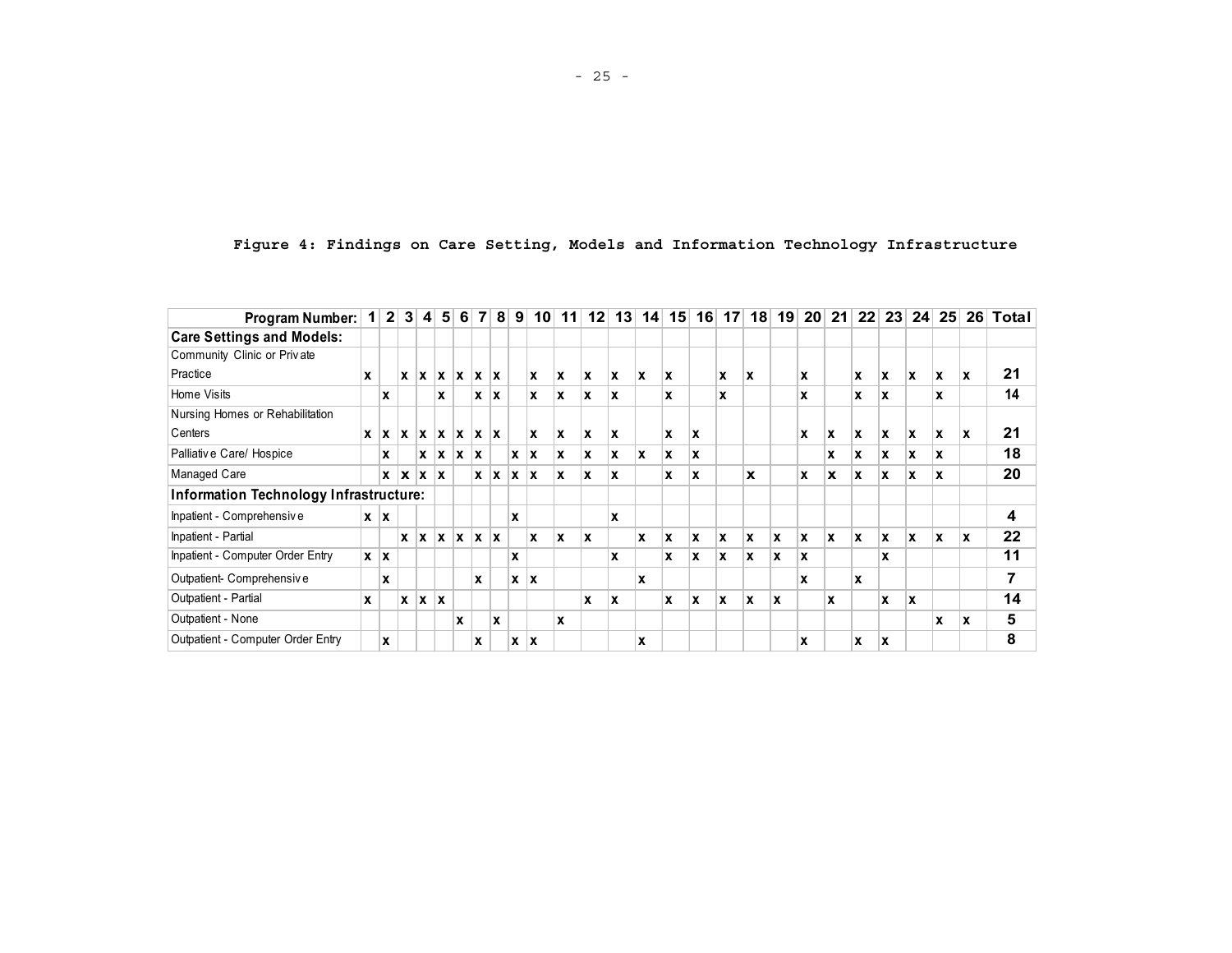**Figure 4: Findings on Care Setting, Models and Information Technology Infrastructure**

| Program Number: | 1 | 2 | 3 | 4 | 5 | 6 | 7 | 8 | 9 | 10 | 11 | 12 | 13 | 14 | 15 | 16 | 17 | 18 | 19 | 20 | 21 | 22 | 23 | 24 | 25 | 26 | Total |
|---|---|---|---|---|---|---|---|---|---|---|---|---|---|---|---|---|---|---|---|---|---|---|---|---|---|---|---|
| **Care Settings and Models:** | | | | | | | | | | | | | | | | | | | | | | | | | | | |
| Community Clinic or Private Practice | x | | x | x | x | x | x | x | | x | x | x | x | x | x | | x | x | | x | | x | x | x | x | x | **21** |
| Home Visits | | x | | | x | | x | x | | x | x | x | x | | x | | x | | | x | | x | x | | x | | **14** |
| Nursing Homes or Rehabilitation Centers | x | x | x | x | x | x | x | x | | x | x | x | x | | x | x | | | | x | x | x | x | x | x | x | **21** |
| Palliative Care/ Hospice | | x | | x | x | x | x | | x | x | x | x | x | x | x | x | | | | | x | x | x | x | x | | **18** |
| Managed Care | | x | x | x | x | | x | x | x | x | x | x | x | | x | x | | x | | x | x | x | x | x | x | | **20** |
| **Information Technology Infrastructure:** | | | | | | | | | | | | | | | | | | | | | | | | | | | |
| Inpatient - Comprehensive | x | x | | | | | | | x | | | | x | | | | | | | | | | | | | | **4** |
| Inpatient - Partial | | | x | x | x | x | x | x | | x | x | x | | x | x | x | x | x | x | x | x | x | x | x | x | x | **22** |
| Inpatient - Computer Order Entry | x | x | | | | | | | x | | | | x | | x | x | x | x | x | x | | | x | | | | **11** |
| Outpatient- Comprehensive | | x | | | | | x | | x | x | | | | x | | | | | | x | | x | | | | | **7** |
| Outpatient - Partial | x | | x | x | x | | | | | | | x | x | | x | x | x | x | x | | x | | x | x | | | **14** |
| Outpatient - None | | | | | | x | | x | | | x | | | | | | | | | | | | | | x | x | **5** |
| Outpatient - Computer Order Entry | | x | | | | | x | | x | x | | | | x | | | | | | x | | x | x | | | | **8** |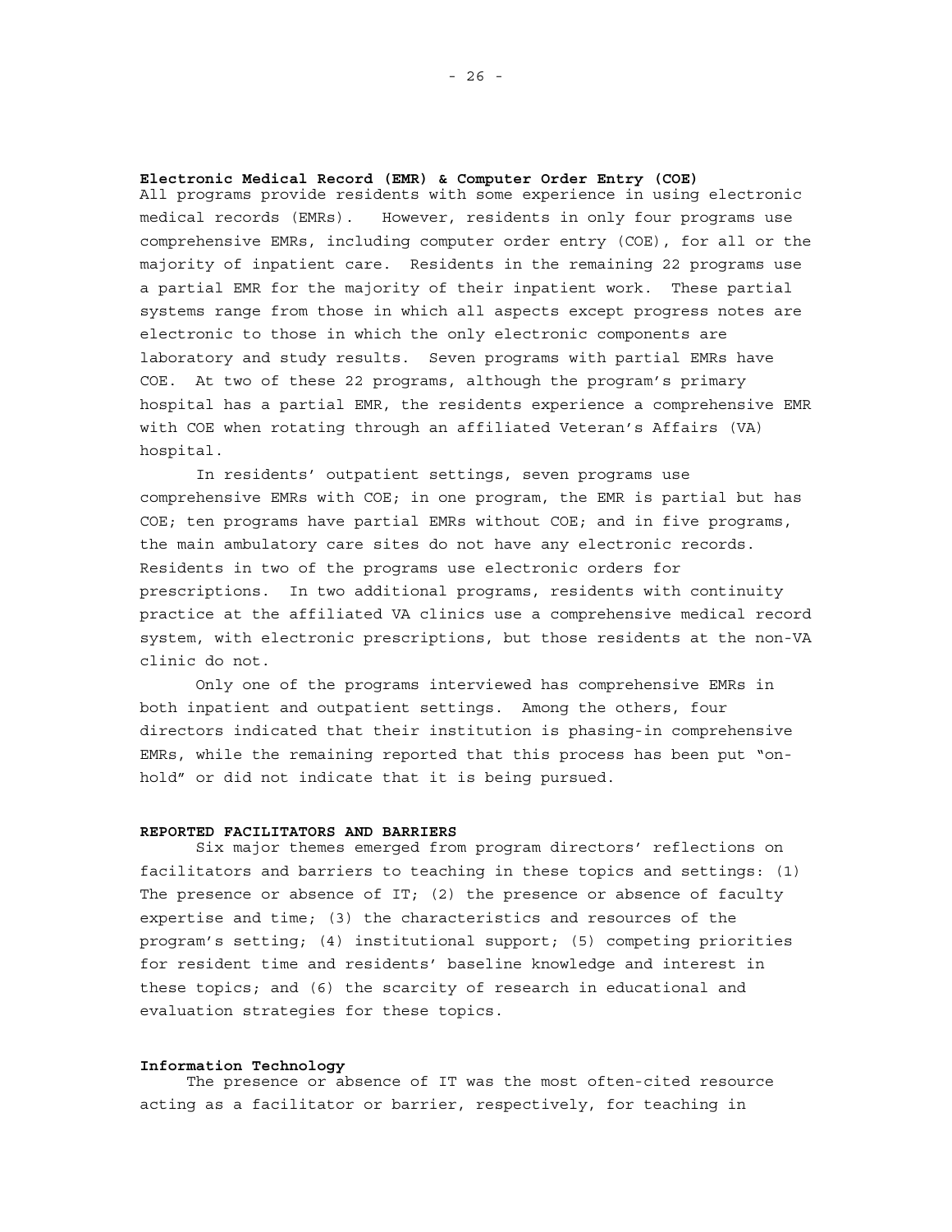### Electronic Medical Record (EMR) & Computer Order Entry (COE)

All programs provide residents with some experience in using electronic medical records (EMRs). However, residents in only four programs use comprehensive EMRs, including computer order entry (COE), for all or the majority of inpatient care. Residents in the remaining 22 programs use a partial EMR for the majority of their inpatient work. These partial systems range from those in which all aspects except progress notes are electronic to those in which the only electronic components are laboratory and study results. Seven programs with partial EMRs have COE. At two of these 22 programs, although the program's primary hospital has a partial EMR, the residents experience a comprehensive EMR with COE when rotating through an affiliated Veteran's Affairs (VA) hospital.

In residents' outpatient settings, seven programs use comprehensive EMRs with COE; in one program, the EMR is partial but has COE; ten programs have partial EMRs without COE; and in five programs, the main ambulatory care sites do not have any electronic records. Residents in two of the programs use electronic orders for prescriptions. In two additional programs, residents with continuity practice at the affiliated VA clinics use a comprehensive medical record system, with electronic prescriptions, but those residents at the non-VA clinic do not.

Only one of the programs interviewed has comprehensive EMRs in both inpatient and outpatient settings. Among the others, four directors indicated that their institution is phasing-in comprehensive EMRs, while the remaining reported that this process has been put "on-hold" or did not indicate that it is being pursued.

## REPORTED FACILITATORS AND BARRIERS

Six major themes emerged from program directors' reflections on facilitators and barriers to teaching in these topics and settings: (1) The presence or absence of IT; (2) the presence or absence of faculty expertise and time; (3) the characteristics and resources of the program's setting; (4) institutional support; (5) competing priorities for resident time and residents' baseline knowledge and interest in these topics; and (6) the scarcity of research in educational and evaluation strategies for these topics.

### Information Technology

The presence or absence of IT was the most often-cited resource acting as a facilitator or barrier, respectively, for teaching in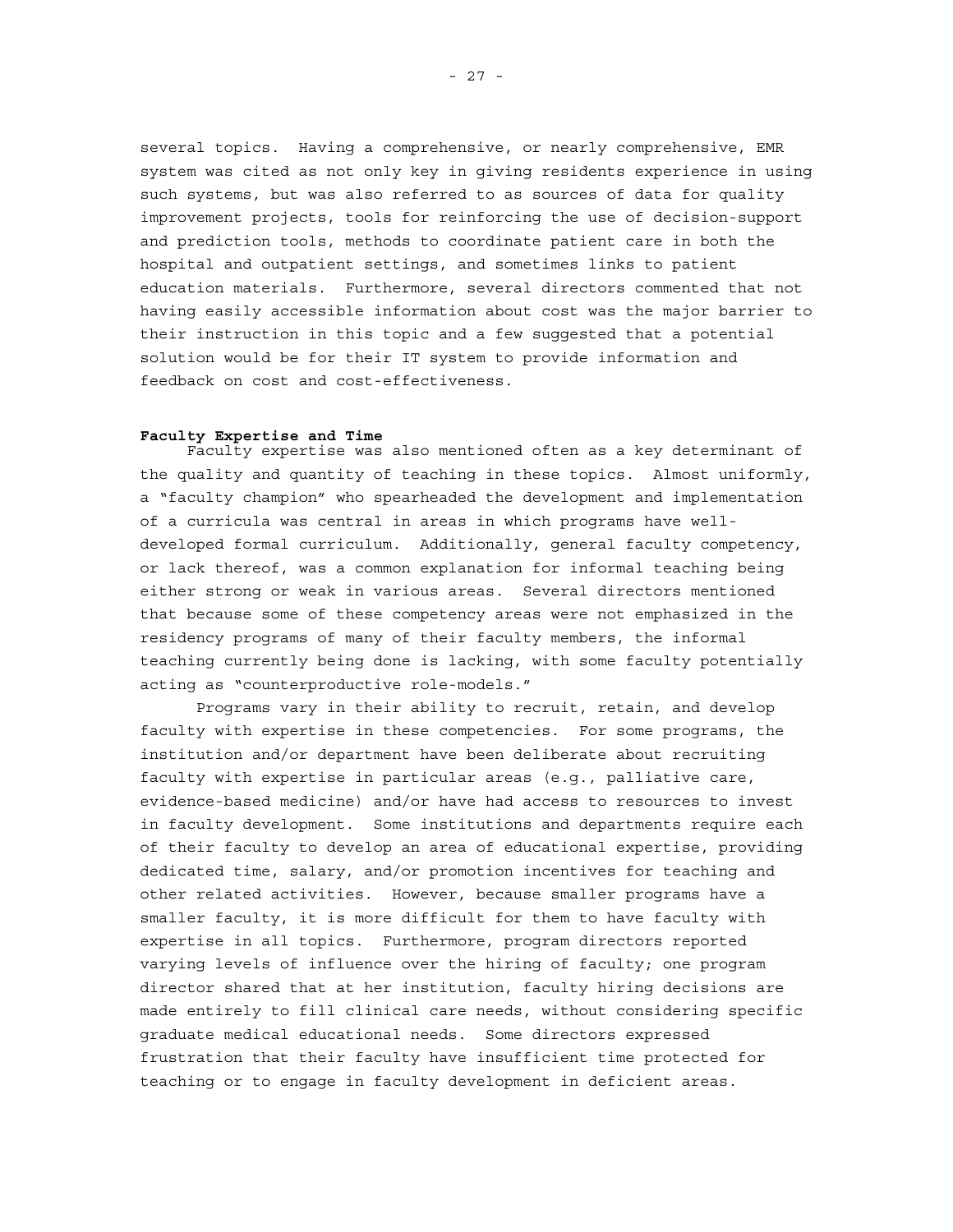several topics. Having a comprehensive, or nearly comprehensive, EMR system was cited as not only key in giving residents experience in using such systems, but was also referred to as sources of data for quality improvement projects, tools for reinforcing the use of decision-support and prediction tools, methods to coordinate patient care in both the hospital and outpatient settings, and sometimes links to patient education materials. Furthermore, several directors commented that not having easily accessible information about cost was the major barrier to their instruction in this topic and a few suggested that a potential solution would be for their IT system to provide information and feedback on cost and cost-effectiveness.

**Faculty Expertise and Time**

Faculty expertise was also mentioned often as a key determinant of the quality and quantity of teaching in these topics. Almost uniformly, a "faculty champion" who spearheaded the development and implementation of a curricula was central in areas in which programs have well-developed formal curriculum. Additionally, general faculty competency, or lack thereof, was a common explanation for informal teaching being either strong or weak in various areas. Several directors mentioned that because some of these competency areas were not emphasized in the residency programs of many of their faculty members, the informal teaching currently being done is lacking, with some faculty potentially acting as "counterproductive role-models."

Programs vary in their ability to recruit, retain, and develop faculty with expertise in these competencies. For some programs, the institution and/or department have been deliberate about recruiting faculty with expertise in particular areas (e.g., palliative care, evidence-based medicine) and/or have had access to resources to invest in faculty development. Some institutions and departments require each of their faculty to develop an area of educational expertise, providing dedicated time, salary, and/or promotion incentives for teaching and other related activities. However, because smaller programs have a smaller faculty, it is more difficult for them to have faculty with expertise in all topics. Furthermore, program directors reported varying levels of influence over the hiring of faculty; one program director shared that at her institution, faculty hiring decisions are made entirely to fill clinical care needs, without considering specific graduate medical educational needs. Some directors expressed frustration that their faculty have insufficient time protected for teaching or to engage in faculty development in deficient areas.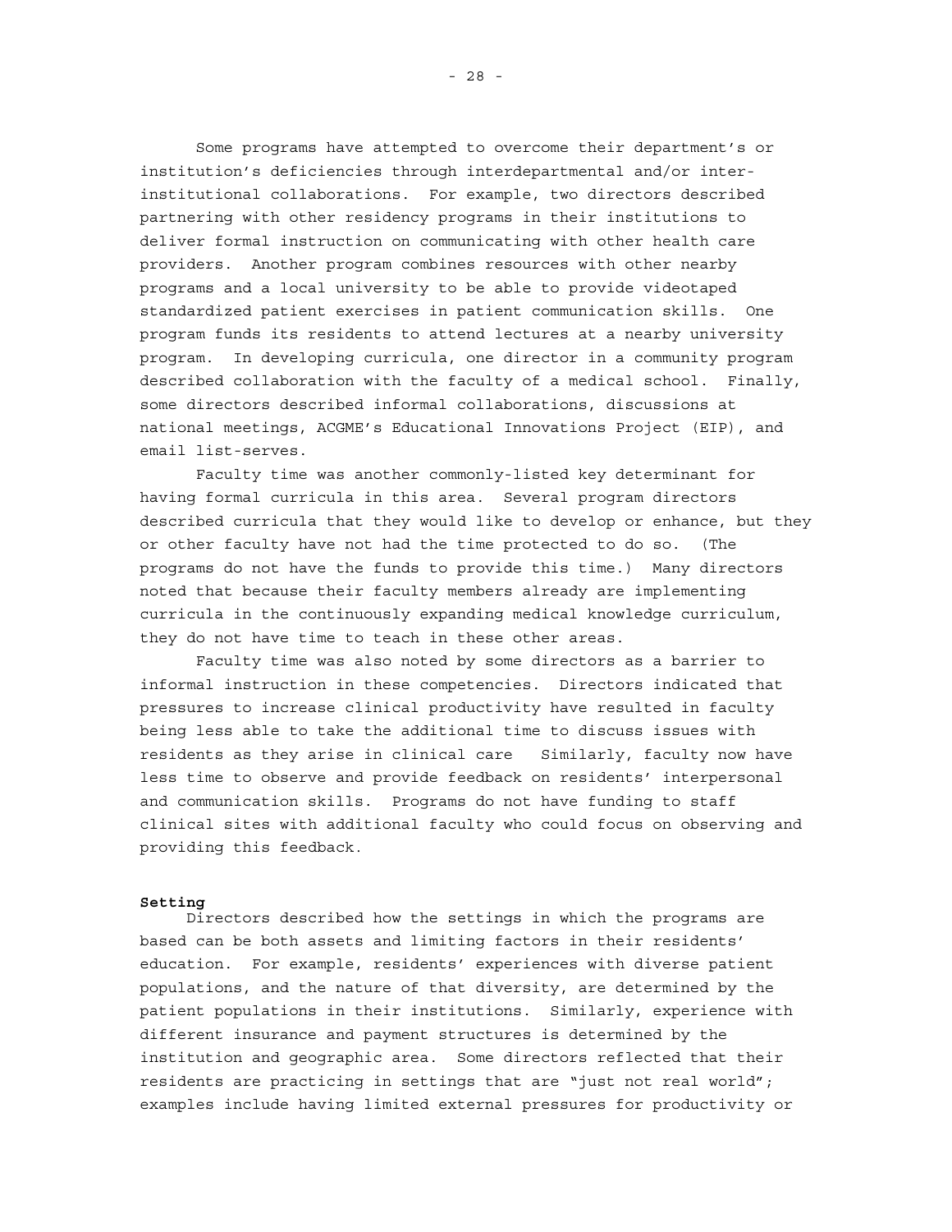Some programs have attempted to overcome their department's or institution's deficiencies through interdepartmental and/or inter-institutional collaborations. For example, two directors described partnering with other residency programs in their institutions to deliver formal instruction on communicating with other health care providers. Another program combines resources with other nearby programs and a local university to be able to provide videotaped standardized patient exercises in patient communication skills. One program funds its residents to attend lectures at a nearby university program. In developing curricula, one director in a community program described collaboration with the faculty of a medical school. Finally, some directors described informal collaborations, discussions at national meetings, ACGME's Educational Innovations Project (EIP), and email list-serves.

Faculty time was another commonly-listed key determinant for having formal curricula in this area. Several program directors described curricula that they would like to develop or enhance, but they or other faculty have not had the time protected to do so. (The programs do not have the funds to provide this time.) Many directors noted that because their faculty members already are implementing curricula in the continuously expanding medical knowledge curriculum, they do not have time to teach in these other areas.

Faculty time was also noted by some directors as a barrier to informal instruction in these competencies. Directors indicated that pressures to increase clinical productivity have resulted in faculty being less able to take the additional time to discuss issues with residents as they arise in clinical care Similarly, faculty now have less time to observe and provide feedback on residents' interpersonal and communication skills. Programs do not have funding to staff clinical sites with additional faculty who could focus on observing and providing this feedback.

**Setting**

Directors described how the settings in which the programs are based can be both assets and limiting factors in their residents' education. For example, residents' experiences with diverse patient populations, and the nature of that diversity, are determined by the patient populations in their institutions. Similarly, experience with different insurance and payment structures is determined by the institution and geographic area. Some directors reflected that their residents are practicing in settings that are "just not real world"; examples include having limited external pressures for productivity or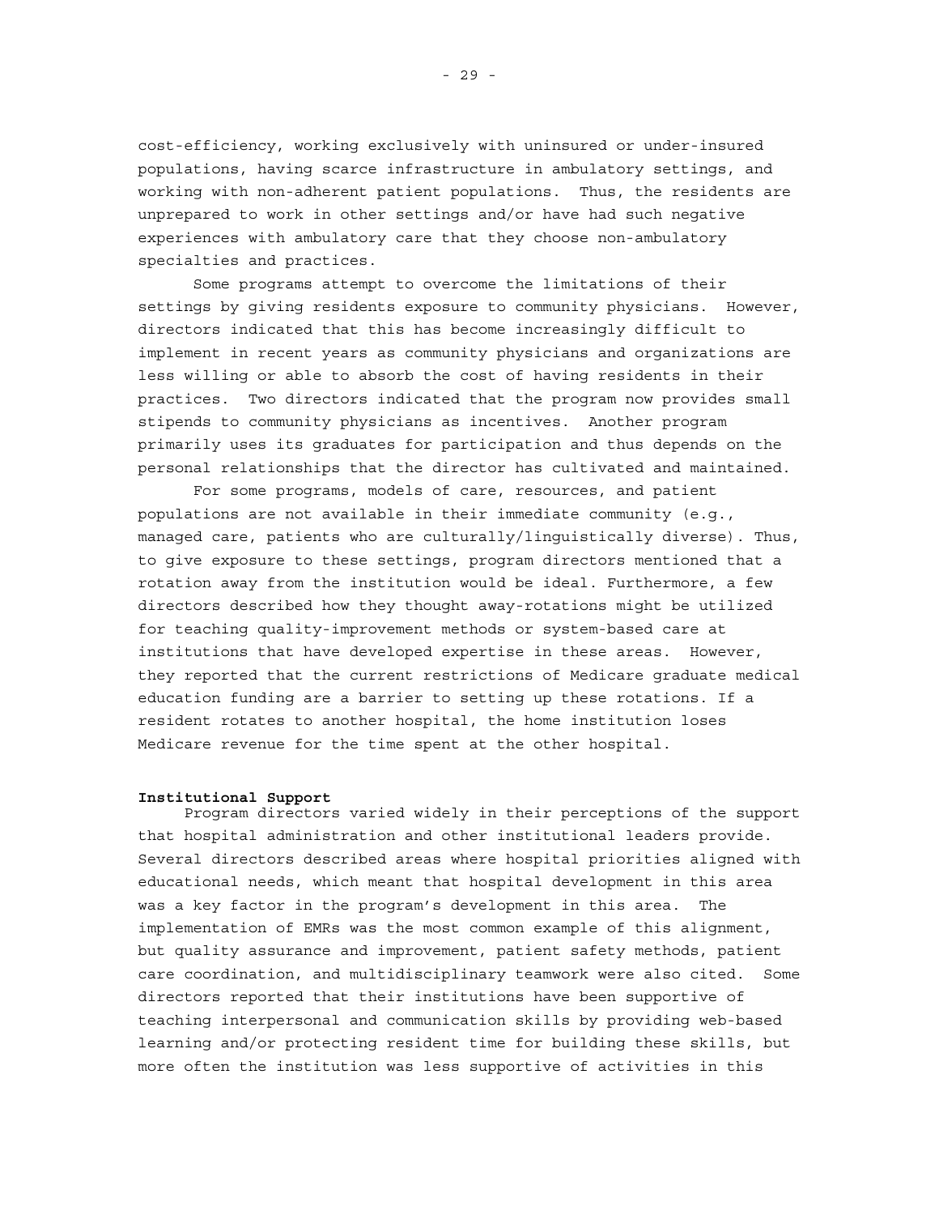cost-efficiency, working exclusively with uninsured or under-insured populations, having scarce infrastructure in ambulatory settings, and working with non-adherent patient populations. Thus, the residents are unprepared to work in other settings and/or have had such negative experiences with ambulatory care that they choose non-ambulatory specialties and practices.

Some programs attempt to overcome the limitations of their settings by giving residents exposure to community physicians. However, directors indicated that this has become increasingly difficult to implement in recent years as community physicians and organizations are less willing or able to absorb the cost of having residents in their practices. Two directors indicated that the program now provides small stipends to community physicians as incentives. Another program primarily uses its graduates for participation and thus depends on the personal relationships that the director has cultivated and maintained.

For some programs, models of care, resources, and patient populations are not available in their immediate community (e.g., managed care, patients who are culturally/linguistically diverse). Thus, to give exposure to these settings, program directors mentioned that a rotation away from the institution would be ideal. Furthermore, a few directors described how they thought away-rotations might be utilized for teaching quality-improvement methods or system-based care at institutions that have developed expertise in these areas. However, they reported that the current restrictions of Medicare graduate medical education funding are a barrier to setting up these rotations. If a resident rotates to another hospital, the home institution loses Medicare revenue for the time spent at the other hospital.

**Institutional Support**

Program directors varied widely in their perceptions of the support that hospital administration and other institutional leaders provide. Several directors described areas where hospital priorities aligned with educational needs, which meant that hospital development in this area was a key factor in the program's development in this area. The implementation of EMRs was the most common example of this alignment, but quality assurance and improvement, patient safety methods, patient care coordination, and multidisciplinary teamwork were also cited. Some directors reported that their institutions have been supportive of teaching interpersonal and communication skills by providing web-based learning and/or protecting resident time for building these skills, but more often the institution was less supportive of activities in this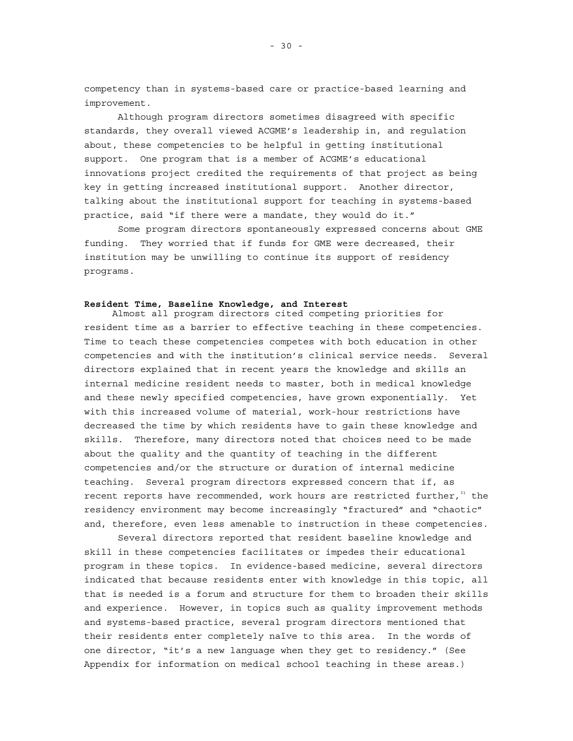competency than in systems-based care or practice-based learning and improvement.

Although program directors sometimes disagreed with specific standards, they overall viewed ACGME's leadership in, and regulation about, these competencies to be helpful in getting institutional support. One program that is a member of ACGME's educational innovations project credited the requirements of that project as being key in getting increased institutional support. Another director, talking about the institutional support for teaching in systems-based practice, said "if there were a mandate, they would do it."

Some program directors spontaneously expressed concerns about GME funding. They worried that if funds for GME were decreased, their institution may be unwilling to continue its support of residency programs.

**Resident Time, Baseline Knowledge, and Interest**

Almost all program directors cited competing priorities for resident time as a barrier to effective teaching in these competencies. Time to teach these competencies competes with both education in other competencies and with the institution's clinical service needs. Several directors explained that in recent years the knowledge and skills an internal medicine resident needs to master, both in medical knowledge and these newly specified competencies, have grown exponentially. Yet with this increased volume of material, work-hour restrictions have decreased the time by which residents have to gain these knowledge and skills. Therefore, many directors noted that choices need to be made about the quality and the quantity of teaching in the different competencies and/or the structure or duration of internal medicine teaching. Several program directors expressed concern that if, as recent reports have recommended, work hours are restricted further,[31] the residency environment may become increasingly "fractured" and "chaotic" and, therefore, even less amenable to instruction in these competencies.

Several directors reported that resident baseline knowledge and skill in these competencies facilitates or impedes their educational program in these topics. In evidence-based medicine, several directors indicated that because residents enter with knowledge in this topic, all that is needed is a forum and structure for them to broaden their skills and experience. However, in topics such as quality improvement methods and systems-based practice, several program directors mentioned that their residents enter completely naïve to this area. In the words of one director, "it's a new language when they get to residency." (See Appendix for information on medical school teaching in these areas.)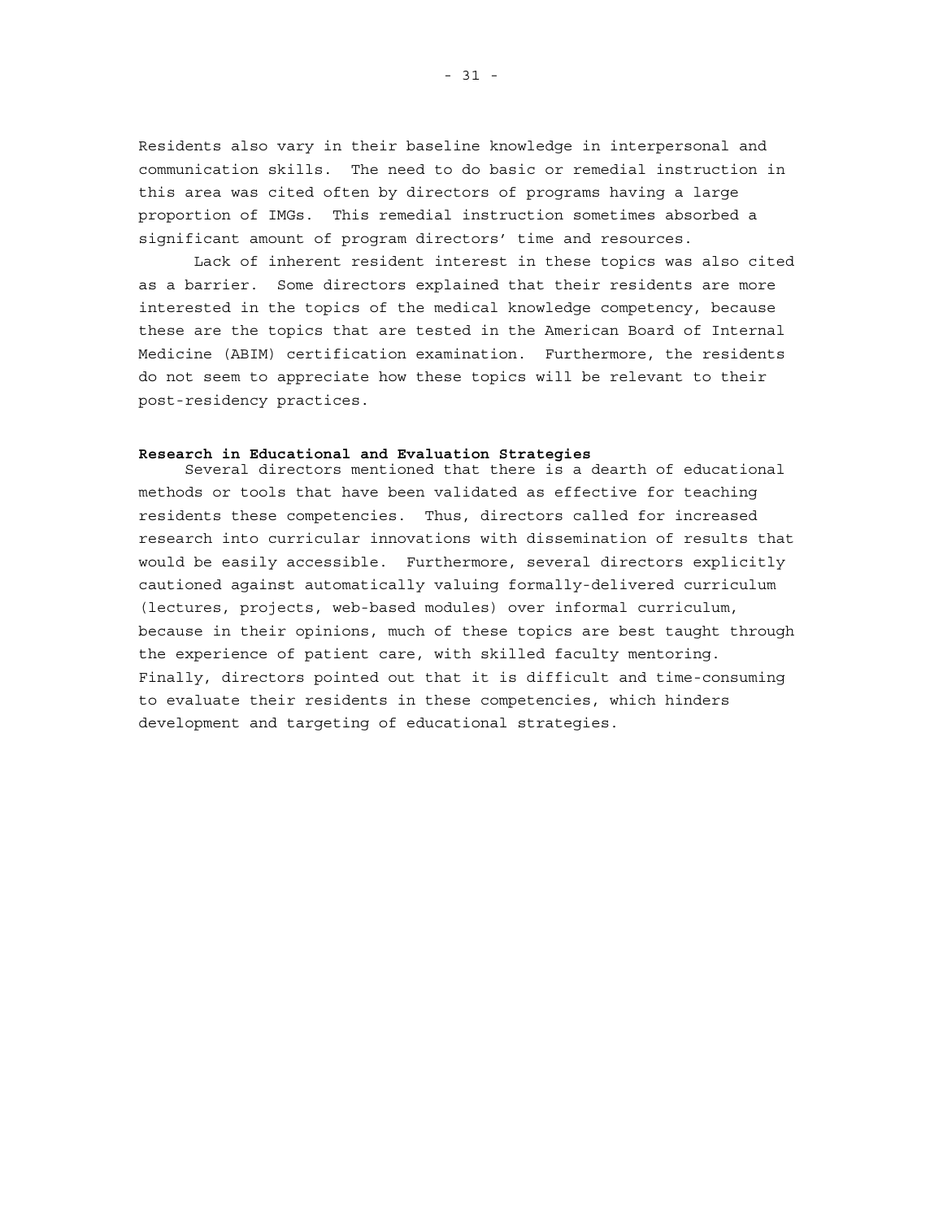Residents also vary in their baseline knowledge in interpersonal and communication skills. The need to do basic or remedial instruction in this area was cited often by directors of programs having a large proportion of IMGs. This remedial instruction sometimes absorbed a significant amount of program directors' time and resources.

Lack of inherent resident interest in these topics was also cited as a barrier. Some directors explained that their residents are more interested in the topics of the medical knowledge competency, because these are the topics that are tested in the American Board of Internal Medicine (ABIM) certification examination. Furthermore, the residents do not seem to appreciate how these topics will be relevant to their post-residency practices.

**Research in Educational and Evaluation Strategies**

Several directors mentioned that there is a dearth of educational methods or tools that have been validated as effective for teaching residents these competencies. Thus, directors called for increased research into curricular innovations with dissemination of results that would be easily accessible. Furthermore, several directors explicitly cautioned against automatically valuing formally-delivered curriculum (lectures, projects, web-based modules) over informal curriculum, because in their opinions, much of these topics are best taught through the experience of patient care, with skilled faculty mentoring. Finally, directors pointed out that it is difficult and time-consuming to evaluate their residents in these competencies, which hinders development and targeting of educational strategies.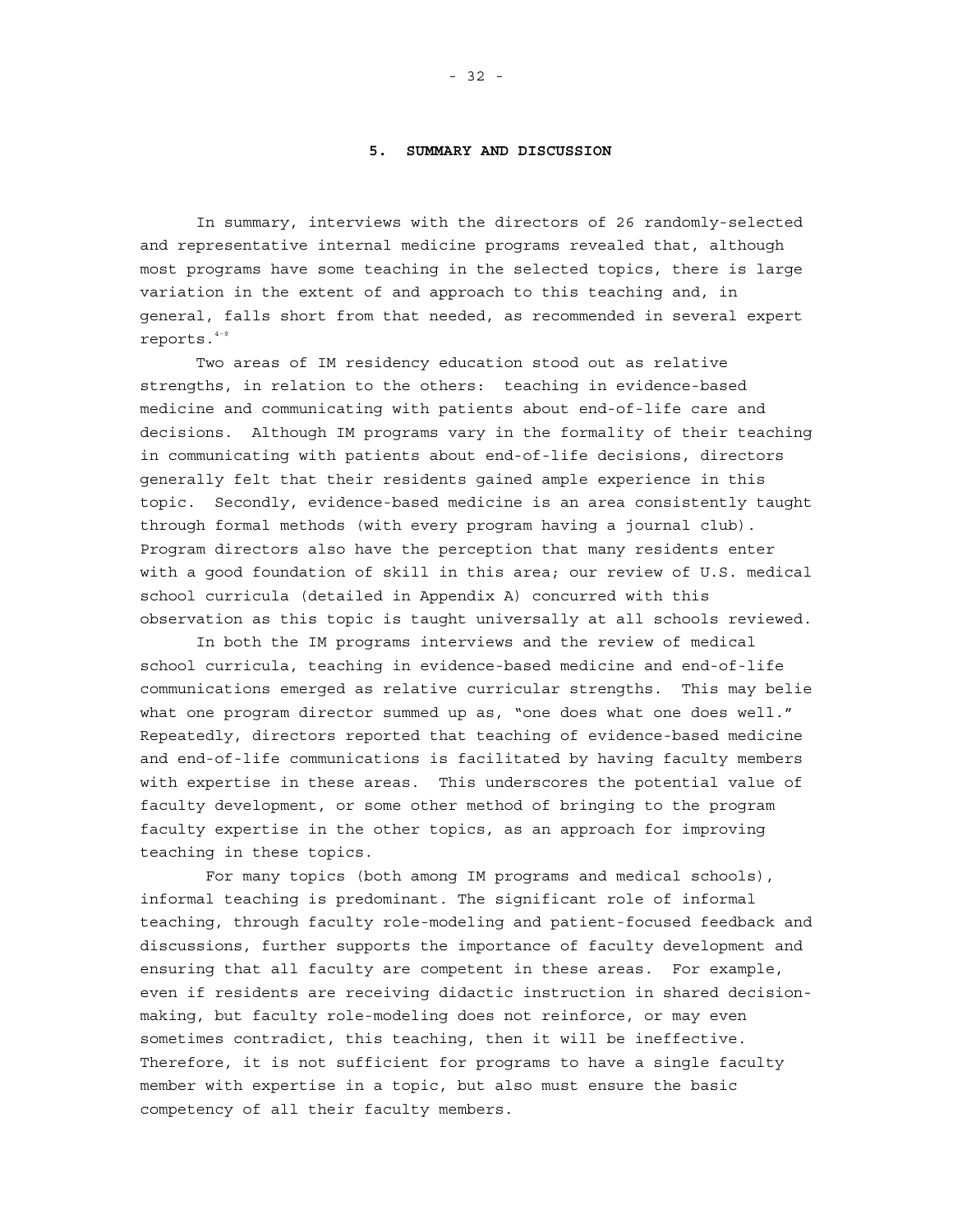# 5. SUMMARY AND DISCUSSION

In summary, interviews with the directors of 26 randomly-selected and representative internal medicine programs revealed that, although most programs have some teaching in the selected topics, there is large variation in the extent of and approach to this teaching and, in general, falls short from that needed, as recommended in several expert reports.[4-9]

Two areas of IM residency education stood out as relative strengths, in relation to the others: teaching in evidence-based medicine and communicating with patients about end-of-life care and decisions. Although IM programs vary in the formality of their teaching in communicating with patients about end-of-life decisions, directors generally felt that their residents gained ample experience in this topic. Secondly, evidence-based medicine is an area consistently taught through formal methods (with every program having a journal club). Program directors also have the perception that many residents enter with a good foundation of skill in this area; our review of U.S. medical school curricula (detailed in Appendix A) concurred with this observation as this topic is taught universally at all schools reviewed.

In both the IM programs interviews and the review of medical school curricula, teaching in evidence-based medicine and end-of-life communications emerged as relative curricular strengths. This may belie what one program director summed up as, "one does what one does well." Repeatedly, directors reported that teaching of evidence-based medicine and end-of-life communications is facilitated by having faculty members with expertise in these areas. This underscores the potential value of faculty development, or some other method of bringing to the program faculty expertise in the other topics, as an approach for improving teaching in these topics.

For many topics (both among IM programs and medical schools), informal teaching is predominant. The significant role of informal teaching, through faculty role-modeling and patient-focused feedback and discussions, further supports the importance of faculty development and ensuring that all faculty are competent in these areas. For example, even if residents are receiving didactic instruction in shared decision-making, but faculty role-modeling does not reinforce, or may even sometimes contradict, this teaching, then it will be ineffective. Therefore, it is not sufficient for programs to have a single faculty member with expertise in a topic, but also must ensure the basic competency of all their faculty members.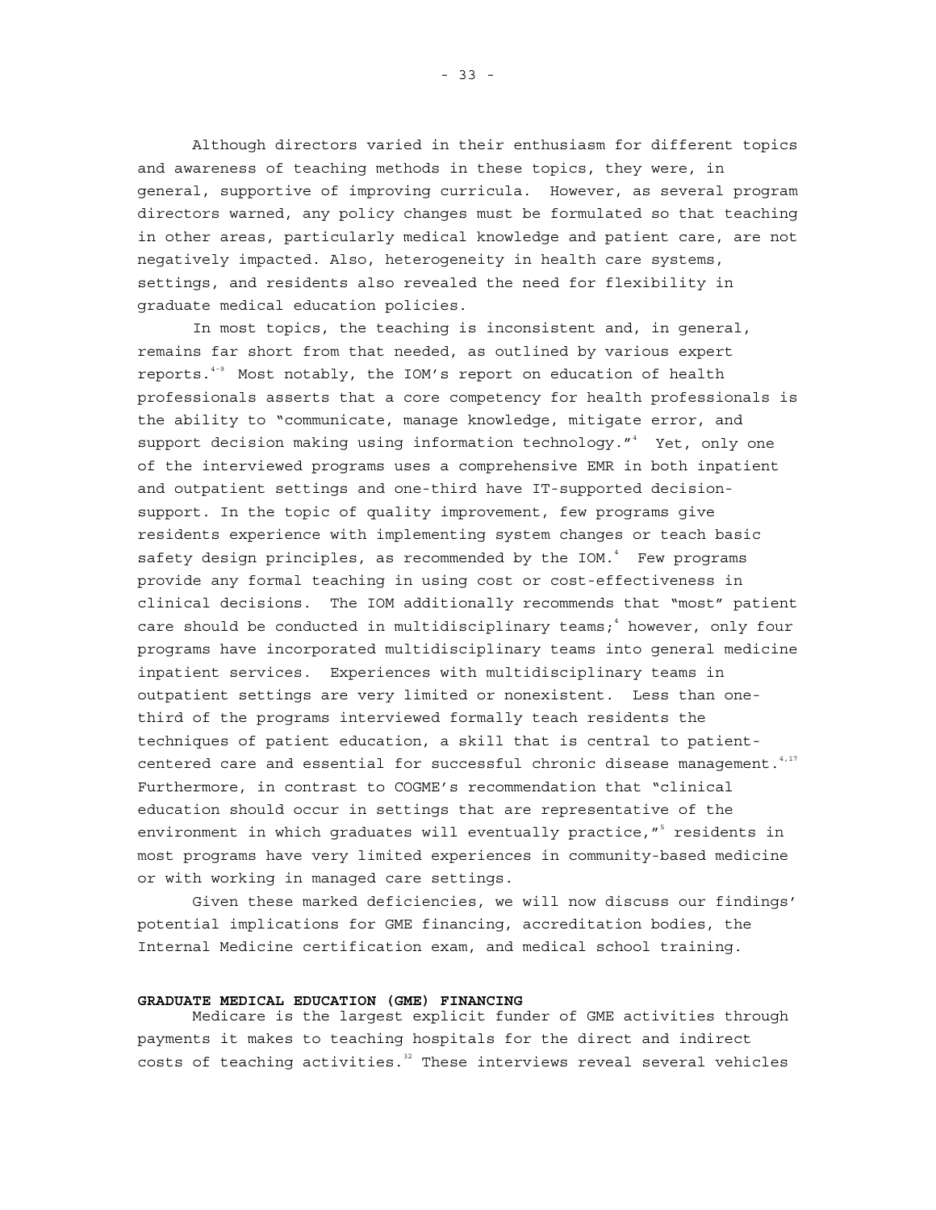Although directors varied in their enthusiasm for different topics and awareness of teaching methods in these topics, they were, in general, supportive of improving curricula. However, as several program directors warned, any policy changes must be formulated so that teaching in other areas, particularly medical knowledge and patient care, are not negatively impacted. Also, heterogeneity in health care systems, settings, and residents also revealed the need for flexibility in graduate medical education policies.

In most topics, the teaching is inconsistent and, in general, remains far short from that needed, as outlined by various expert reports.[4-9] Most notably, the IOM's report on education of health professionals asserts that a core competency for health professionals is the ability to "communicate, manage knowledge, mitigate error, and support decision making using information technology."[4] Yet, only one of the interviewed programs uses a comprehensive EMR in both inpatient and outpatient settings and one-third have IT-supported decision-support. In the topic of quality improvement, few programs give residents experience with implementing system changes or teach basic safety design principles, as recommended by the IOM.[4] Few programs provide any formal teaching in using cost or cost-effectiveness in clinical decisions. The IOM additionally recommends that "most" patient care should be conducted in multidisciplinary teams;[4] however, only four programs have incorporated multidisciplinary teams into general medicine inpatient services. Experiences with multidisciplinary teams in outpatient settings are very limited or nonexistent. Less than one-third of the programs interviewed formally teach residents the techniques of patient education, a skill that is central to patient-centered care and essential for successful chronic disease management.[4,17] Furthermore, in contrast to COGME's recommendation that "clinical education should occur in settings that are representative of the environment in which graduates will eventually practice,"[5] residents in most programs have very limited experiences in community-based medicine or with working in managed care settings.

Given these marked deficiencies, we will now discuss our findings' potential implications for GME financing, accreditation bodies, the Internal Medicine certification exam, and medical school training.

**GRADUATE MEDICAL EDUCATION (GME) FINANCING**

Medicare is the largest explicit funder of GME activities through payments it makes to teaching hospitals for the direct and indirect costs of teaching activities.[32] These interviews reveal several vehicles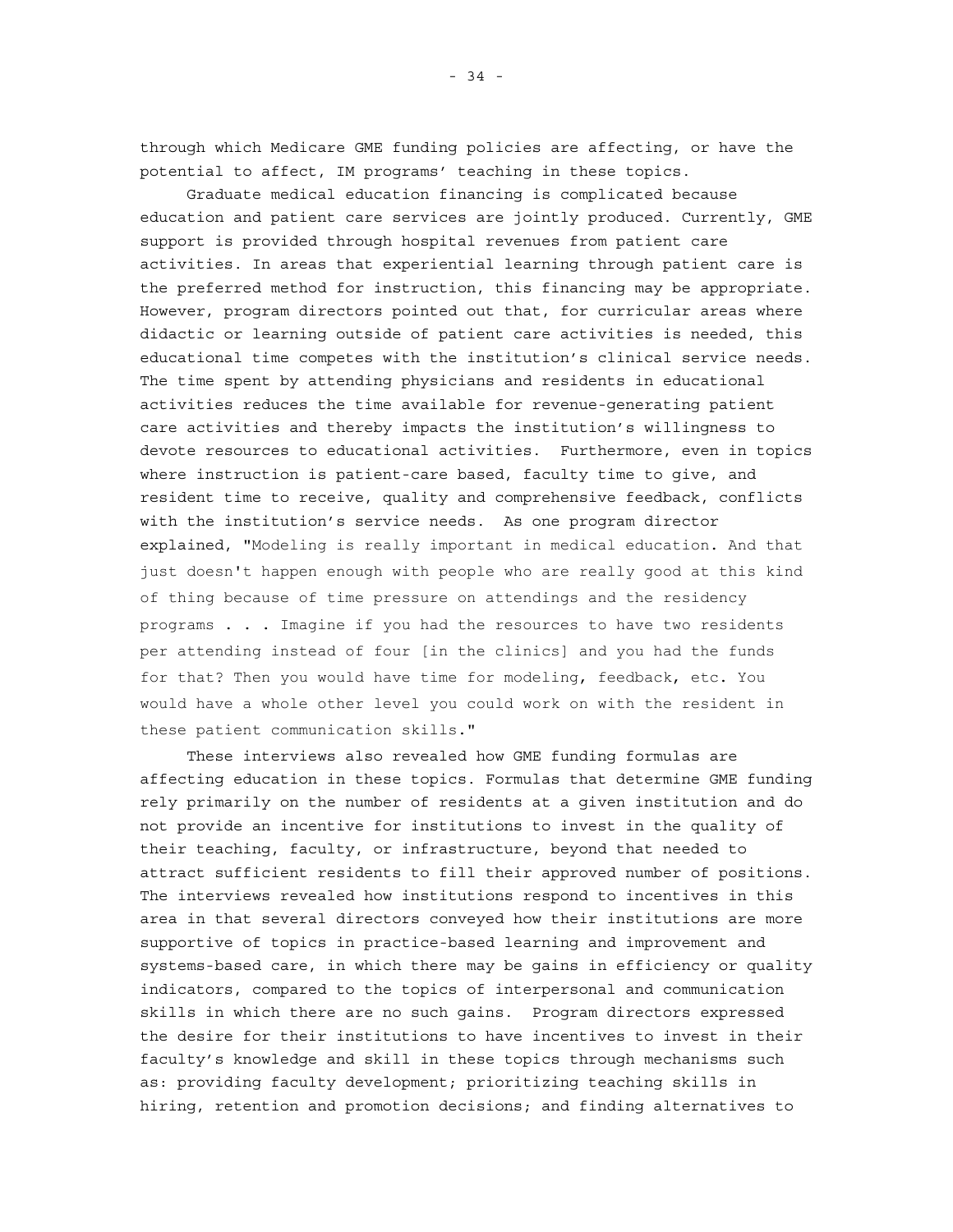through which Medicare GME funding policies are affecting, or have the potential to affect, IM programs' teaching in these topics.

Graduate medical education financing is complicated because education and patient care services are jointly produced. Currently, GME support is provided through hospital revenues from patient care activities. In areas that experiential learning through patient care is the preferred method for instruction, this financing may be appropriate. However, program directors pointed out that, for curricular areas where didactic or learning outside of patient care activities is needed, this educational time competes with the institution's clinical service needs. The time spent by attending physicians and residents in educational activities reduces the time available for revenue-generating patient care activities and thereby impacts the institution's willingness to devote resources to educational activities. Furthermore, even in topics where instruction is patient-care based, faculty time to give, and resident time to receive, quality and comprehensive feedback, conflicts with the institution's service needs. As one program director explained, "Modeling is really important in medical education. And that just doesn't happen enough with people who are really good at this kind of thing because of time pressure on attendings and the residency programs . . . Imagine if you had the resources to have two residents per attending instead of four [in the clinics] and you had the funds for that? Then you would have time for modeling, feedback, etc. You would have a whole other level you could work on with the resident in these patient communication skills."

These interviews also revealed how GME funding formulas are affecting education in these topics. Formulas that determine GME funding rely primarily on the number of residents at a given institution and do not provide an incentive for institutions to invest in the quality of their teaching, faculty, or infrastructure, beyond that needed to attract sufficient residents to fill their approved number of positions. The interviews revealed how institutions respond to incentives in this area in that several directors conveyed how their institutions are more supportive of topics in practice-based learning and improvement and systems-based care, in which there may be gains in efficiency or quality indicators, compared to the topics of interpersonal and communication skills in which there are no such gains. Program directors expressed the desire for their institutions to have incentives to invest in their faculty's knowledge and skill in these topics through mechanisms such as: providing faculty development; prioritizing teaching skills in hiring, retention and promotion decisions; and finding alternatives to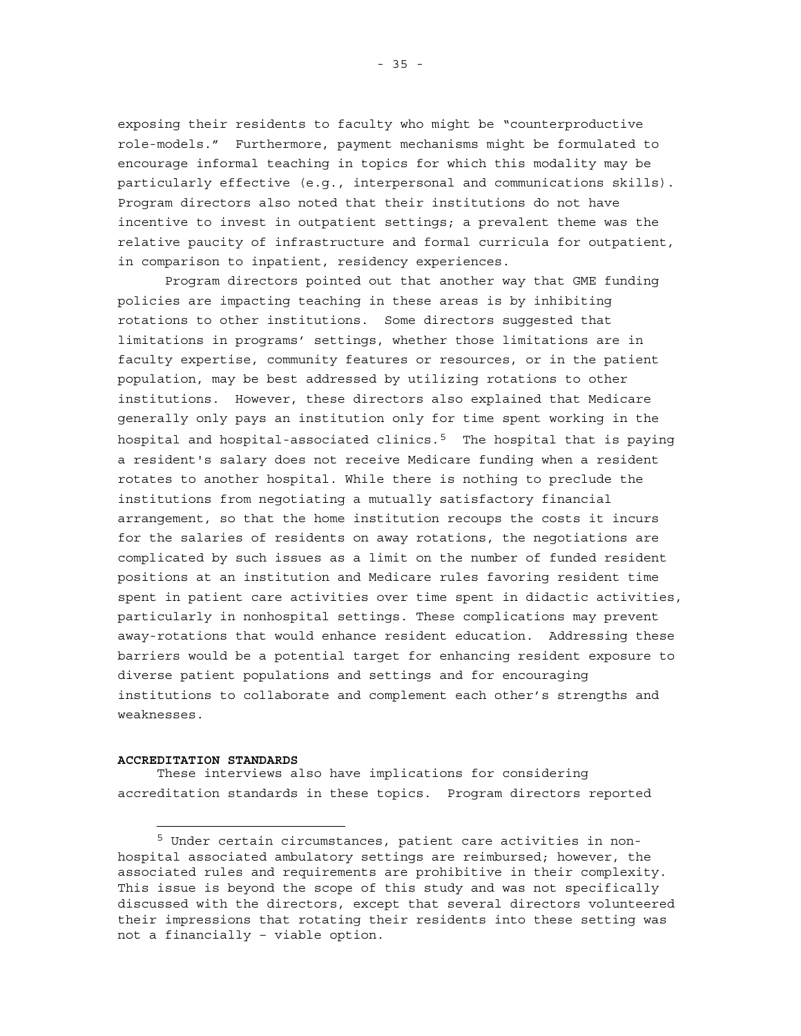exposing their residents to faculty who might be "counterproductive role-models." Furthermore, payment mechanisms might be formulated to encourage informal teaching in topics for which this modality may be particularly effective (e.g., interpersonal and communications skills). Program directors also noted that their institutions do not have incentive to invest in outpatient settings; a prevalent theme was the relative paucity of infrastructure and formal curricula for outpatient, in comparison to inpatient, residency experiences.

Program directors pointed out that another way that GME funding policies are impacting teaching in these areas is by inhibiting rotations to other institutions. Some directors suggested that limitations in programs' settings, whether those limitations are in faculty expertise, community features or resources, or in the patient population, may be best addressed by utilizing rotations to other institutions. However, these directors also explained that Medicare generally only pays an institution only for time spent working in the hospital and hospital-associated clinics.[5] The hospital that is paying a resident's salary does not receive Medicare funding when a resident rotates to another hospital. While there is nothing to preclude the institutions from negotiating a mutually satisfactory financial arrangement, so that the home institution recoups the costs it incurs for the salaries of residents on away rotations, the negotiations are complicated by such issues as a limit on the number of funded resident positions at an institution and Medicare rules favoring resident time spent in patient care activities over time spent in didactic activities, particularly in nonhospital settings. These complications may prevent away-rotations that would enhance resident education. Addressing these barriers would be a potential target for enhancing resident exposure to diverse patient populations and settings and for encouraging institutions to collaborate and complement each other's strengths and weaknesses.

**ACCREDITATION STANDARDS**

These interviews also have implications for considering accreditation standards in these topics. Program directors reported

[5] Under certain circumstances, patient care activities in non-hospital associated ambulatory settings are reimbursed; however, the associated rules and requirements are prohibitive in their complexity. This issue is beyond the scope of this study and was not specifically discussed with the directors, except that several directors volunteered their impressions that rotating their residents into these setting was not a financially – viable option.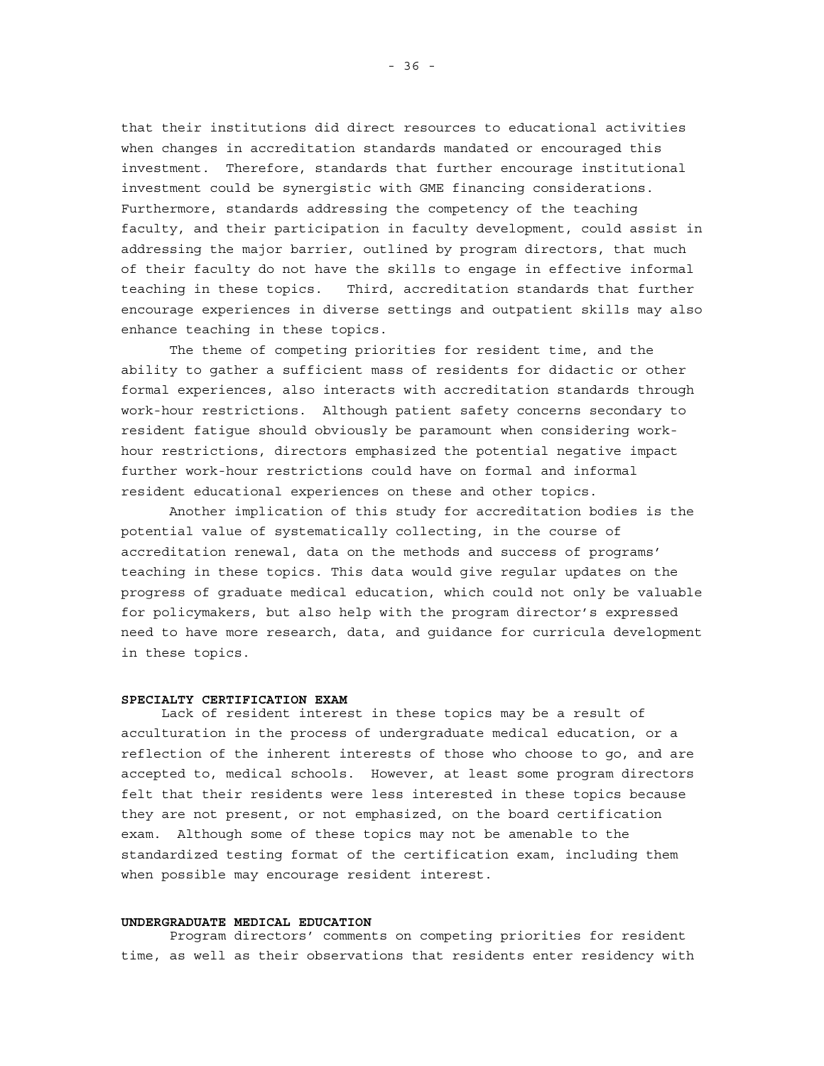that their institutions did direct resources to educational activities when changes in accreditation standards mandated or encouraged this investment. Therefore, standards that further encourage institutional investment could be synergistic with GME financing considerations. Furthermore, standards addressing the competency of the teaching faculty, and their participation in faculty development, could assist in addressing the major barrier, outlined by program directors, that much of their faculty do not have the skills to engage in effective informal teaching in these topics. Third, accreditation standards that further encourage experiences in diverse settings and outpatient skills may also enhance teaching in these topics.

The theme of competing priorities for resident time, and the ability to gather a sufficient mass of residents for didactic or other formal experiences, also interacts with accreditation standards through work-hour restrictions. Although patient safety concerns secondary to resident fatigue should obviously be paramount when considering work-hour restrictions, directors emphasized the potential negative impact further work-hour restrictions could have on formal and informal resident educational experiences on these and other topics.

Another implication of this study for accreditation bodies is the potential value of systematically collecting, in the course of accreditation renewal, data on the methods and success of programs' teaching in these topics. This data would give regular updates on the progress of graduate medical education, which could not only be valuable for policymakers, but also help with the program director's expressed need to have more research, data, and guidance for curricula development in these topics.

#### SPECIALTY CERTIFICATION EXAM

Lack of resident interest in these topics may be a result of acculturation in the process of undergraduate medical education, or a reflection of the inherent interests of those who choose to go, and are accepted to, medical schools. However, at least some program directors felt that their residents were less interested in these topics because they are not present, or not emphasized, on the board certification exam. Although some of these topics may not be amenable to the standardized testing format of the certification exam, including them when possible may encourage resident interest.

#### UNDERGRADUATE MEDICAL EDUCATION

Program directors' comments on competing priorities for resident time, as well as their observations that residents enter residency with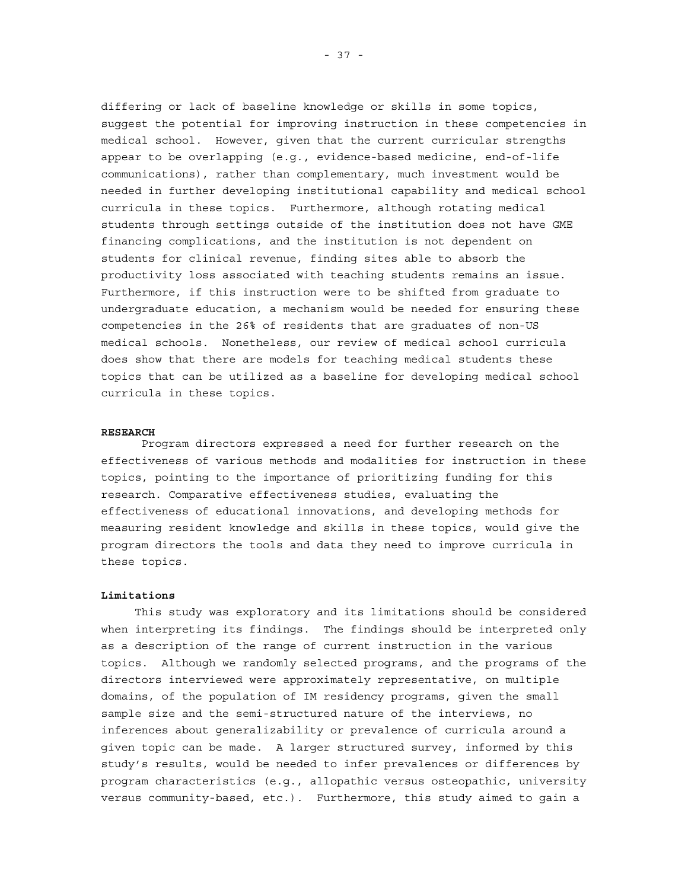differing or lack of baseline knowledge or skills in some topics, suggest the potential for improving instruction in these competencies in medical school. However, given that the current curricular strengths appear to be overlapping (e.g., evidence-based medicine, end-of-life communications), rather than complementary, much investment would be needed in further developing institutional capability and medical school curricula in these topics. Furthermore, although rotating medical students through settings outside of the institution does not have GME financing complications, and the institution is not dependent on students for clinical revenue, finding sites able to absorb the productivity loss associated with teaching students remains an issue. Furthermore, if this instruction were to be shifted from graduate to undergraduate education, a mechanism would be needed for ensuring these competencies in the 26% of residents that are graduates of non-US medical schools. Nonetheless, our review of medical school curricula does show that there are models for teaching medical students these topics that can be utilized as a baseline for developing medical school curricula in these topics.

**RESEARCH**

Program directors expressed a need for further research on the effectiveness of various methods and modalities for instruction in these topics, pointing to the importance of prioritizing funding for this research. Comparative effectiveness studies, evaluating the effectiveness of educational innovations, and developing methods for measuring resident knowledge and skills in these topics, would give the program directors the tools and data they need to improve curricula in these topics.

**Limitations**

This study was exploratory and its limitations should be considered when interpreting its findings. The findings should be interpreted only as a description of the range of current instruction in the various topics. Although we randomly selected programs, and the programs of the directors interviewed were approximately representative, on multiple domains, of the population of IM residency programs, given the small sample size and the semi-structured nature of the interviews, no inferences about generalizability or prevalence of curricula around a given topic can be made. A larger structured survey, informed by this study's results, would be needed to infer prevalences or differences by program characteristics (e.g., allopathic versus osteopathic, university versus community-based, etc.). Furthermore, this study aimed to gain a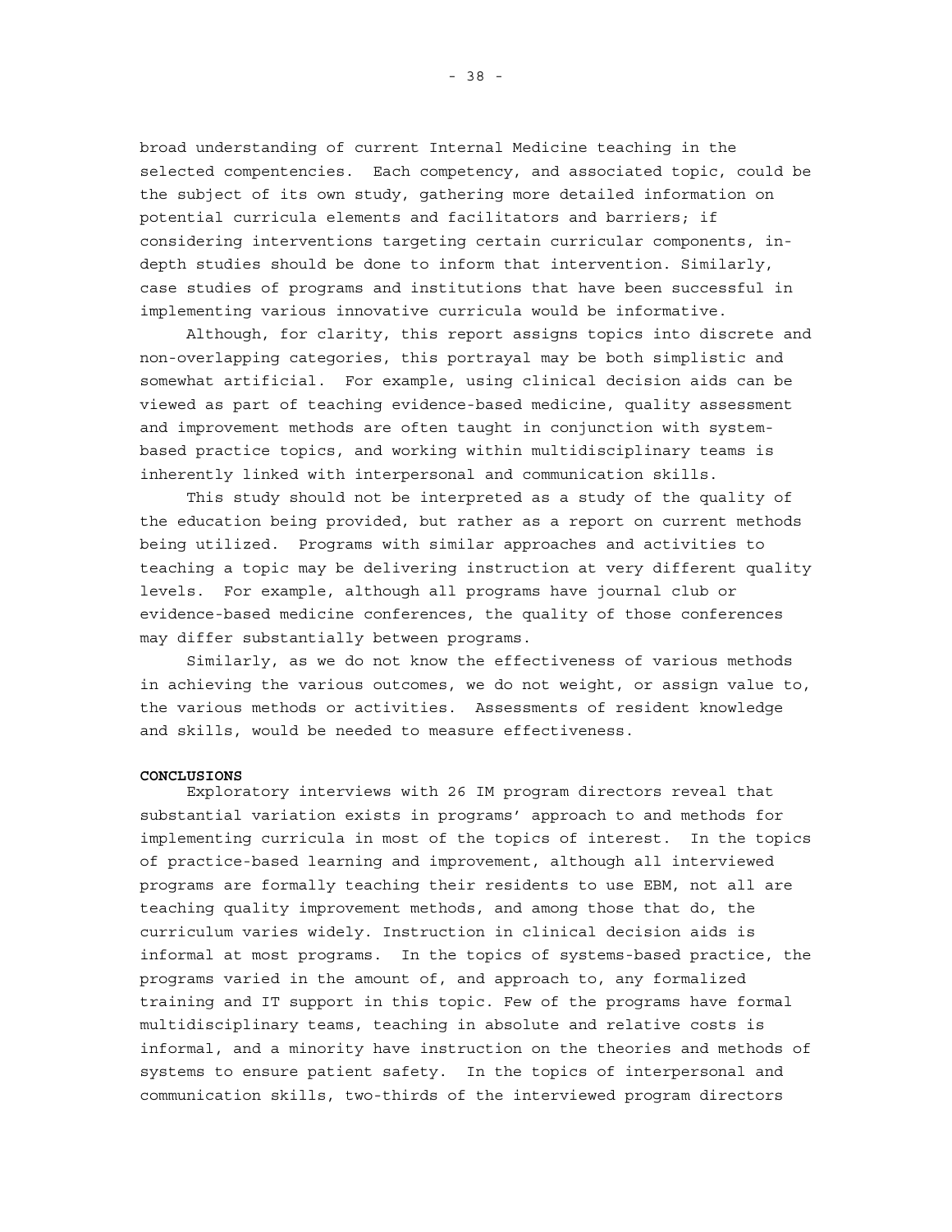broad understanding of current Internal Medicine teaching in the selected compentencies. Each competency, and associated topic, could be the subject of its own study, gathering more detailed information on potential curricula elements and facilitators and barriers; if considering interventions targeting certain curricular components, in-depth studies should be done to inform that intervention. Similarly, case studies of programs and institutions that have been successful in implementing various innovative curricula would be informative.

Although, for clarity, this report assigns topics into discrete and non-overlapping categories, this portrayal may be both simplistic and somewhat artificial. For example, using clinical decision aids can be viewed as part of teaching evidence-based medicine, quality assessment and improvement methods are often taught in conjunction with system-based practice topics, and working within multidisciplinary teams is inherently linked with interpersonal and communication skills.

This study should not be interpreted as a study of the quality of the education being provided, but rather as a report on current methods being utilized. Programs with similar approaches and activities to teaching a topic may be delivering instruction at very different quality levels. For example, although all programs have journal club or evidence-based medicine conferences, the quality of those conferences may differ substantially between programs.

Similarly, as we do not know the effectiveness of various methods in achieving the various outcomes, we do not weight, or assign value to, the various methods or activities. Assessments of resident knowledge and skills, would be needed to measure effectiveness.

**CONCLUSIONS**

Exploratory interviews with 26 IM program directors reveal that substantial variation exists in programs' approach to and methods for implementing curricula in most of the topics of interest. In the topics of practice-based learning and improvement, although all interviewed programs are formally teaching their residents to use EBM, not all are teaching quality improvement methods, and among those that do, the curriculum varies widely. Instruction in clinical decision aids is informal at most programs. In the topics of systems-based practice, the programs varied in the amount of, and approach to, any formalized training and IT support in this topic. Few of the programs have formal multidisciplinary teams, teaching in absolute and relative costs is informal, and a minority have instruction on the theories and methods of systems to ensure patient safety. In the topics of interpersonal and communication skills, two-thirds of the interviewed program directors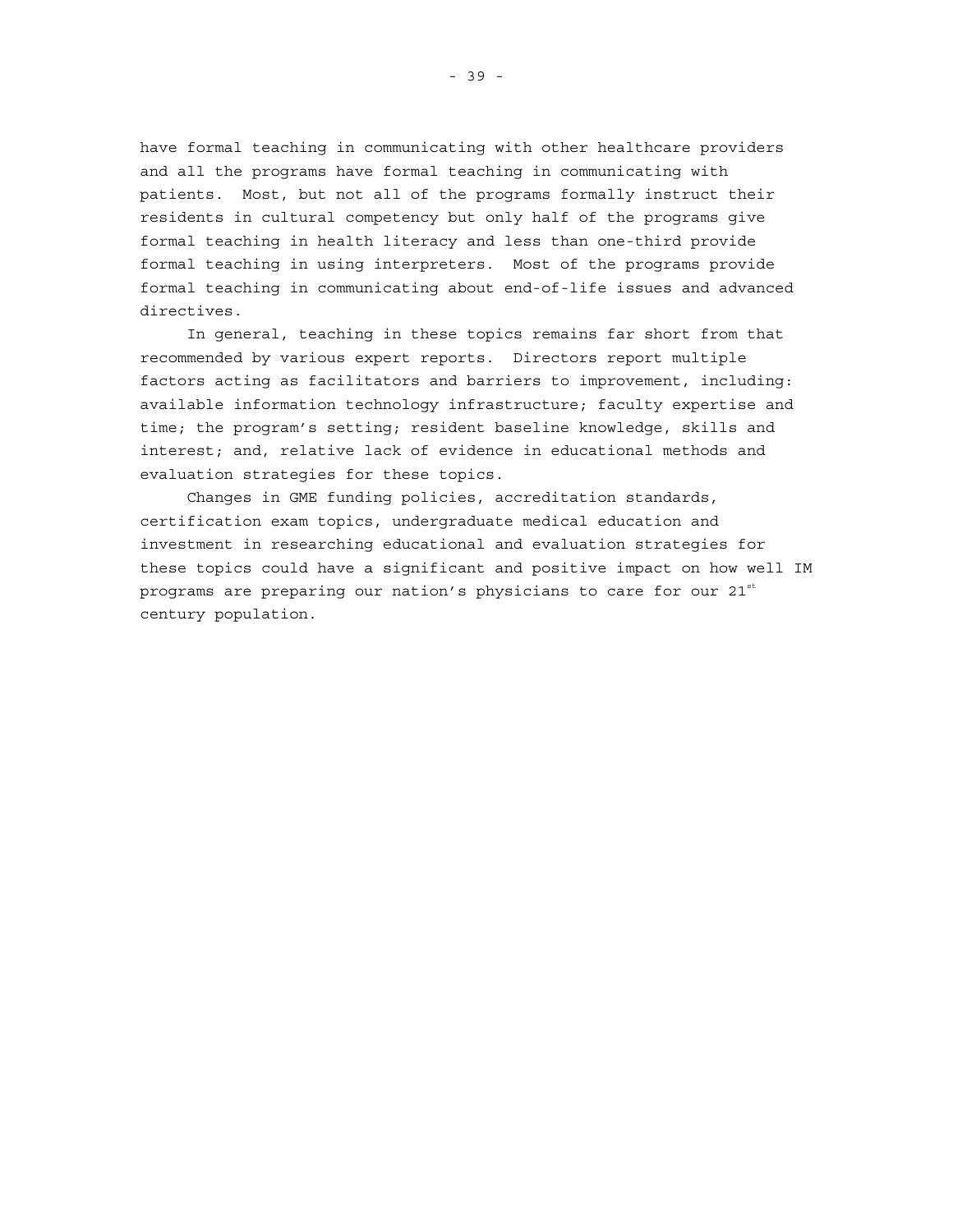have formal teaching in communicating with other healthcare providers and all the programs have formal teaching in communicating with patients. Most, but not all of the programs formally instruct their residents in cultural competency but only half of the programs give formal teaching in health literacy and less than one-third provide formal teaching in using interpreters. Most of the programs provide formal teaching in communicating about end-of-life issues and advanced directives.

In general, teaching in these topics remains far short from that recommended by various expert reports. Directors report multiple factors acting as facilitators and barriers to improvement, including: available information technology infrastructure; faculty expertise and time; the program's setting; resident baseline knowledge, skills and interest; and, relative lack of evidence in educational methods and evaluation strategies for these topics.

Changes in GME funding policies, accreditation standards, certification exam topics, undergraduate medical education and investment in researching educational and evaluation strategies for these topics could have a significant and positive impact on how well IM programs are preparing our nation's physicians to care for our 21st century population.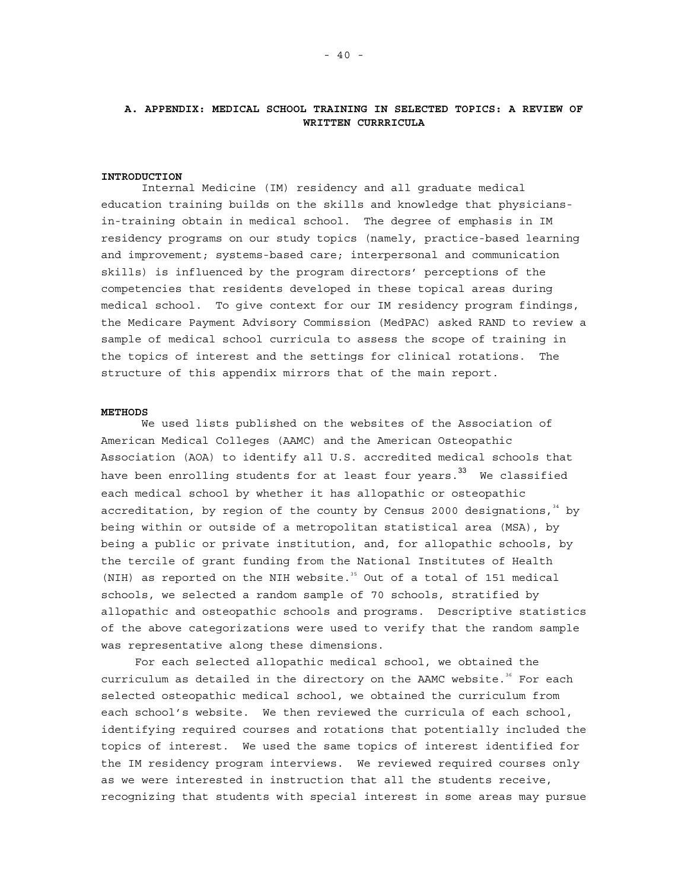## A. APPENDIX: MEDICAL SCHOOL TRAINING IN SELECTED TOPICS: A REVIEW OF WRITTEN CURRRICULA

**INTRODUCTION**

Internal Medicine (IM) residency and all graduate medical education training builds on the skills and knowledge that physicians-in-training obtain in medical school. The degree of emphasis in IM residency programs on our study topics (namely, practice-based learning and improvement; systems-based care; interpersonal and communication skills) is influenced by the program directors' perceptions of the competencies that residents developed in these topical areas during medical school. To give context for our IM residency program findings, the Medicare Payment Advisory Commission (MedPAC) asked RAND to review a sample of medical school curricula to assess the scope of training in the topics of interest and the settings for clinical rotations. The structure of this appendix mirrors that of the main report.

**METHODS**

We used lists published on the websites of the Association of American Medical Colleges (AAMC) and the American Osteopathic Association (AOA) to identify all U.S. accredited medical schools that have been enrolling students for at least four years.[33] We classified each medical school by whether it has allopathic or osteopathic accreditation, by region of the county by Census 2000 designations,[34] by being within or outside of a metropolitan statistical area (MSA), by being a public or private institution, and, for allopathic schools, by the tercile of grant funding from the National Institutes of Health (NIH) as reported on the NIH website.[35] Out of a total of 151 medical schools, we selected a random sample of 70 schools, stratified by allopathic and osteopathic schools and programs. Descriptive statistics of the above categorizations were used to verify that the random sample was representative along these dimensions.

For each selected allopathic medical school, we obtained the curriculum as detailed in the directory on the AAMC website.[36] For each selected osteopathic medical school, we obtained the curriculum from each school's website. We then reviewed the curricula of each school, identifying required courses and rotations that potentially included the topics of interest. We used the same topics of interest identified for the IM residency program interviews. We reviewed required courses only as we were interested in instruction that all the students receive, recognizing that students with special interest in some areas may pursue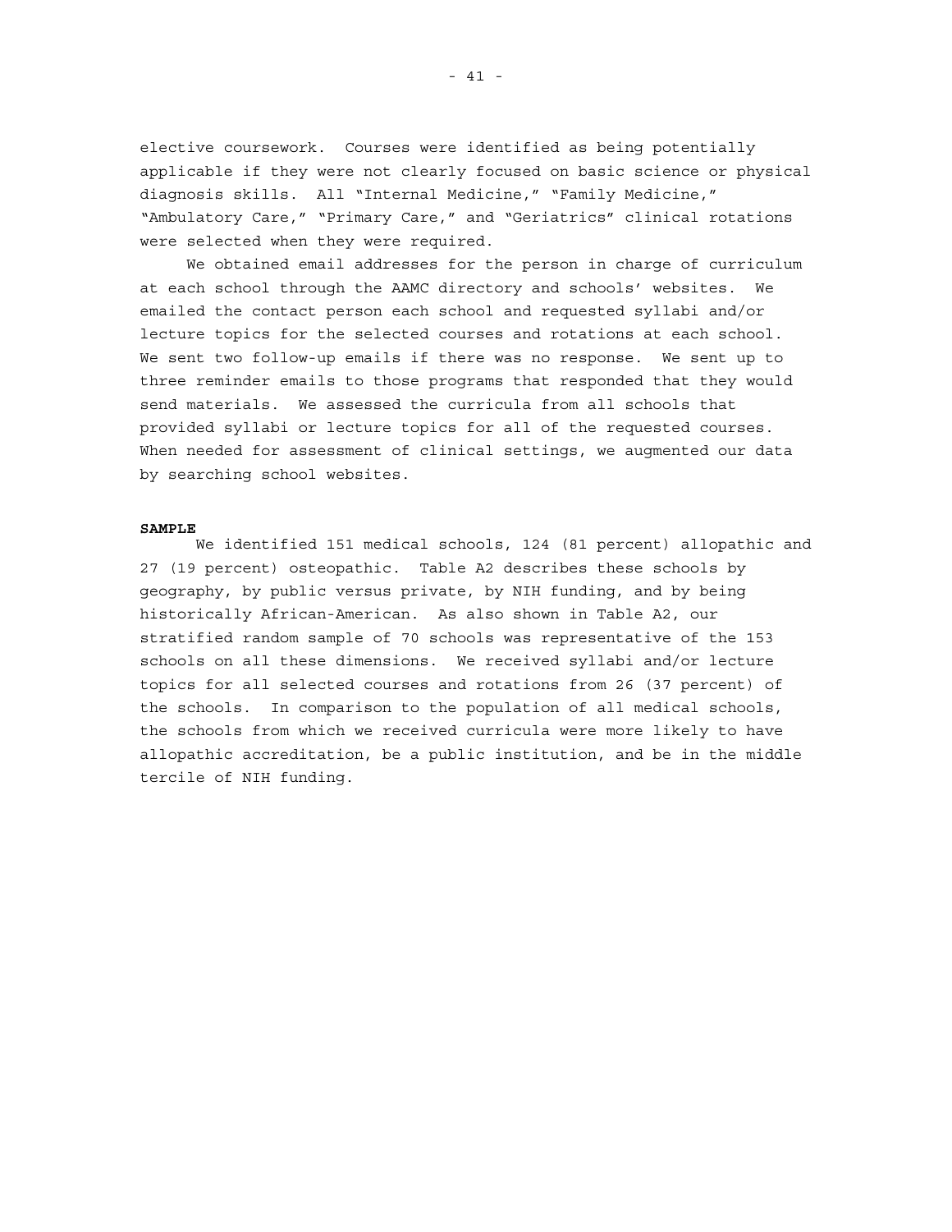elective coursework. Courses were identified as being potentially applicable if they were not clearly focused on basic science or physical diagnosis skills. All "Internal Medicine," "Family Medicine," "Ambulatory Care," "Primary Care," and "Geriatrics" clinical rotations were selected when they were required.

We obtained email addresses for the person in charge of curriculum at each school through the AAMC directory and schools' websites. We emailed the contact person each school and requested syllabi and/or lecture topics for the selected courses and rotations at each school. We sent two follow-up emails if there was no response. We sent up to three reminder emails to those programs that responded that they would send materials. We assessed the curricula from all schools that provided syllabi or lecture topics for all of the requested courses. When needed for assessment of clinical settings, we augmented our data by searching school websites.

**SAMPLE**

We identified 151 medical schools, 124 (81 percent) allopathic and 27 (19 percent) osteopathic. Table A2 describes these schools by geography, by public versus private, by NIH funding, and by being historically African-American. As also shown in Table A2, our stratified random sample of 70 schools was representative of the 153 schools on all these dimensions. We received syllabi and/or lecture topics for all selected courses and rotations from 26 (37 percent) of the schools. In comparison to the population of all medical schools, the schools from which we received curricula were more likely to have allopathic accreditation, be a public institution, and be in the middle tercile of NIH funding.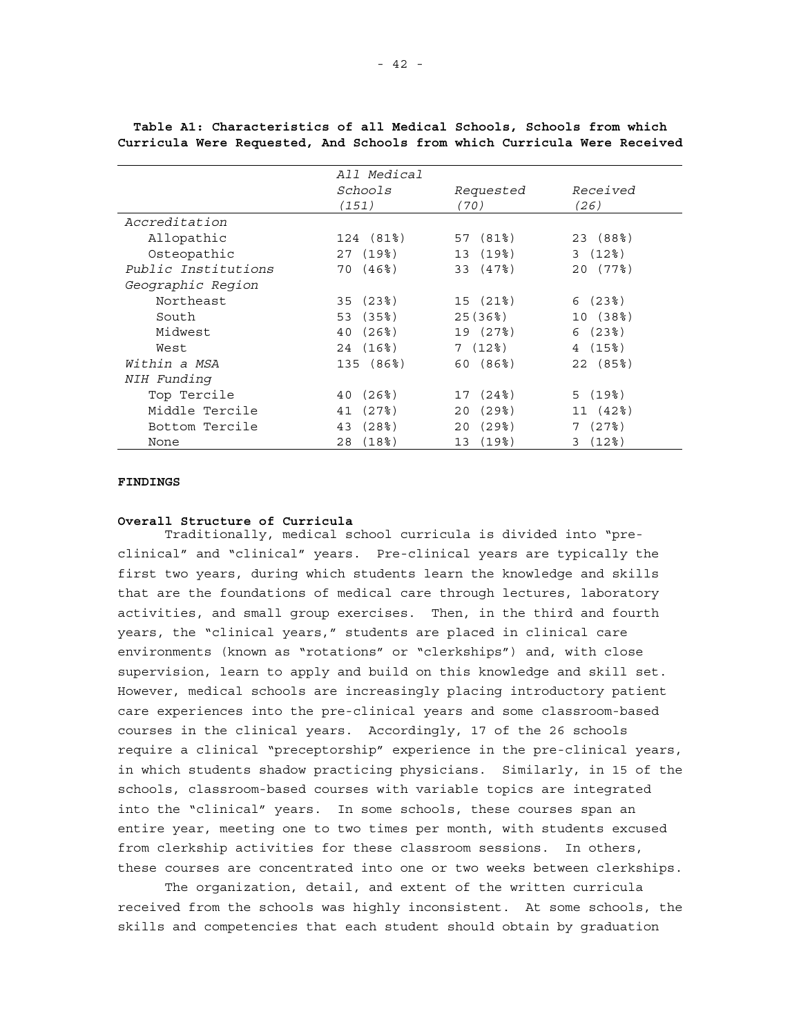**Table A1: Characteristics of all Medical Schools, Schools from which Curricula Were Requested, And Schools from which Curricula Were Received**

| | *All Medical Schools (151)* | *Requested (70)* | *Received (26)* |
|---|---|---|---|
| *Accreditation* | | | |
| Allopathic | 124 (81%) | 57 (81%) | 23 (88%) |
| Osteopathic | 27 (19%) | 13 (19%) | 3 (12%) |
| *Public Institutions* | 70 (46%) | 33 (47%) | 20 (77%) |
| *Geographic Region* | | | |
| Northeast | 35 (23%) | 15 (21%) | 6 (23%) |
| South | 53 (35%) | 25(36%) | 10 (38%) |
| Midwest | 40 (26%) | 19 (27%) | 6 (23%) |
| West | 24 (16%) | 7 (12%) | 4 (15%) |
| *Within a MSA* | 135 (86%) | 60 (86%) | 22 (85%) |
| *NIH Funding* | | | |
| Top Tercile | 40 (26%) | 17 (24%) | 5 (19%) |
| Middle Tercile | 41 (27%) | 20 (29%) | 11 (42%) |
| Bottom Tercile | 43 (28%) | 20 (29%) | 7 (27%) |
| None | 28 (18%) | 13 (19%) | 3 (12%) |

## FINDINGS

### Overall Structure of Curricula

Traditionally, medical school curricula is divided into "pre-clinical" and "clinical" years. Pre-clinical years are typically the first two years, during which students learn the knowledge and skills that are the foundations of medical care through lectures, laboratory activities, and small group exercises. Then, in the third and fourth years, the "clinical years," students are placed in clinical care environments (known as "rotations" or "clerkships") and, with close supervision, learn to apply and build on this knowledge and skill set. However, medical schools are increasingly placing introductory patient care experiences into the pre-clinical years and some classroom-based courses in the clinical years. Accordingly, 17 of the 26 schools require a clinical "preceptorship" experience in the pre-clinical years, in which students shadow practicing physicians. Similarly, in 15 of the schools, classroom-based courses with variable topics are integrated into the "clinical" years. In some schools, these courses span an entire year, meeting one to two times per month, with students excused from clerkship activities for these classroom sessions. In others, these courses are concentrated into one or two weeks between clerkships.

The organization, detail, and extent of the written curricula received from the schools was highly inconsistent. At some schools, the skills and competencies that each student should obtain by graduation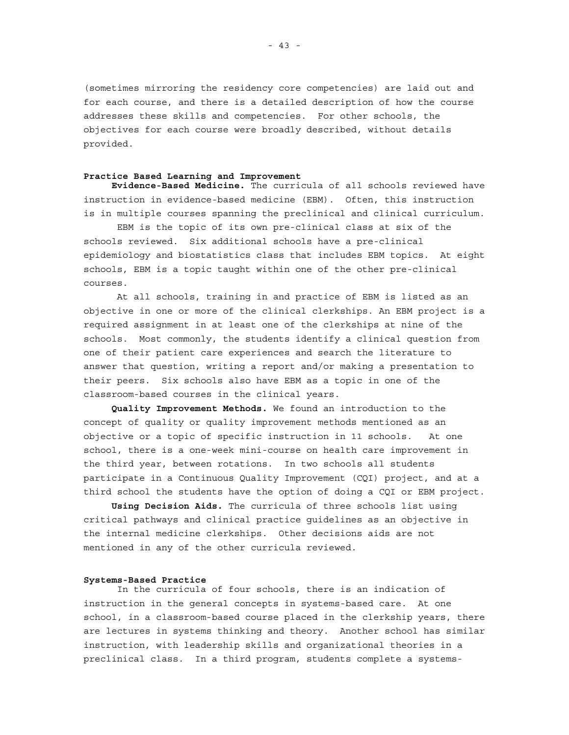(sometimes mirroring the residency core competencies) are laid out and for each course, and there is a detailed description of how the course addresses these skills and competencies. For other schools, the objectives for each course were broadly described, without details provided.

### Practice Based Learning and Improvement

**Evidence-Based Medicine.** The curricula of all schools reviewed have instruction in evidence-based medicine (EBM). Often, this instruction is in multiple courses spanning the preclinical and clinical curriculum.

EBM is the topic of its own pre-clinical class at six of the schools reviewed. Six additional schools have a pre-clinical epidemiology and biostatistics class that includes EBM topics. At eight schools, EBM is a topic taught within one of the other pre-clinical courses.

At all schools, training in and practice of EBM is listed as an objective in one or more of the clinical clerkships. An EBM project is a required assignment in at least one of the clerkships at nine of the schools. Most commonly, the students identify a clinical question from one of their patient care experiences and search the literature to answer that question, writing a report and/or making a presentation to their peers. Six schools also have EBM as a topic in one of the classroom-based courses in the clinical years.

**Quality Improvement Methods.** We found an introduction to the concept of quality or quality improvement methods mentioned as an objective or a topic of specific instruction in 11 schools. At one school, there is a one-week mini-course on health care improvement in the third year, between rotations. In two schools all students participate in a Continuous Quality Improvement (CQI) project, and at a third school the students have the option of doing a CQI or EBM project.

**Using Decision Aids.** The curricula of three schools list using critical pathways and clinical practice guidelines as an objective in the internal medicine clerkships. Other decisions aids are not mentioned in any of the other curricula reviewed.

### Systems-Based Practice

In the curricula of four schools, there is an indication of instruction in the general concepts in systems-based care. At one school, in a classroom-based course placed in the clerkship years, there are lectures in systems thinking and theory. Another school has similar instruction, with leadership skills and organizational theories in a preclinical class. In a third program, students complete a systems-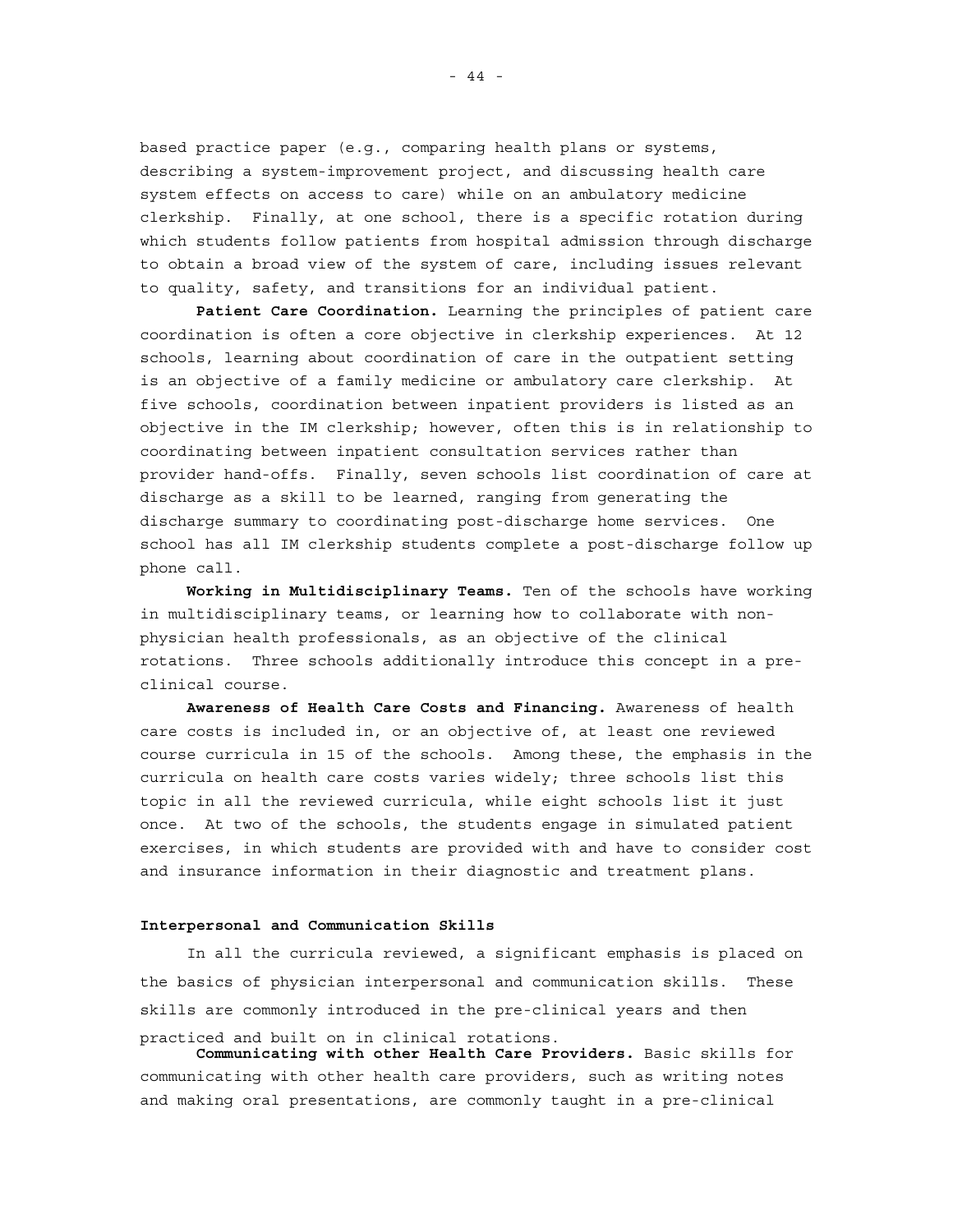based practice paper (e.g., comparing health plans or systems, describing a system-improvement project, and discussing health care system effects on access to care) while on an ambulatory medicine clerkship. Finally, at one school, there is a specific rotation during which students follow patients from hospital admission through discharge to obtain a broad view of the system of care, including issues relevant to quality, safety, and transitions for an individual patient.

**Patient Care Coordination.** Learning the principles of patient care coordination is often a core objective in clerkship experiences. At 12 schools, learning about coordination of care in the outpatient setting is an objective of a family medicine or ambulatory care clerkship. At five schools, coordination between inpatient providers is listed as an objective in the IM clerkship; however, often this is in relationship to coordinating between inpatient consultation services rather than provider hand-offs. Finally, seven schools list coordination of care at discharge as a skill to be learned, ranging from generating the discharge summary to coordinating post-discharge home services. One school has all IM clerkship students complete a post-discharge follow up phone call.

**Working in Multidisciplinary Teams.** Ten of the schools have working in multidisciplinary teams, or learning how to collaborate with non-physician health professionals, as an objective of the clinical rotations. Three schools additionally introduce this concept in a pre-clinical course.

**Awareness of Health Care Costs and Financing.** Awareness of health care costs is included in, or an objective of, at least one reviewed course curricula in 15 of the schools. Among these, the emphasis in the curricula on health care costs varies widely; three schools list this topic in all the reviewed curricula, while eight schools list it just once. At two of the schools, the students engage in simulated patient exercises, in which students are provided with and have to consider cost and insurance information in their diagnostic and treatment plans.

### Interpersonal and Communication Skills

In all the curricula reviewed, a significant emphasis is placed on the basics of physician interpersonal and communication skills. These skills are commonly introduced in the pre-clinical years and then practiced and built on in clinical rotations.

**Communicating with other Health Care Providers.** Basic skills for communicating with other health care providers, such as writing notes and making oral presentations, are commonly taught in a pre-clinical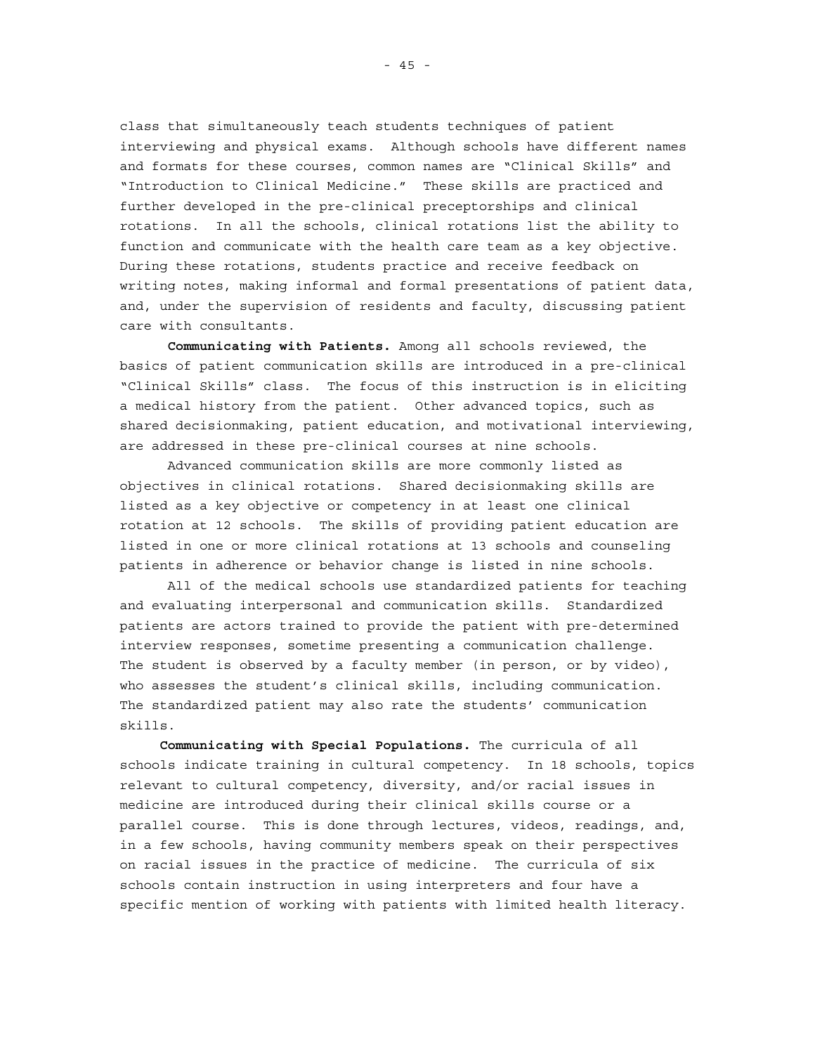class that simultaneously teach students techniques of patient interviewing and physical exams. Although schools have different names and formats for these courses, common names are "Clinical Skills" and "Introduction to Clinical Medicine." These skills are practiced and further developed in the pre-clinical preceptorships and clinical rotations. In all the schools, clinical rotations list the ability to function and communicate with the health care team as a key objective. During these rotations, students practice and receive feedback on writing notes, making informal and formal presentations of patient data, and, under the supervision of residents and faculty, discussing patient care with consultants.

**Communicating with Patients.** Among all schools reviewed, the basics of patient communication skills are introduced in a pre-clinical "Clinical Skills" class. The focus of this instruction is in eliciting a medical history from the patient. Other advanced topics, such as shared decisionmaking, patient education, and motivational interviewing, are addressed in these pre-clinical courses at nine schools.

Advanced communication skills are more commonly listed as objectives in clinical rotations. Shared decisionmaking skills are listed as a key objective or competency in at least one clinical rotation at 12 schools. The skills of providing patient education are listed in one or more clinical rotations at 13 schools and counseling patients in adherence or behavior change is listed in nine schools.

All of the medical schools use standardized patients for teaching and evaluating interpersonal and communication skills. Standardized patients are actors trained to provide the patient with pre-determined interview responses, sometime presenting a communication challenge. The student is observed by a faculty member (in person, or by video), who assesses the student's clinical skills, including communication. The standardized patient may also rate the students' communication skills.

**Communicating with Special Populations.** The curricula of all schools indicate training in cultural competency. In 18 schools, topics relevant to cultural competency, diversity, and/or racial issues in medicine are introduced during their clinical skills course or a parallel course. This is done through lectures, videos, readings, and, in a few schools, having community members speak on their perspectives on racial issues in the practice of medicine. The curricula of six schools contain instruction in using interpreters and four have a specific mention of working with patients with limited health literacy.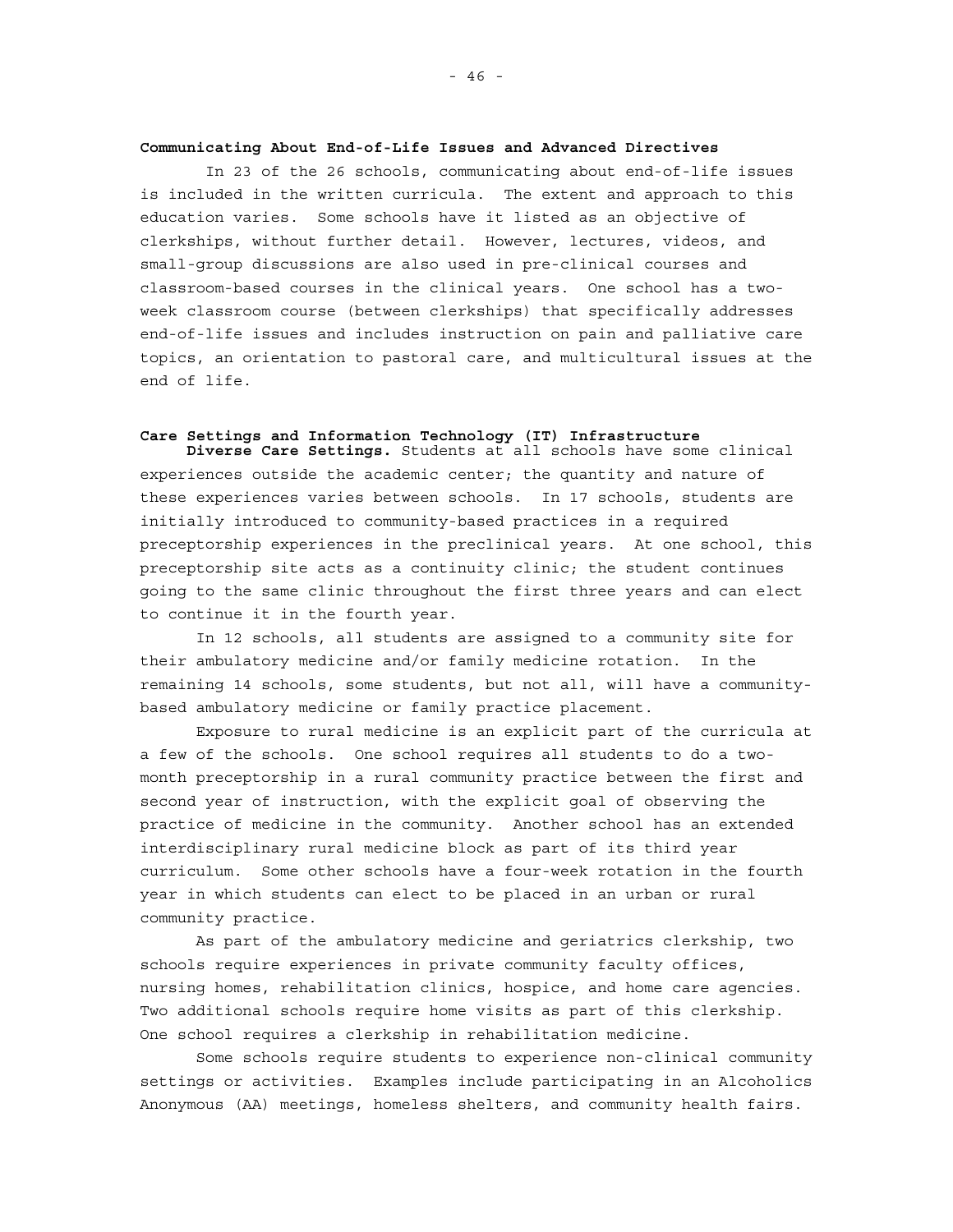### Communicating About End-of-Life Issues and Advanced Directives

In 23 of the 26 schools, communicating about end-of-life issues is included in the written curricula. The extent and approach to this education varies. Some schools have it listed as an objective of clerkships, without further detail. However, lectures, videos, and small-group discussions are also used in pre-clinical courses and classroom-based courses in the clinical years. One school has a two-week classroom course (between clerkships) that specifically addresses end-of-life issues and includes instruction on pain and palliative care topics, an orientation to pastoral care, and multicultural issues at the end of life.

### Care Settings and Information Technology (IT) Infrastructure

**Diverse Care Settings.** Students at all schools have some clinical experiences outside the academic center; the quantity and nature of these experiences varies between schools. In 17 schools, students are initially introduced to community-based practices in a required preceptorship experiences in the preclinical years. At one school, this preceptorship site acts as a continuity clinic; the student continues going to the same clinic throughout the first three years and can elect to continue it in the fourth year.

In 12 schools, all students are assigned to a community site for their ambulatory medicine and/or family medicine rotation. In the remaining 14 schools, some students, but not all, will have a community-based ambulatory medicine or family practice placement.

Exposure to rural medicine is an explicit part of the curricula at a few of the schools. One school requires all students to do a two-month preceptorship in a rural community practice between the first and second year of instruction, with the explicit goal of observing the practice of medicine in the community. Another school has an extended interdisciplinary rural medicine block as part of its third year curriculum. Some other schools have a four-week rotation in the fourth year in which students can elect to be placed in an urban or rural community practice.

As part of the ambulatory medicine and geriatrics clerkship, two schools require experiences in private community faculty offices, nursing homes, rehabilitation clinics, hospice, and home care agencies. Two additional schools require home visits as part of this clerkship. One school requires a clerkship in rehabilitation medicine.

Some schools require students to experience non-clinical community settings or activities. Examples include participating in an Alcoholics Anonymous (AA) meetings, homeless shelters, and community health fairs.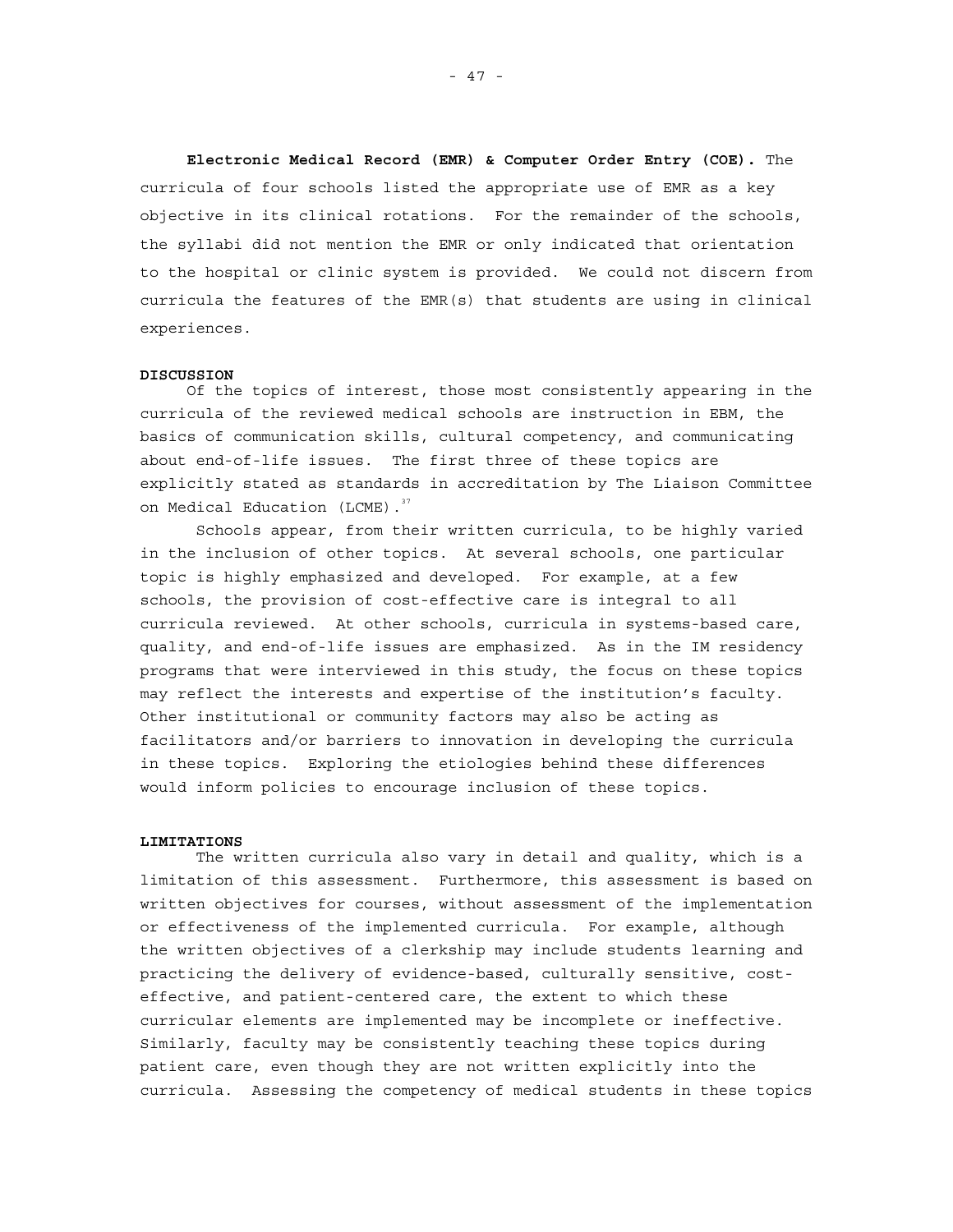**Electronic Medical Record (EMR) & Computer Order Entry (COE).** The curricula of four schools listed the appropriate use of EMR as a key objective in its clinical rotations. For the remainder of the schools, the syllabi did not mention the EMR or only indicated that orientation to the hospital or clinic system is provided. We could not discern from curricula the features of the EMR(s) that students are using in clinical experiences.

**DISCUSSION**

Of the topics of interest, those most consistently appearing in the curricula of the reviewed medical schools are instruction in EBM, the basics of communication skills, cultural competency, and communicating about end-of-life issues. The first three of these topics are explicitly stated as standards in accreditation by The Liaison Committee on Medical Education (LCME).[37]

Schools appear, from their written curricula, to be highly varied in the inclusion of other topics. At several schools, one particular topic is highly emphasized and developed. For example, at a few schools, the provision of cost-effective care is integral to all curricula reviewed. At other schools, curricula in systems-based care, quality, and end-of-life issues are emphasized. As in the IM residency programs that were interviewed in this study, the focus on these topics may reflect the interests and expertise of the institution's faculty. Other institutional or community factors may also be acting as facilitators and/or barriers to innovation in developing the curricula in these topics. Exploring the etiologies behind these differences would inform policies to encourage inclusion of these topics.

**LIMITATIONS**

The written curricula also vary in detail and quality, which is a limitation of this assessment. Furthermore, this assessment is based on written objectives for courses, without assessment of the implementation or effectiveness of the implemented curricula. For example, although the written objectives of a clerkship may include students learning and practicing the delivery of evidence-based, culturally sensitive, cost-effective, and patient-centered care, the extent to which these curricular elements are implemented may be incomplete or ineffective. Similarly, faculty may be consistently teaching these topics during patient care, even though they are not written explicitly into the curricula. Assessing the competency of medical students in these topics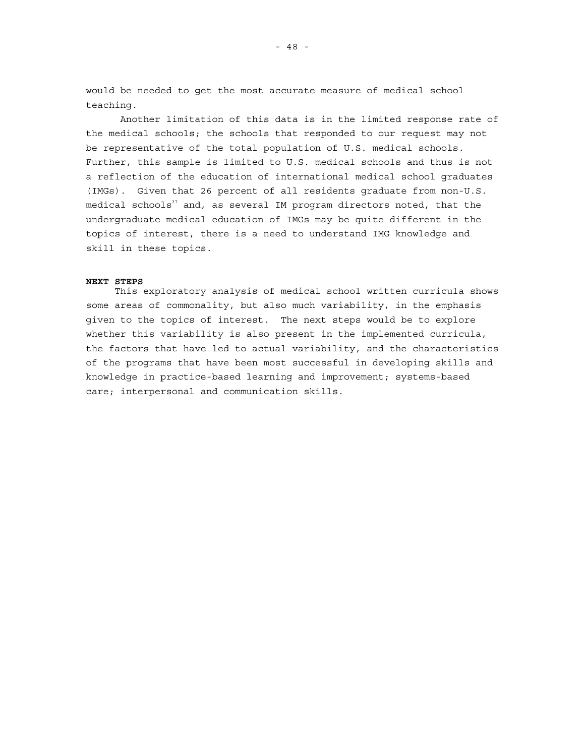would be needed to get the most accurate measure of medical school teaching.

Another limitation of this data is in the limited response rate of the medical schools; the schools that responded to our request may not be representative of the total population of U.S. medical schools. Further, this sample is limited to U.S. medical schools and thus is not a reflection of the education of international medical school graduates (IMGs). Given that 26 percent of all residents graduate from non-U.S. medical schools[37] and, as several IM program directors noted, that the undergraduate medical education of IMGs may be quite different in the topics of interest, there is a need to understand IMG knowledge and skill in these topics.

**NEXT STEPS**

This exploratory analysis of medical school written curricula shows some areas of commonality, but also much variability, in the emphasis given to the topics of interest. The next steps would be to explore whether this variability is also present in the implemented curricula, the factors that have led to actual variability, and the characteristics of the programs that have been most successful in developing skills and knowledge in practice-based learning and improvement; systems-based care; interpersonal and communication skills.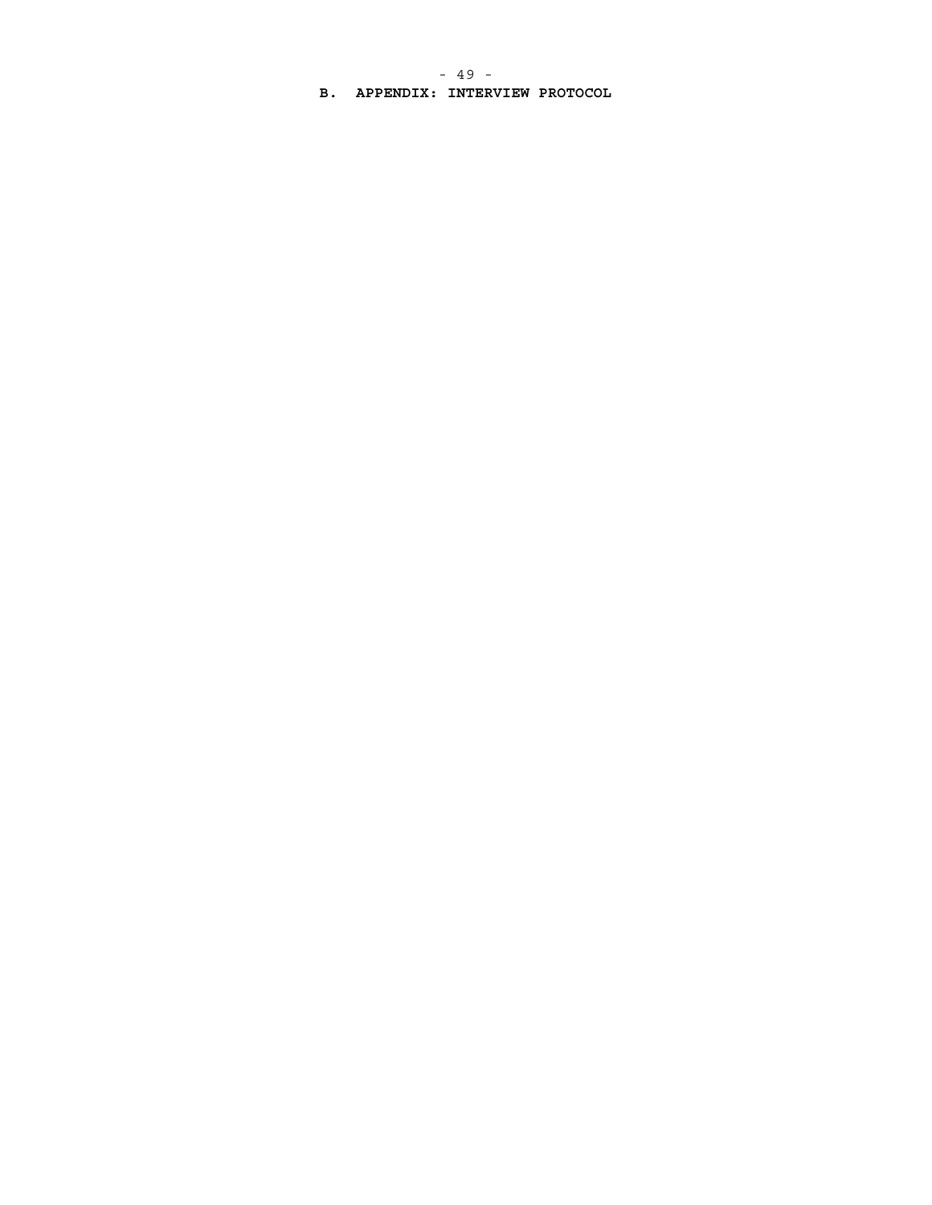# B. APPENDIX: INTERVIEW PROTOCOL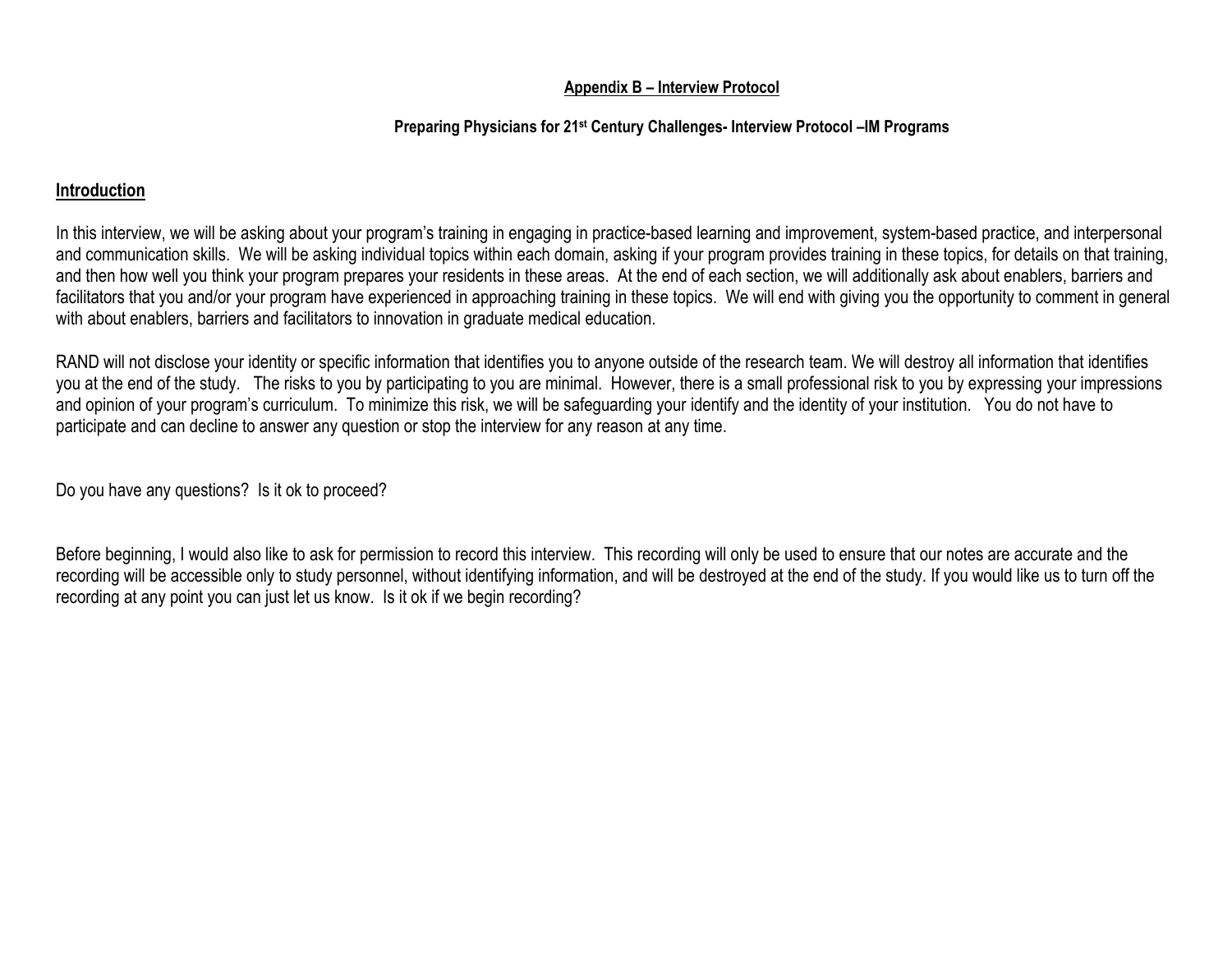## Appendix B – Interview Protocol

### Preparing Physicians for 21st Century Challenges- Interview Protocol –IM Programs

## Introduction

In this interview, we will be asking about your program's training in engaging in practice-based learning and improvement, system-based practice, and interpersonal and communication skills. We will be asking individual topics within each domain, asking if your program provides training in these topics, for details on that training, and then how well you think your program prepares your residents in these areas. At the end of each section, we will additionally ask about enablers, barriers and facilitators that you and/or your program have experienced in approaching training in these topics. We will end with giving you the opportunity to comment in general with about enablers, barriers and facilitators to innovation in graduate medical education.

RAND will not disclose your identity or specific information that identifies you to anyone outside of the research team. We will destroy all information that identifies you at the end of the study. The risks to you by participating to you are minimal. However, there is a small professional risk to you by expressing your impressions and opinion of your program's curriculum. To minimize this risk, we will be safeguarding your identify and the identity of your institution. You do not have to participate and can decline to answer any question or stop the interview for any reason at any time.

Do you have any questions? Is it ok to proceed?

Before beginning, I would also like to ask for permission to record this interview. This recording will only be used to ensure that our notes are accurate and the recording will be accessible only to study personnel, without identifying information, and will be destroyed at the end of the study. If you would like us to turn off the recording at any point you can just let us know. Is it ok if we begin recording?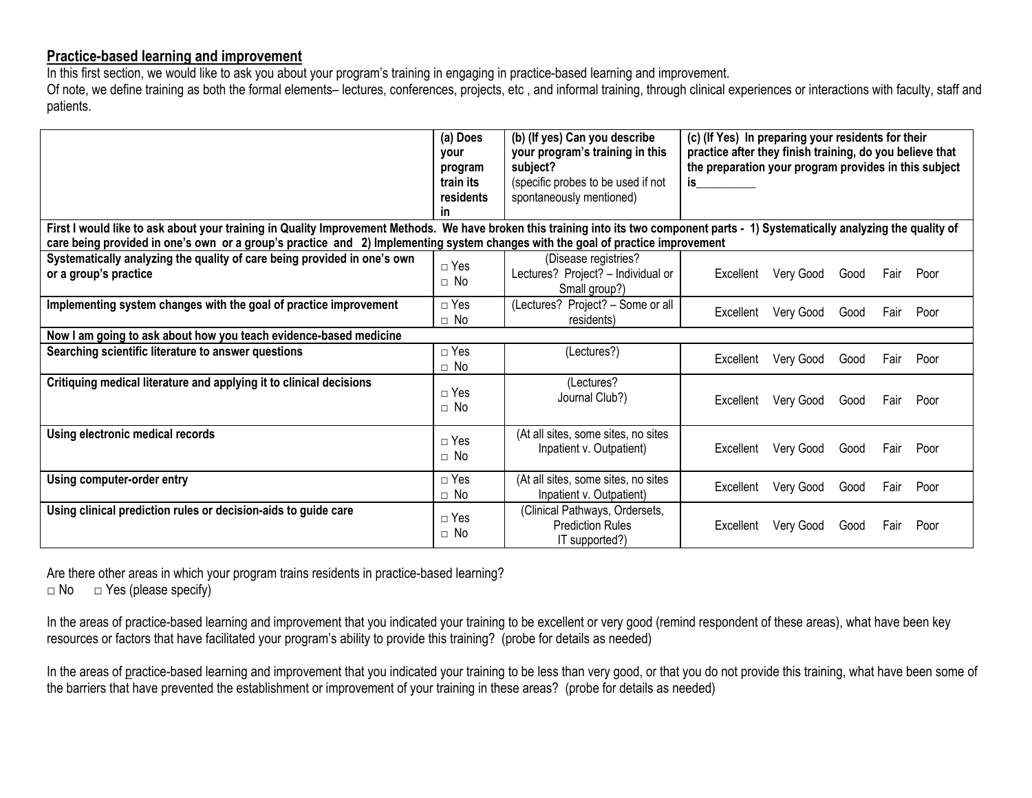## Practice-based learning and improvement

In this first section, we would like to ask you about your program's training in engaging in practice-based learning and improvement.
Of note, we define training as both the formal elements– lectures, conferences, projects, etc , and informal training, through clinical experiences or interactions with faculty, staff and patients.

| | (a) Does your program train its residents in | (b) (If yes) Can you describe your program's training in this subject? (specific probes to be used if not spontaneously mentioned) | (c) (If Yes) In preparing your residents for their practice after they finish training, do you believe that the preparation your program provides in this subject is__________ |
|---|---|---|---|
| **First I would like to ask about your training in Quality Improvement Methods. We have broken this training into its two component parts - 1) Systematically analyzing the quality of care being provided in one's own or a group's practice and 2) Implementing system changes with the goal of practice improvement** | | | |
| **Systematically analyzing the quality of care being provided in one's own or a group's practice** | □ Yes □ No | (Disease registries? Lectures? Project? – Individual or Small group?) | Excellent Very Good Good Fair Poor |
| **Implementing system changes with the goal of practice improvement** | □ Yes □ No | (Lectures? Project? – Some or all residents) | Excellent Very Good Good Fair Poor |
| **Now I am going to ask about how you teach evidence-based medicine** | | | |
| **Searching scientific literature to answer questions** | □ Yes □ No | (Lectures?) | Excellent Very Good Good Fair Poor |
| **Critiquing medical literature and applying it to clinical decisions** | □ Yes □ No | (Lectures? Journal Club?) | Excellent Very Good Good Fair Poor |
| **Using electronic medical records** | □ Yes □ No | (At all sites, some sites, no sites Inpatient v. Outpatient) | Excellent Very Good Good Fair Poor |
| **Using computer-order entry** | □ Yes □ No | (At all sites, some sites, no sites Inpatient v. Outpatient) | Excellent Very Good Good Fair Poor |
| **Using clinical prediction rules or decision-aids to guide care** | □ Yes □ No | (Clinical Pathways, Ordersets, Prediction Rules IT supported?) | Excellent Very Good Good Fair Poor |

Are there other areas in which your program trains residents in practice-based learning?
□ No □ Yes (please specify)

In the areas of practice-based learning and improvement that you indicated your training to be excellent or very good (remind respondent of these areas), what have been key resources or factors that have facilitated your program's ability to provide this training? (probe for details as needed)

In the areas of practice-based learning and improvement that you indicated your training to be less than very good, or that you do not provide this training, what have been some of the barriers that have prevented the establishment or improvement of your training in these areas? (probe for details as needed)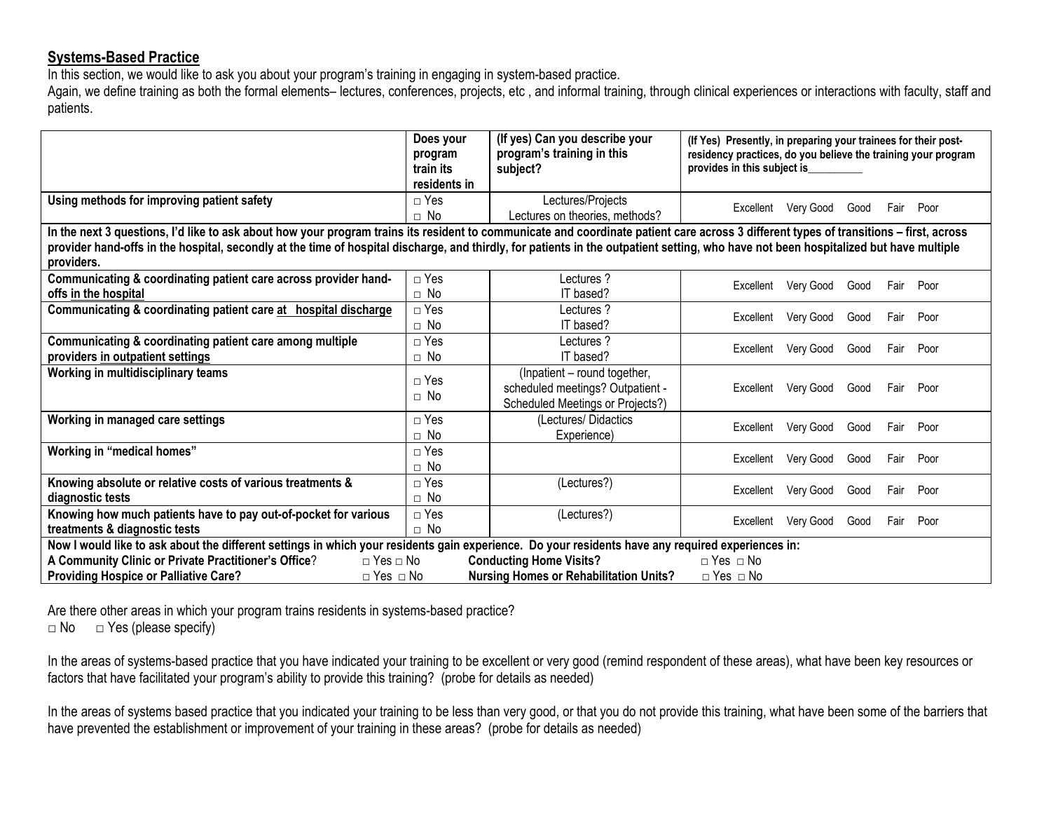## Systems-Based Practice

In this section, we would like to ask you about your program's training in engaging in system-based practice.

Again, we define training as both the formal elements– lectures, conferences, projects, etc , and informal training, through clinical experiences or interactions with faculty, staff and patients.

| | Does your program train its residents in | (If yes) Can you describe your program's training in this subject? | (If Yes) Presently, in preparing your trainees for their post-residency practices, do you believe the training your program provides in this subject is__________ |
|---|---|---|---|
| **Using methods for improving patient safety** | □ Yes □ No | Lectures/Projects Lectures on theories, methods? | Excellent Very Good Good Fair Poor |
| **In the next 3 questions, I'd like to ask about how your program trains its resident to communicate and coordinate patient care across 3 different types of transitions – first, across provider hand-offs in the hospital, secondly at the time of hospital discharge, and thirdly, for patients in the outpatient setting, who have not been hospitalized but have multiple providers.** | | | |
| **Communicating & coordinating patient care across provider hand-offs in the hospital** | □ Yes □ No | Lectures ? IT based? | Excellent Very Good Good Fair Poor |
| **Communicating & coordinating patient care at hospital discharge** | □ Yes □ No | Lectures ? IT based? | Excellent Very Good Good Fair Poor |
| **Communicating & coordinating patient care among multiple providers in outpatient settings** | □ Yes □ No | Lectures ? IT based? | Excellent Very Good Good Fair Poor |
| **Working in multidisciplinary teams** | □ Yes □ No | (Inpatient – round together, scheduled meetings? Outpatient - Scheduled Meetings or Projects?) | Excellent Very Good Good Fair Poor |
| **Working in managed care settings** | □ Yes □ No | (Lectures/ Didactics Experience) | Excellent Very Good Good Fair Poor |
| **Working in "medical homes"** | □ Yes □ No | | Excellent Very Good Good Fair Poor |
| **Knowing absolute or relative costs of various treatments & diagnostic tests** | □ Yes □ No | (Lectures?) | Excellent Very Good Good Fair Poor |
| **Knowing how much patients have to pay out-of-pocket for various treatments & diagnostic tests** | □ Yes □ No | (Lectures?) | Excellent Very Good Good Fair Poor |
| **Now I would like to ask about the different settings in which your residents gain experience. Do your residents have any required experiences in:** | | | |
| **A Community Clinic or Private Practitioner's Office**? | □ Yes □ No | **Conducting Home Visits?** | □ Yes □ No |
| **Providing Hospice or Palliative Care?** | □ Yes □ No | **Nursing Homes or Rehabilitation Units?** | □ Yes □ No |

Are there other areas in which your program trains residents in systems-based practice?

□ No □ Yes (please specify)

In the areas of systems-based practice that you have indicated your training to be excellent or very good (remind respondent of these areas), what have been key resources or factors that have facilitated your program's ability to provide this training? (probe for details as needed)

In the areas of systems based practice that you indicated your training to be less than very good, or that you do not provide this training, what have been some of the barriers that have prevented the establishment or improvement of your training in these areas? (probe for details as needed)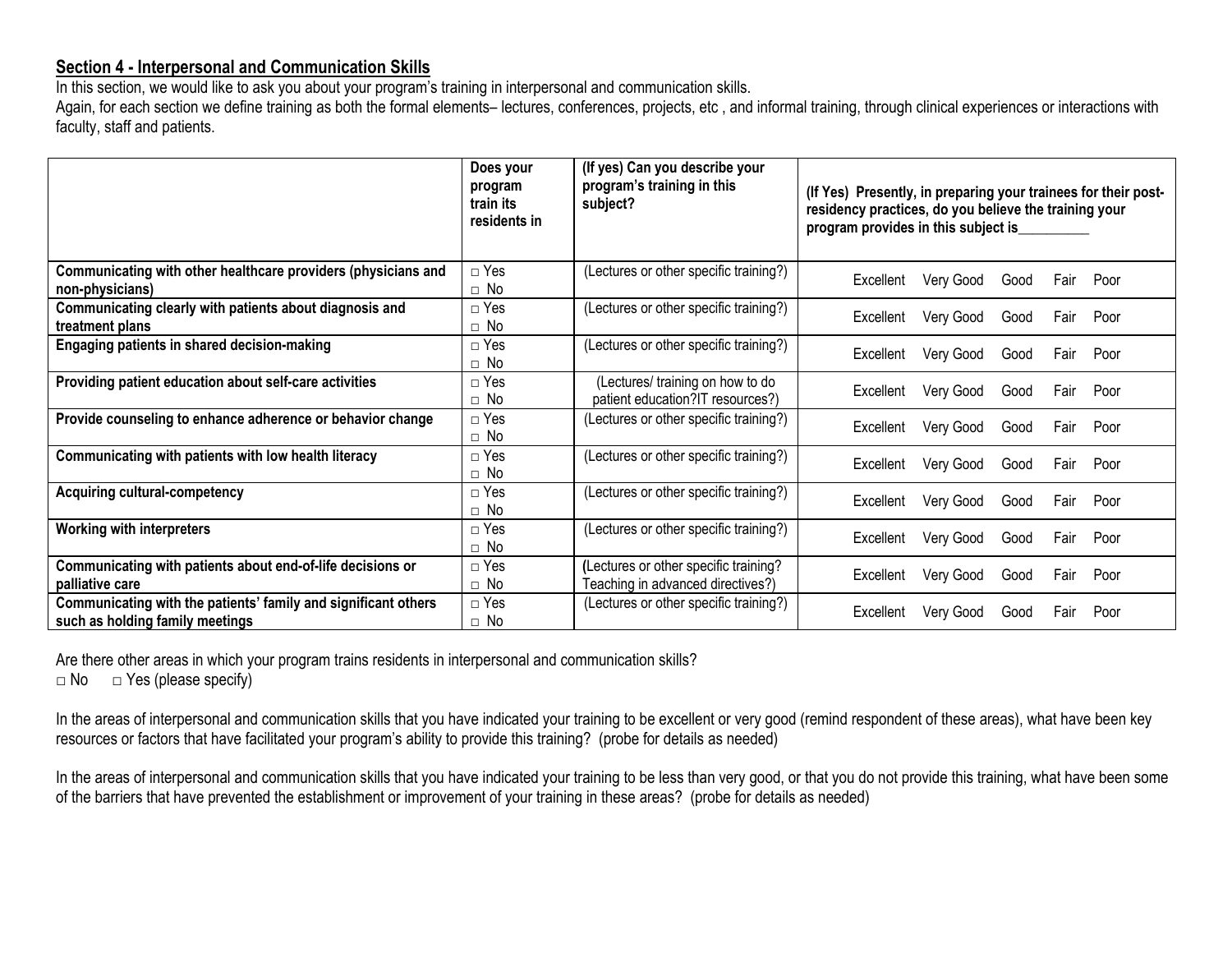## Section 4 - Interpersonal and Communication Skills

In this section, we would like to ask you about your program's training in interpersonal and communication skills.
Again, for each section we define training as both the formal elements– lectures, conferences, projects, etc , and informal training, through clinical experiences or interactions with faculty, staff and patients.

| | **Does your program train its residents in** | **(If yes) Can you describe your program's training in this subject?** | **(If Yes) Presently, in preparing your trainees for their post-residency practices, do you believe the training your program provides in this subject is_________** |
|---|---|---|---|
| **Communicating with other healthcare providers (physicians and non-physicians)** | □ Yes □ No | (Lectures or other specific training?) | Excellent Very Good Good Fair Poor |
| **Communicating clearly with patients about diagnosis and treatment plans** | □ Yes □ No | (Lectures or other specific training?) | Excellent Very Good Good Fair Poor |
| **Engaging patients in shared decision-making** | □ Yes □ No | (Lectures or other specific training?) | Excellent Very Good Good Fair Poor |
| **Providing patient education about self-care activities** | □ Yes □ No | (Lectures/ training on how to do patient education?IT resources?) | Excellent Very Good Good Fair Poor |
| **Provide counseling to enhance adherence or behavior change** | □ Yes □ No | (Lectures or other specific training?) | Excellent Very Good Good Fair Poor |
| **Communicating with patients with low health literacy** | □ Yes □ No | (Lectures or other specific training?) | Excellent Very Good Good Fair Poor |
| **Acquiring cultural-competency** | □ Yes □ No | (Lectures or other specific training?) | Excellent Very Good Good Fair Poor |
| **Working with interpreters** | □ Yes □ No | (Lectures or other specific training?) | Excellent Very Good Good Fair Poor |
| **Communicating with patients about end-of-life decisions or palliative care** | □ Yes □ No | (Lectures or other specific training? Teaching in advanced directives?) | Excellent Very Good Good Fair Poor |
| **Communicating with the patients' family and significant others such as holding family meetings** | □ Yes □ No | (Lectures or other specific training?) | Excellent Very Good Good Fair Poor |

Are there other areas in which your program trains residents in interpersonal and communication skills?
□ No □ Yes (please specify)

In the areas of interpersonal and communication skills that you have indicated your training to be excellent or very good (remind respondent of these areas), what have been key resources or factors that have facilitated your program's ability to provide this training? (probe for details as needed)

In the areas of interpersonal and communication skills that you have indicated your training to be less than very good, or that you do not provide this training, what have been some of the barriers that have prevented the establishment or improvement of your training in these areas? (probe for details as needed)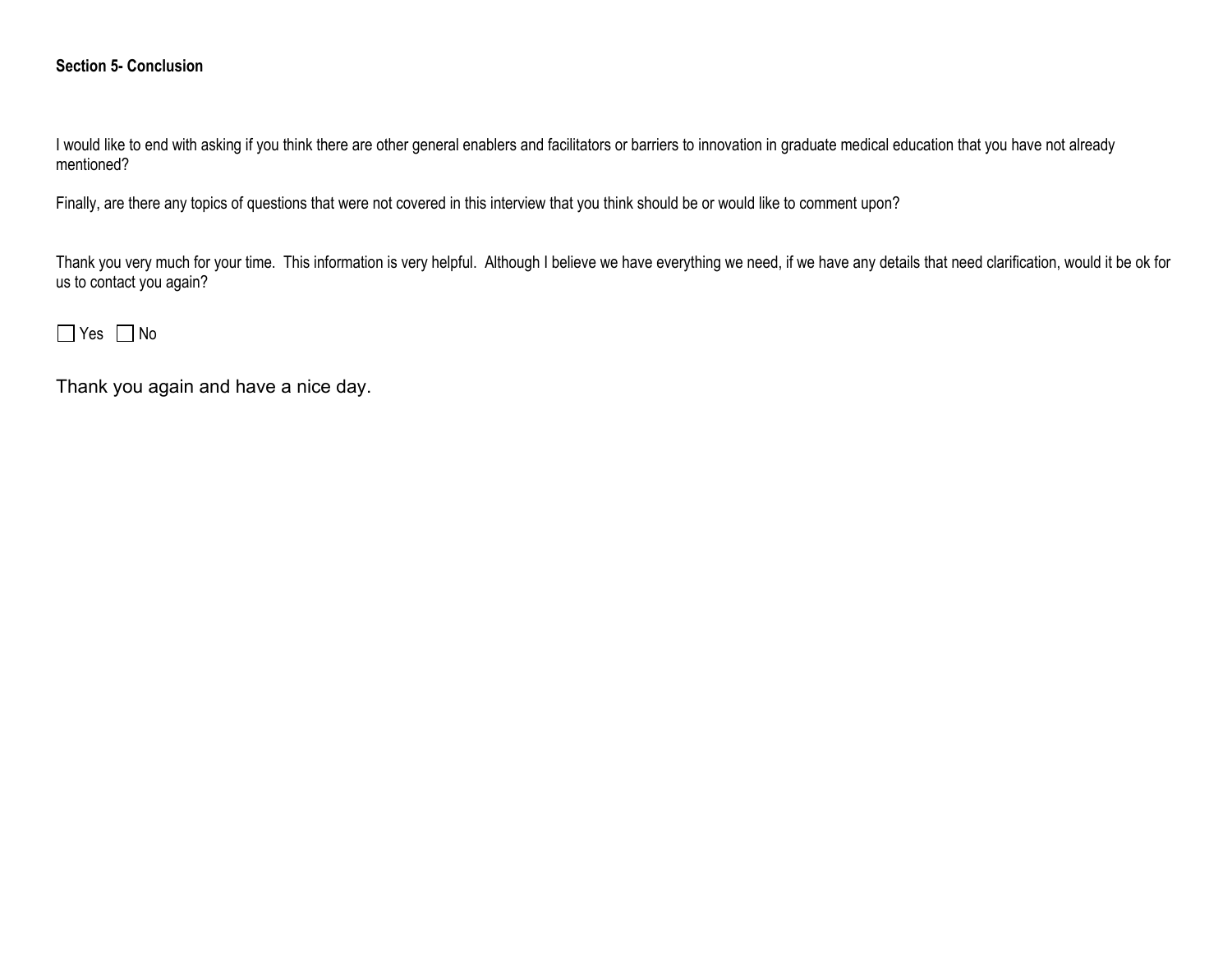**Section 5- Conclusion**

I would like to end with asking if you think there are other general enablers and facilitators or barriers to innovation in graduate medical education that you have not already mentioned?

Finally, are there any topics of questions that were not covered in this interview that you think should be or would like to comment upon?

Thank you very much for your time. This information is very helpful. Although I believe we have everything we need, if we have any details that need clarification, would it be ok for us to contact you again?

☐ Yes ☐ No

Thank you again and have a nice day.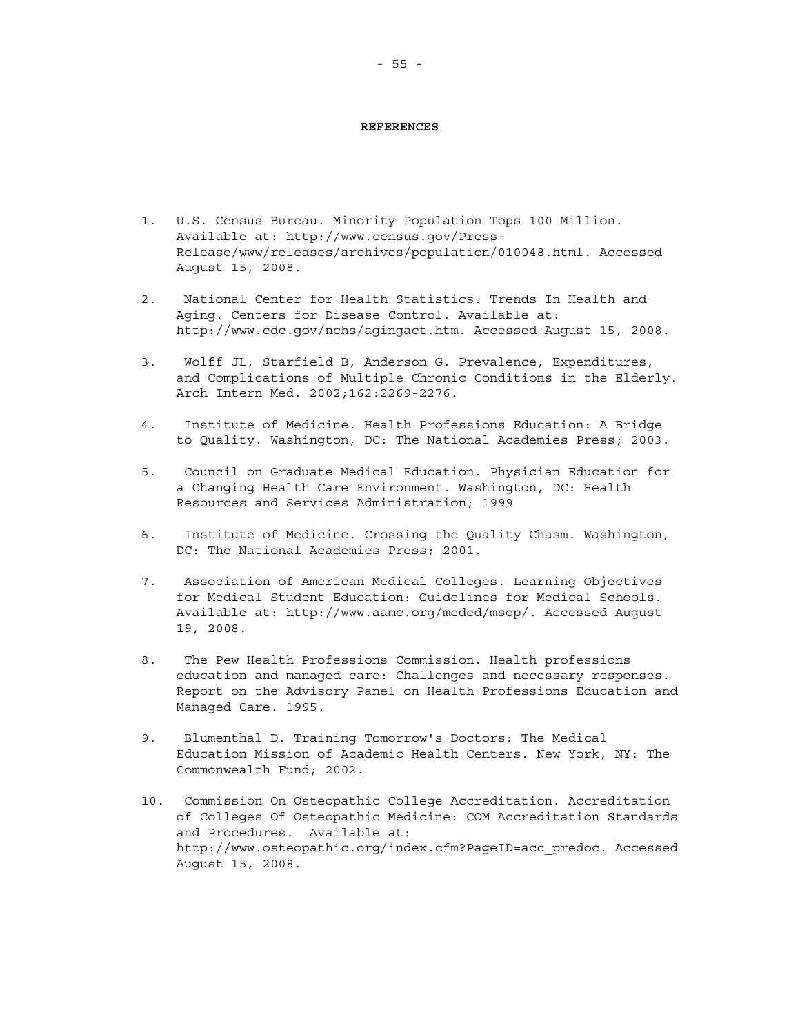# REFERENCES

1. U.S. Census Bureau. Minority Population Tops 100 Million. Available at: http://www.census.gov/Press-Release/www/releases/archives/population/010048.html. Accessed August 15, 2008.

2. National Center for Health Statistics. Trends In Health and Aging. Centers for Disease Control. Available at: http://www.cdc.gov/nchs/agingact.htm. Accessed August 15, 2008.

3. Wolff JL, Starfield B, Anderson G. Prevalence, Expenditures, and Complications of Multiple Chronic Conditions in the Elderly. Arch Intern Med. 2002;162:2269-2276.

4. Institute of Medicine. Health Professions Education: A Bridge to Quality. Washington, DC: The National Academies Press; 2003.

5. Council on Graduate Medical Education. Physician Education for a Changing Health Care Environment. Washington, DC: Health Resources and Services Administration; 1999

6. Institute of Medicine. Crossing the Quality Chasm. Washington, DC: The National Academies Press; 2001.

7. Association of American Medical Colleges. Learning Objectives for Medical Student Education: Guidelines for Medical Schools. Available at: http://www.aamc.org/meded/msop/. Accessed August 19, 2008.

8. The Pew Health Professions Commission. Health professions education and managed care: Challenges and necessary responses. Report on the Advisory Panel on Health Professions Education and Managed Care. 1995.

9. Blumenthal D. Training Tomorrow's Doctors: The Medical Education Mission of Academic Health Centers. New York, NY: The Commonwealth Fund; 2002.

10. Commission On Osteopathic College Accreditation. Accreditation of Colleges Of Osteopathic Medicine: COM Accreditation Standards and Procedures. Available at: http://www.osteopathic.org/index.cfm?PageID=acc_predoc. Accessed August 15, 2008.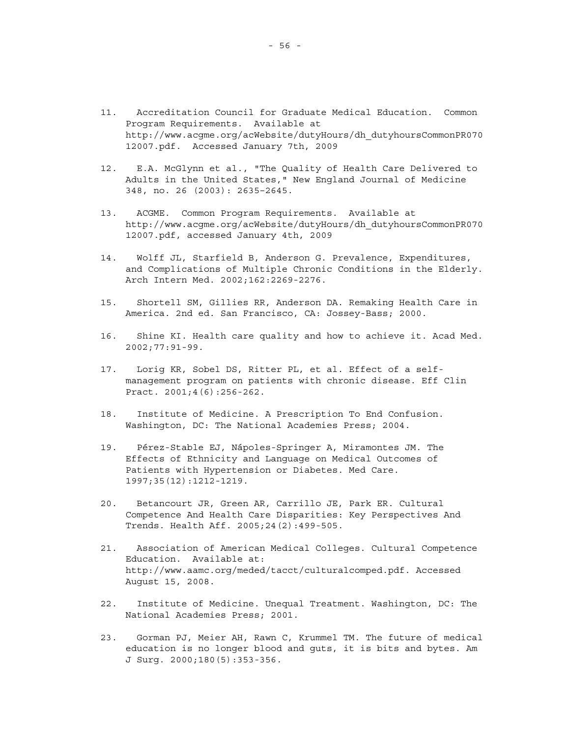11. Accreditation Council for Graduate Medical Education. Common Program Requirements. Available at http://www.acgme.org/acWebsite/dutyHours/dh_dutyhoursCommonPR07012007.pdf. Accessed January 7th, 2009

12. E.A. McGlynn et al., "The Quality of Health Care Delivered to Adults in the United States," New England Journal of Medicine 348, no. 26 (2003): 2635–2645.

13. ACGME. Common Program Requirements. Available at http://www.acgme.org/acWebsite/dutyHours/dh_dutyhoursCommonPR07012007.pdf, accessed January 4th, 2009

14. Wolff JL, Starfield B, Anderson G. Prevalence, Expenditures, and Complications of Multiple Chronic Conditions in the Elderly. Arch Intern Med. 2002;162:2269-2276.

15. Shortell SM, Gillies RR, Anderson DA. Remaking Health Care in America. 2nd ed. San Francisco, CA: Jossey-Bass; 2000.

16. Shine KI. Health care quality and how to achieve it. Acad Med. 2002;77:91-99.

17. Lorig KR, Sobel DS, Ritter PL, et al. Effect of a self-management program on patients with chronic disease. Eff Clin Pract. 2001;4(6):256-262.

18. Institute of Medicine. A Prescription To End Confusion. Washington, DC: The National Academies Press; 2004.

19. Pérez-Stable EJ, Nápoles-Springer A, Miramontes JM. The Effects of Ethnicity and Language on Medical Outcomes of Patients with Hypertension or Diabetes. Med Care. 1997;35(12):1212-1219.

20. Betancourt JR, Green AR, Carrillo JE, Park ER. Cultural Competence And Health Care Disparities: Key Perspectives And Trends. Health Aff. 2005;24(2):499-505.

21. Association of American Medical Colleges. Cultural Competence Education. Available at: http://www.aamc.org/meded/tacct/culturalcomped.pdf. Accessed August 15, 2008.

22. Institute of Medicine. Unequal Treatment. Washington, DC: The National Academies Press; 2001.

23. Gorman PJ, Meier AH, Rawn C, Krummel TM. The future of medical education is no longer blood and guts, it is bits and bytes. Am J Surg. 2000;180(5):353-356.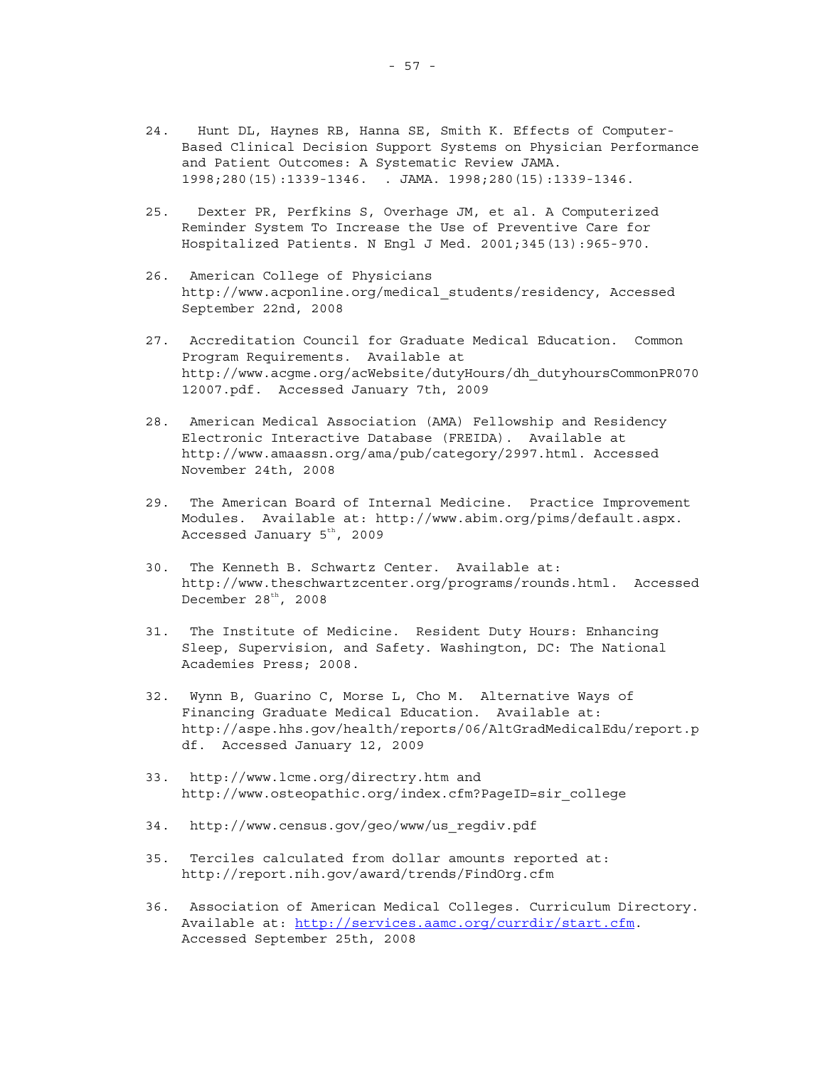24. Hunt DL, Haynes RB, Hanna SE, Smith K. Effects of Computer-Based Clinical Decision Support Systems on Physician Performance and Patient Outcomes: A Systematic Review JAMA. 1998;280(15):1339-1346. . JAMA. 1998;280(15):1339-1346.

25. Dexter PR, Perfkins S, Overhage JM, et al. A Computerized Reminder System To Increase the Use of Preventive Care for Hospitalized Patients. N Engl J Med. 2001;345(13):965-970.

26. American College of Physicians http://www.acponline.org/medical_students/residency, Accessed September 22nd, 2008

27. Accreditation Council for Graduate Medical Education. Common Program Requirements. Available at http://www.acgme.org/acWebsite/dutyHours/dh_dutyhoursCommonPR07012007.pdf. Accessed January 7th, 2009

28. American Medical Association (AMA) Fellowship and Residency Electronic Interactive Database (FREIDA). Available at http://www.amaassn.org/ama/pub/category/2997.html. Accessed November 24th, 2008

29. The American Board of Internal Medicine. Practice Improvement Modules. Available at: http://www.abim.org/pims/default.aspx. Accessed January 5th, 2009

30. The Kenneth B. Schwartz Center. Available at: http://www.theschwartzcenter.org/programs/rounds.html. Accessed December 28th, 2008

31. The Institute of Medicine. Resident Duty Hours: Enhancing Sleep, Supervision, and Safety. Washington, DC: The National Academies Press; 2008.

32. Wynn B, Guarino C, Morse L, Cho M. Alternative Ways of Financing Graduate Medical Education. Available at: http://aspe.hhs.gov/health/reports/06/AltGradMedicalEdu/report.pdf. Accessed January 12, 2009

33. http://www.lcme.org/directry.htm and http://www.osteopathic.org/index.cfm?PageID=sir_college

34. http://www.census.gov/geo/www/us_regdiv.pdf

35. Terciles calculated from dollar amounts reported at: http://report.nih.gov/award/trends/FindOrg.cfm

36. Association of American Medical Colleges. Curriculum Directory. Available at: http://services.aamc.org/currdir/start.cfm. Accessed September 25th, 2008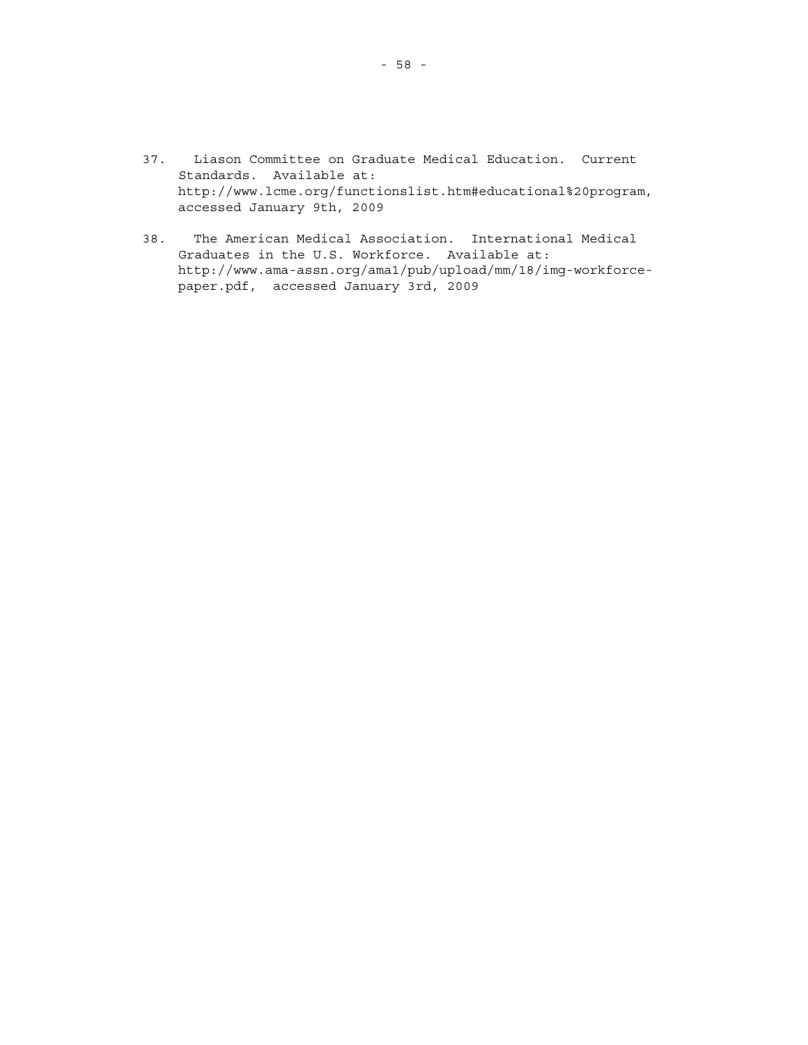37. Liason Committee on Graduate Medical Education. Current Standards. Available at: http://www.lcme.org/functionslist.htm#educational%20program, accessed January 9th, 2009

38. The American Medical Association. International Medical Graduates in the U.S. Workforce. Available at: http://www.ama-assn.org/ama1/pub/upload/mm/18/img-workforce-paper.pdf, accessed January 3rd, 2009